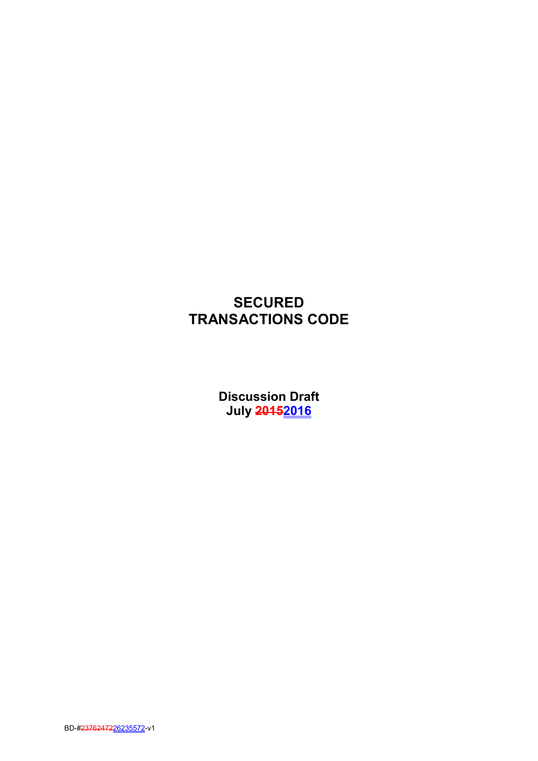# SECURED TRANSACTIONS CODE

**Discussion Draft**
**July ~~2015~~2016**

BD-#~~23762472~~26235572-v1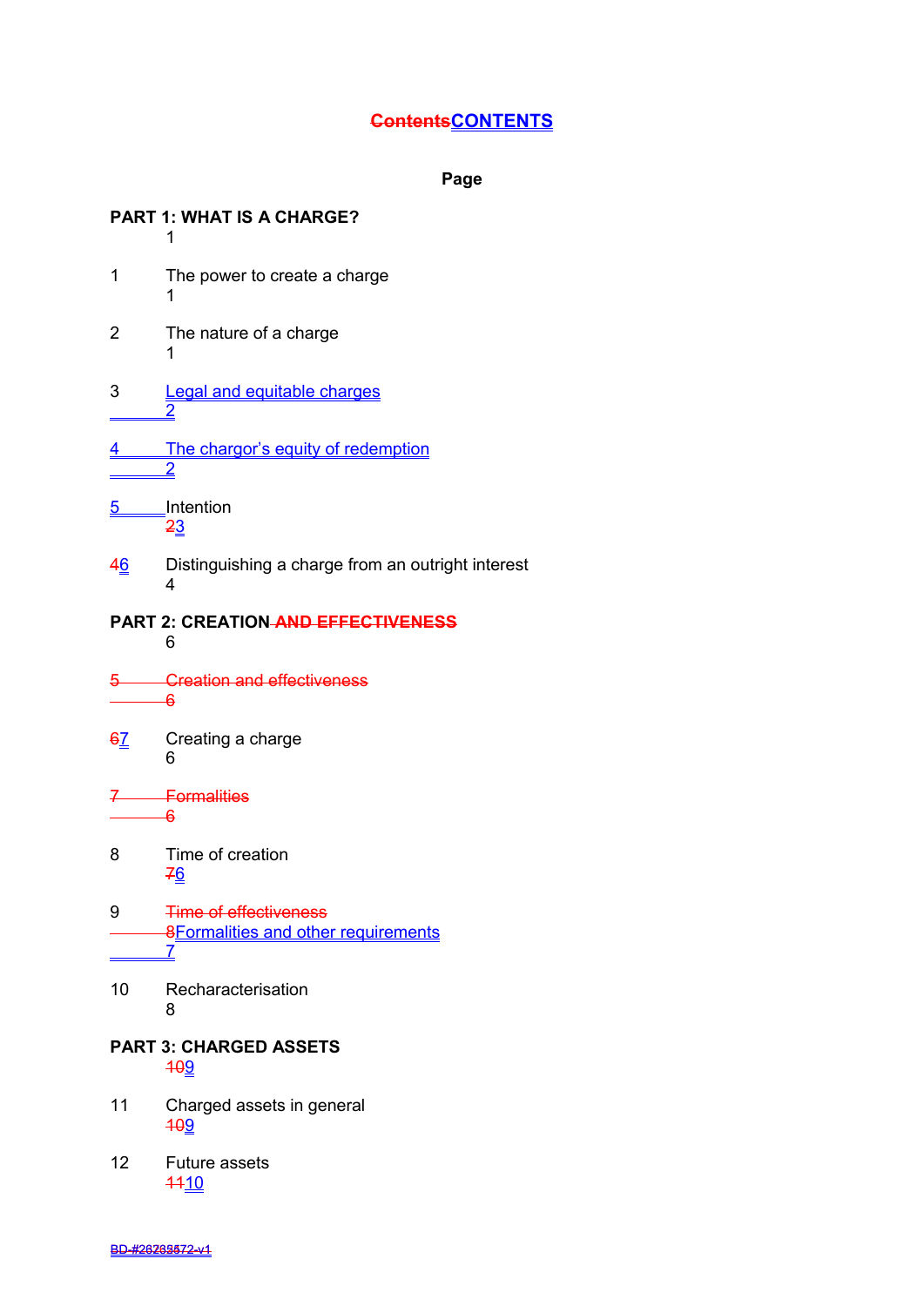# ~~Contents~~CONTENTS

| | | Page |
|---|---|---|
| **PART 1: WHAT IS A CHARGE?** | | 1 |
| 1 | The power to create a charge | 1 |
| 2 | The nature of a charge | 1 |
| 3 | Legal and equitable charges | 2 |
| 4 | The chargor's equity of redemption | 2 |
| 5 | Intention | ~~2~~3 |
| ~~4~~6 | Distinguishing a charge from an outright interest | 4 |
| **PART 2: CREATION ~~AND EFFECTIVENESS~~** | | 6 |
| ~~5~~ | ~~Creation and effectiveness~~ | ~~6~~ |
| ~~6~~7 | Creating a charge | 6 |
| ~~7~~ | ~~Formalities~~ | ~~6~~ |
| 8 | Time of creation | ~~7~~6 |
| 9 | ~~Time of effectiveness~~ Formalities and other requirements | ~~8~~7 |
| 10 | Recharacterisation | 8 |
| **PART 3: CHARGED ASSETS** | | ~~10~~9 |
| 11 | Charged assets in general | ~~10~~9 |
| 12 | Future assets | ~~11~~10 |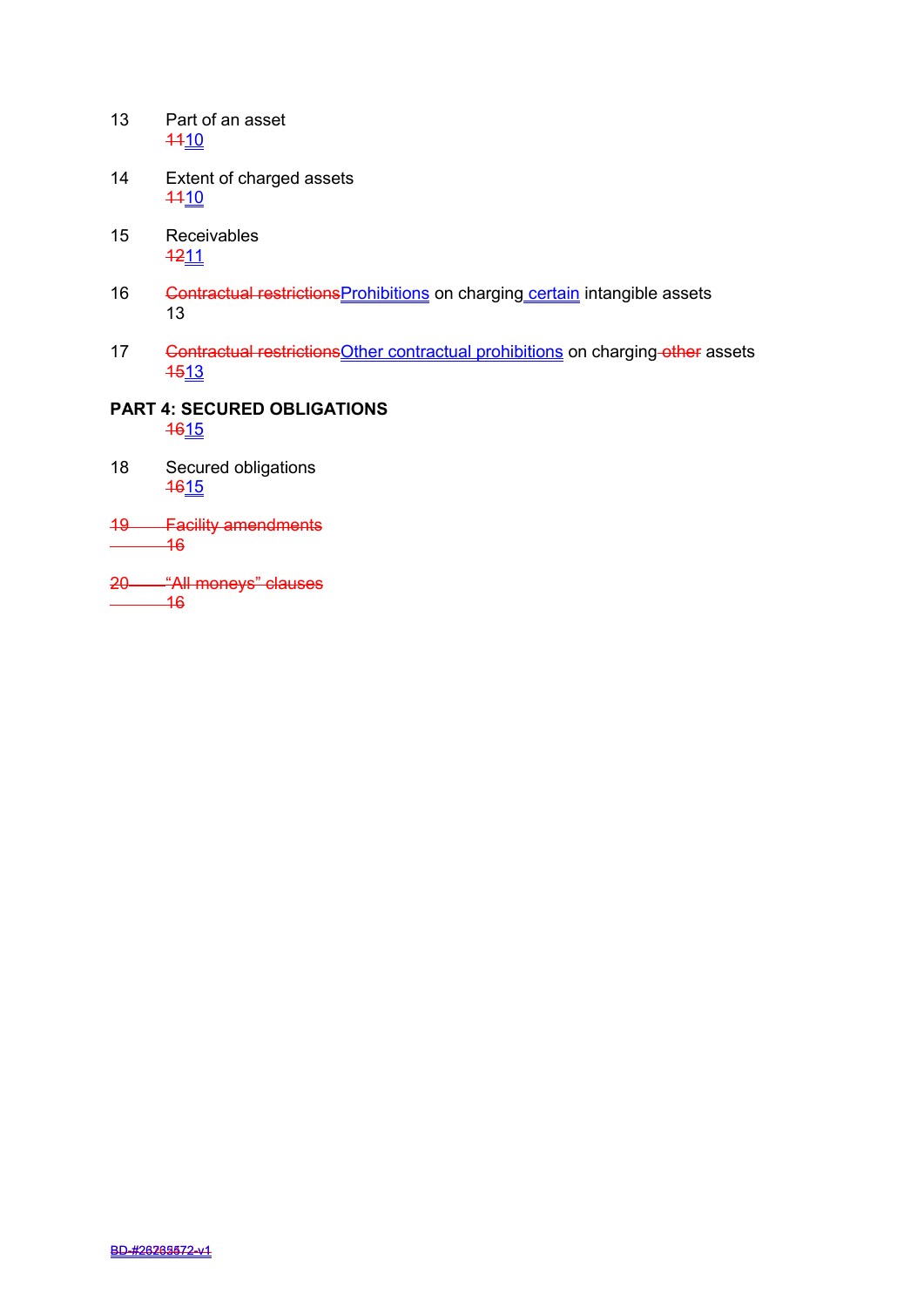13 Part of an asset
~~11~~10

14 Extent of charged assets
~~11~~10

15 Receivables
~~12~~11

16 ~~Contractual restrictions~~Prohibitions on charging certain intangible assets
13

17 ~~Contractual restrictions~~Other contractual prohibitions on charging ~~other~~ assets
~~15~~13

**PART 4: SECURED OBLIGATIONS**
~~16~~15

18 Secured obligations
~~16~~15

~~19 Facility amendments~~
~~16~~

~~20 "All moneys" clauses~~
~~16~~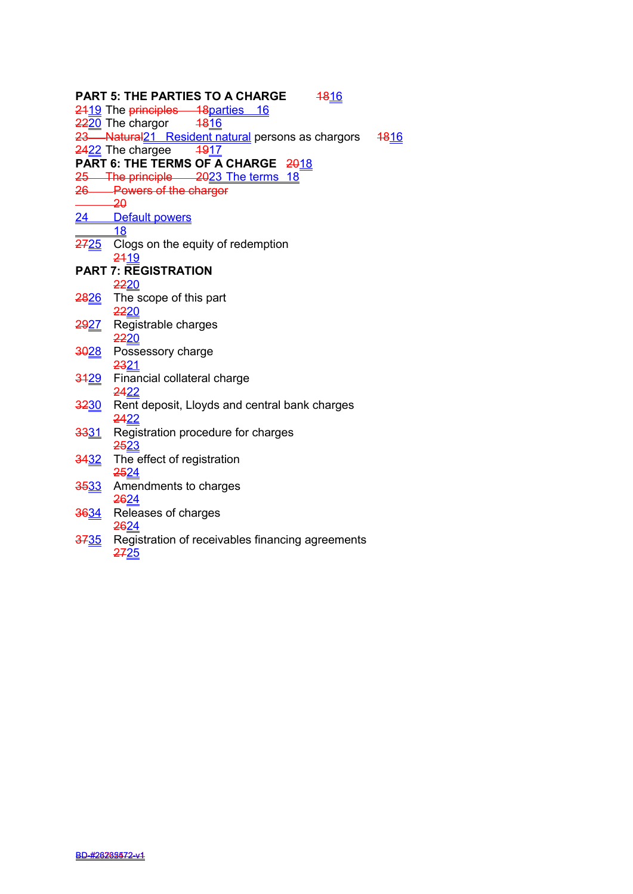**PART 5: THE PARTIES TO A CHARGE** ~~18~~16

~~21~~19 The ~~principles~~ ~~18~~parties 16

~~22~~20 The chargor ~~18~~16

~~23 Natural~~21 Resident natural persons as chargors ~~18~~16

~~24~~22 The chargee ~~19~~17

**PART 6: THE TERMS OF A CHARGE** ~~20~~18

~~25 The principle 20~~23 The terms 18

~~26 Powers of the chargor 20~~

24 Default powers 18

~~27~~25 Clogs on the equity of redemption ~~21~~19

**PART 7: REGISTRATION** ~~22~~20

~~28~~26 The scope of this part ~~22~~20

~~29~~27 Registrable charges ~~22~~20

~~30~~28 Possessory charge ~~23~~21

~~31~~29 Financial collateral charge ~~24~~22

~~32~~30 Rent deposit, Lloyds and central bank charges ~~24~~22

~~33~~31 Registration procedure for charges ~~25~~23

~~34~~32 The effect of registration ~~25~~24

~~35~~33 Amendments to charges ~~26~~24

~~36~~34 Releases of charges ~~26~~24

~~37~~35 Registration of receivables financing agreements ~~27~~25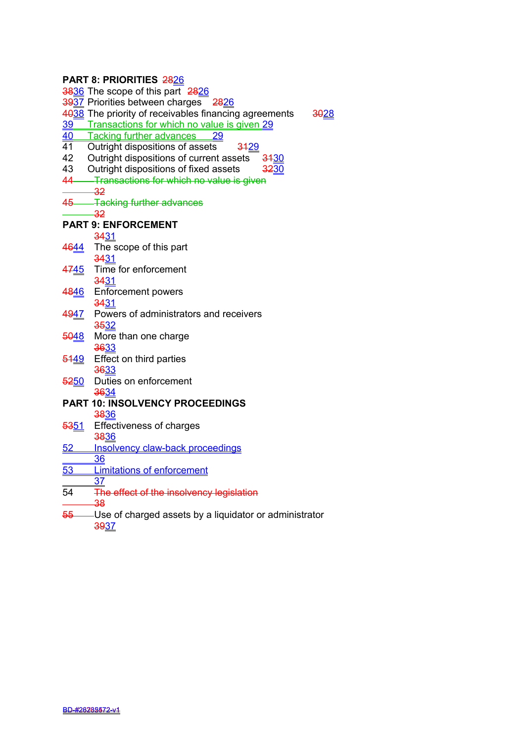**PART 8: PRIORITIES** ~~28~~26

~~38~~36 The scope of this part ~~28~~26

~~39~~37 Priorities between charges ~~28~~26

~~40~~38 The priority of receivables financing agreements ~~30~~28

39 Transactions for which no value is given 29

40 Tacking further advances 29

41 Outright dispositions of assets ~~31~~29

42 Outright dispositions of current assets ~~31~~30

43 Outright dispositions of fixed assets ~~32~~30

~~44 Transactions for which no value is given 32~~

~~45 Tacking further advances 32~~

**PART 9: ENFORCEMENT** ~~34~~31

~~46~~44 The scope of this part ~~34~~31

~~47~~45 Time for enforcement ~~34~~31

~~48~~46 Enforcement powers ~~34~~31

~~49~~47 Powers of administrators and receivers ~~35~~32

~~50~~48 More than one charge ~~36~~33

~~51~~49 Effect on third parties ~~36~~33

~~52~~50 Duties on enforcement ~~36~~34

**PART 10: INSOLVENCY PROCEEDINGS** ~~38~~36

~~53~~51 Effectiveness of charges ~~38~~36

52 Insolvency claw-back proceedings 36

53 Limitations of enforcement 37

54 ~~The effect of the insolvency legislation 38~~

~~55~~ Use of charged assets by a liquidator or administrator ~~39~~37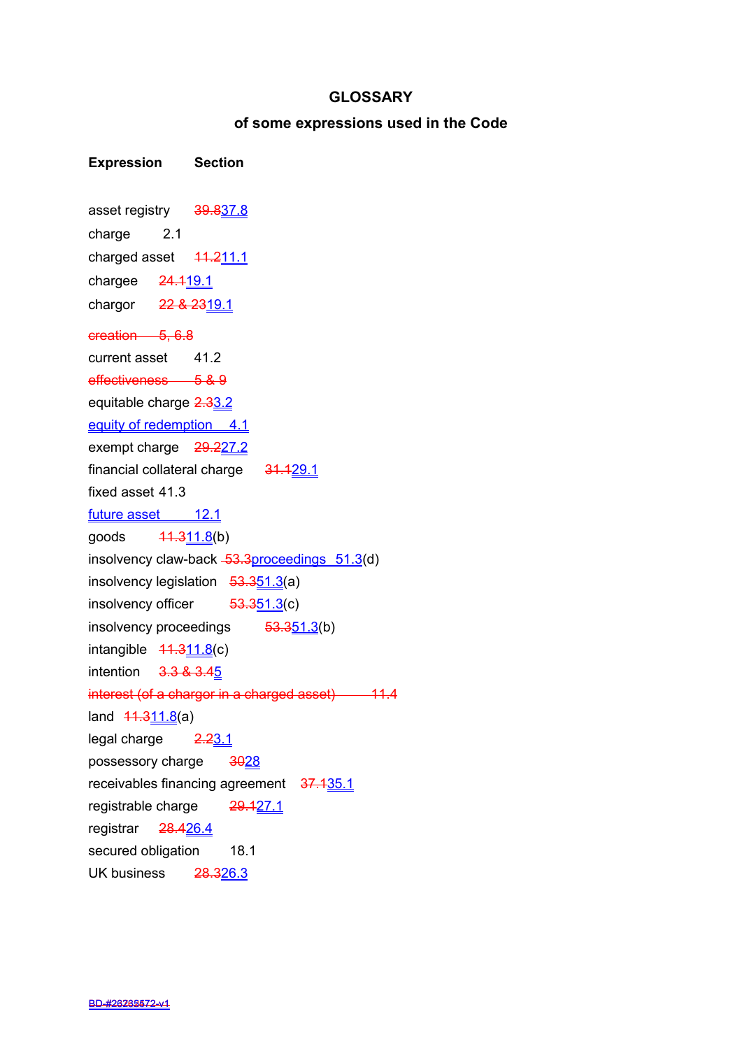# GLOSSARY

## of some expressions used in the Code

| Expression | Section |
|---|---|
| asset registry | ~~39.8~~37.8 |
| charge | 2.1 |
| charged asset | ~~11.2~~11.1 |
| chargee | ~~24.1~~19.1 |
| chargor | ~~22 & 23~~19.1 |
| ~~creation~~ | ~~5, 6.8~~ |
| current asset | 41.2 |
| ~~effectiveness~~ | ~~5 & 9~~ |
| equitable charge | ~~2.3~~3.2 |
| equity of redemption | 4.1 |
| exempt charge | ~~29.2~~27.2 |
| financial collateral charge | ~~31.1~~29.1 |
| fixed asset | 41.3 |
| future asset | 12.1 |
| goods | ~~11.3~~11.8(b) |
| insolvency claw-back ~~53.3~~proceedings | 51.3(d) |
| insolvency legislation | ~~53.3~~51.3(a) |
| insolvency officer | ~~53.3~~51.3(c) |
| insolvency proceedings | ~~53.3~~51.3(b) |
| intangible | ~~11.3~~11.8(c) |
| intention | ~~3.3 & 3.4~~5 |
| ~~interest (of a chargor in a charged asset)~~ | ~~11.4~~ |
| land | ~~11.3~~11.8(a) |
| legal charge | ~~2.2~~3.1 |
| possessory charge | ~~30~~28 |
| receivables financing agreement | ~~37.1~~35.1 |
| registrable charge | ~~29.1~~27.1 |
| registrar | ~~28.4~~26.4 |
| secured obligation | 18.1 |
| UK business | ~~28.3~~26.3 |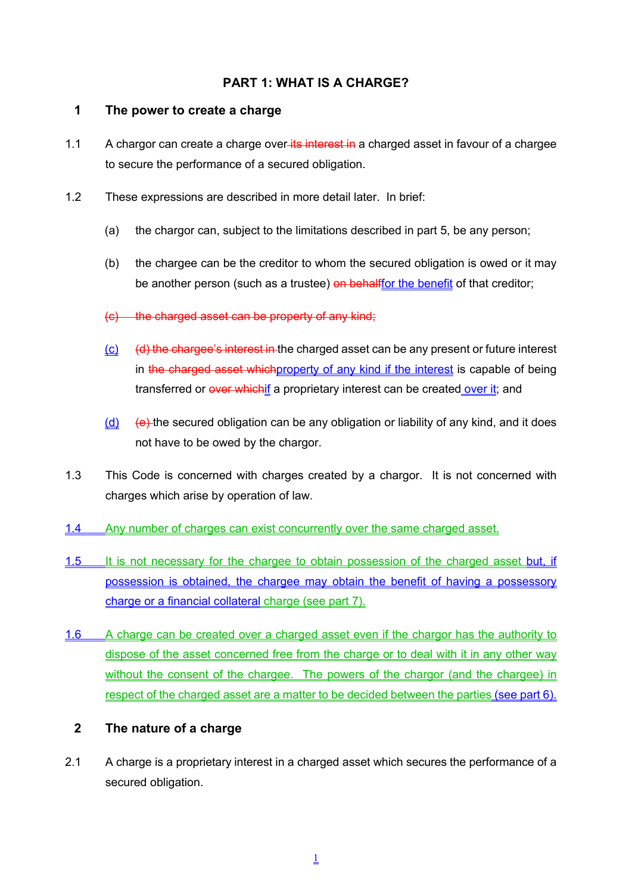# PART 1: WHAT IS A CHARGE?

## 1 The power to create a charge

1.1 A chargor can create a charge over ~~its interest in~~ a charged asset in favour of a chargee to secure the performance of a secured obligation.

1.2 These expressions are described in more detail later. In brief:

(a) the chargor can, subject to the limitations described in part 5, be any person;

(b) the chargee can be the creditor to whom the secured obligation is owed or it may be another person (such as a trustee) ~~on behalf~~for the benefit of that creditor;

~~(c) the charged asset can be property of any kind;~~

(c) ~~(d) the chargee's interest in~~ the charged asset can be any present or future interest in ~~the charged asset which~~property of any kind if the interest is capable of being transferred or ~~over which~~if a proprietary interest can be created over it; and

(d) ~~(e)~~ the secured obligation can be any obligation or liability of any kind, and it does not have to be owed by the chargor.

1.3 This Code is concerned with charges created by a chargor. It is not concerned with charges which arise by operation of law.

1.4 Any number of charges can exist concurrently over the same charged asset.

1.5 It is not necessary for the chargee to obtain possession of the charged asset but, if possession is obtained, the chargee may obtain the benefit of having a possessory charge or a financial collateral charge (see part 7).

1.6 A charge can be created over a charged asset even if the chargor has the authority to dispose of the asset concerned free from the charge or to deal with it in any other way without the consent of the chargee. The powers of the chargor (and the chargee) in respect of the charged asset are a matter to be decided between the parties (see part 6).

## 2 The nature of a charge

2.1 A charge is a proprietary interest in a charged asset which secures the performance of a secured obligation.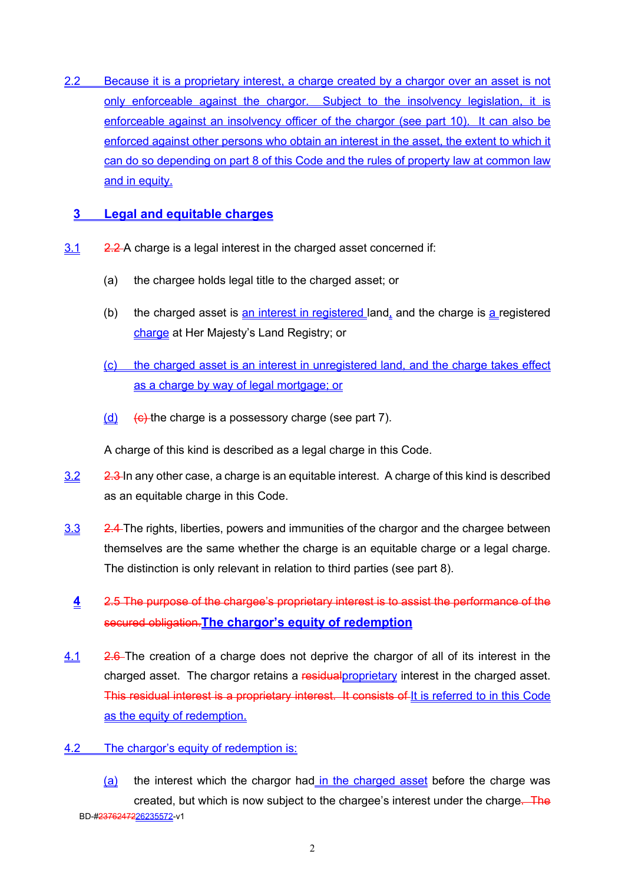2.2 Because it is a proprietary interest, a charge created by a chargor over an asset is not only enforceable against the chargor. Subject to the insolvency legislation, it is enforceable against an insolvency officer of the chargor (see part 10). It can also be enforced against other persons who obtain an interest in the asset, the extent to which it can do so depending on part 8 of this Code and the rules of property law at common law and in equity.

## 3 Legal and equitable charges

3.1 ~~2.2~~ A charge is a legal interest in the charged asset concerned if:

(a) the chargee holds legal title to the charged asset; or

(b) the charged asset is an interest in registered land, and the charge is a registered charge at Her Majesty's Land Registry; or

(c) the charged asset is an interest in unregistered land, and the charge takes effect as a charge by way of legal mortgage; or

(d) ~~(c)~~ the charge is a possessory charge (see part 7).

A charge of this kind is described as a legal charge in this Code.

3.2 ~~2.3~~ In any other case, a charge is an equitable interest. A charge of this kind is described as an equitable charge in this Code.

3.3 ~~2.4~~ The rights, liberties, powers and immunities of the chargor and the chargee between themselves are the same whether the charge is an equitable charge or a legal charge. The distinction is only relevant in relation to third parties (see part 8).

## 4 ~~2.5 The purpose of the chargee's proprietary interest is to assist the performance of the secured obligation.~~ The chargor's equity of redemption

4.1 ~~2.6~~ The creation of a charge does not deprive the chargor of all of its interest in the charged asset. The chargor retains a ~~residual~~proprietary interest in the charged asset. ~~This residual interest is a proprietary interest. It consists of~~ It is referred to in this Code as the equity of redemption.

4.2 The chargor's equity of redemption is:

(a) the interest which the chargor had in the charged asset before the charge was created, but which is now subject to the chargee's interest under the charge. ~~The~~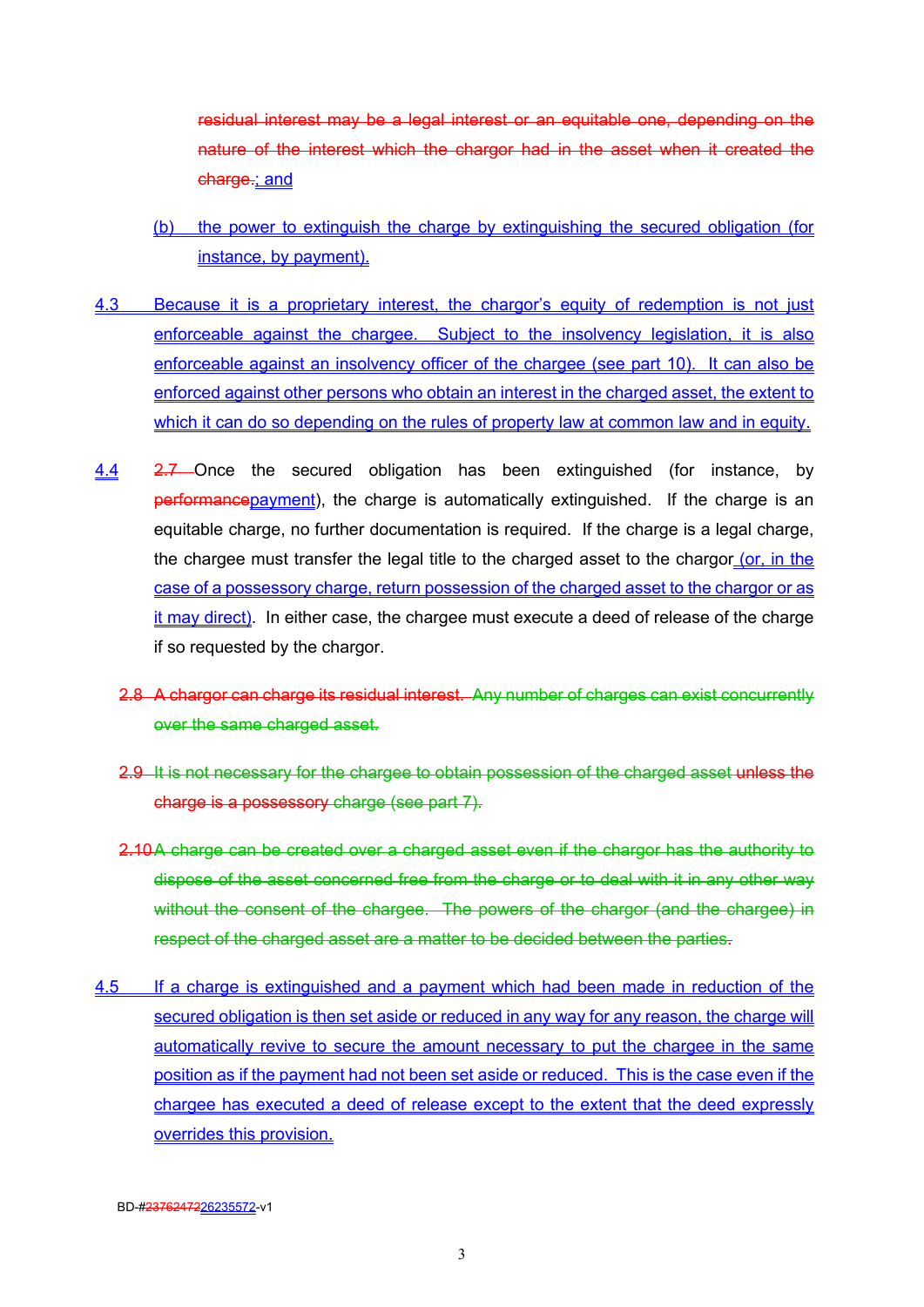residual interest may be a legal interest or an equitable one, depending on the nature of the interest which the chargor had in the asset when it created the charge.; and

(b) the power to extinguish the charge by extinguishing the secured obligation (for instance, by payment).

4.3 Because it is a proprietary interest, the chargor's equity of redemption is not just enforceable against the chargee. Subject to the insolvency legislation, it is also enforceable against an insolvency officer of the chargee (see part 10). It can also be enforced against other persons who obtain an interest in the charged asset, the extent to which it can do so depending on the rules of property law at common law and in equity.

4.4 2.7 Once the secured obligation has been extinguished (for instance, by performancepayment), the charge is automatically extinguished. If the charge is an equitable charge, no further documentation is required. If the charge is a legal charge, the chargee must transfer the legal title to the charged asset to the chargor (or, in the case of a possessory charge, return possession of the charged asset to the chargor or as it may direct). In either case, the chargee must execute a deed of release of the charge if so requested by the chargor.

2.8 A chargor can charge its residual interest. Any number of charges can exist concurrently over the same charged asset.

2.9 It is not necessary for the chargee to obtain possession of the charged asset unless the charge is a possessory charge (see part 7).

2.10 A charge can be created over a charged asset even if the chargor has the authority to dispose of the asset concerned free from the charge or to deal with it in any other way without the consent of the chargee. The powers of the chargor (and the chargee) in respect of the charged asset are a matter to be decided between the parties.

4.5 If a charge is extinguished and a payment which had been made in reduction of the secured obligation is then set aside or reduced in any way for any reason, the charge will automatically revive to secure the amount necessary to put the chargee in the same position as if the payment had not been set aside or reduced. This is the case even if the chargee has executed a deed of release except to the extent that the deed expressly overrides this provision.

BD-#2376247226235572-v1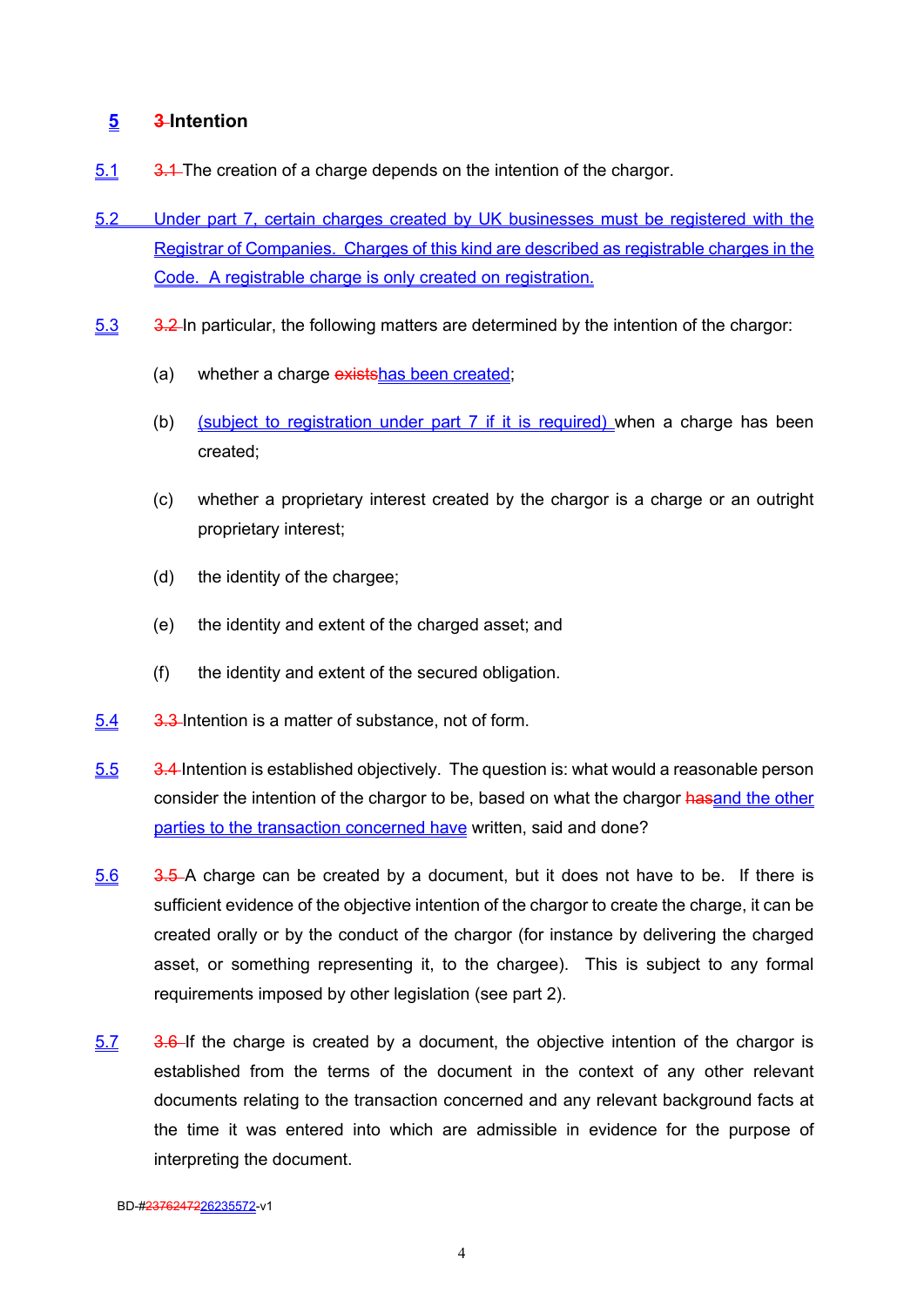## 5 ~~3~~ Intention

5.1 ~~3.1~~ The creation of a charge depends on the intention of the chargor.

5.2 Under part 7, certain charges created by UK businesses must be registered with the Registrar of Companies. Charges of this kind are described as registrable charges in the Code. A registrable charge is only created on registration.

5.3 ~~3.2~~ In particular, the following matters are determined by the intention of the chargor:

(a) whether a charge ~~exists~~has been created;

(b) (subject to registration under part 7 if it is required) when a charge has been created;

(c) whether a proprietary interest created by the chargor is a charge or an outright proprietary interest;

(d) the identity of the chargee;

(e) the identity and extent of the charged asset; and

(f) the identity and extent of the secured obligation.

5.4 ~~3.3~~ Intention is a matter of substance, not of form.

5.5 ~~3.4~~ Intention is established objectively. The question is: what would a reasonable person consider the intention of the chargor to be, based on what the chargor ~~has~~and the other parties to the transaction concerned have written, said and done?

5.6 ~~3.5~~ A charge can be created by a document, but it does not have to be. If there is sufficient evidence of the objective intention of the chargor to create the charge, it can be created orally or by the conduct of the chargor (for instance by delivering the charged asset, or something representing it, to the chargee). This is subject to any formal requirements imposed by other legislation (see part 2).

5.7 ~~3.6~~ If the charge is created by a document, the objective intention of the chargor is established from the terms of the document in the context of any other relevant documents relating to the transaction concerned and any relevant background facts at the time it was entered into which are admissible in evidence for the purpose of interpreting the document.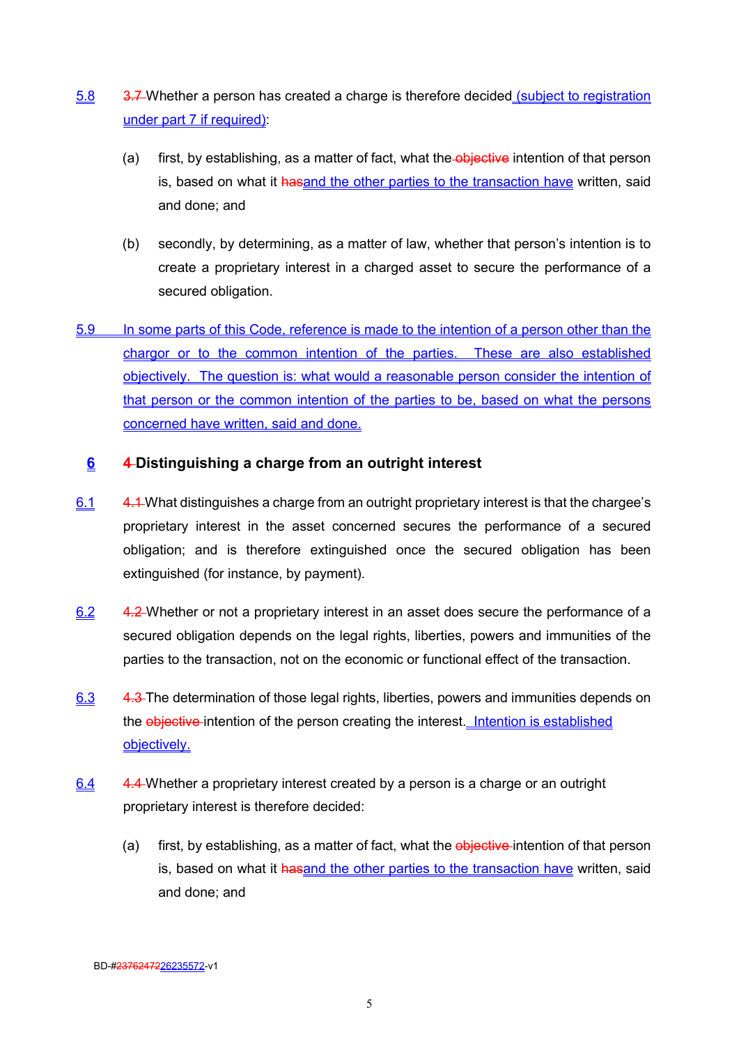5.8 3.7 Whether a person has created a charge is therefore decided (subject to registration under part 7 if required):

(a) first, by establishing, as a matter of fact, what the objective intention of that person is, based on what it hasand the other parties to the transaction have written, said and done; and

(b) secondly, by determining, as a matter of law, whether that person's intention is to create a proprietary interest in a charged asset to secure the performance of a secured obligation.

5.9 In some parts of this Code, reference is made to the intention of a person other than the chargor or to the common intention of the parties. These are also established objectively. The question is: what would a reasonable person consider the intention of that person or the common intention of the parties to be, based on what the persons concerned have written, said and done.

## 6 4 Distinguishing a charge from an outright interest

6.1 4.1 What distinguishes a charge from an outright proprietary interest is that the chargee's proprietary interest in the asset concerned secures the performance of a secured obligation; and is therefore extinguished once the secured obligation has been extinguished (for instance, by payment).

6.2 4.2 Whether or not a proprietary interest in an asset does secure the performance of a secured obligation depends on the legal rights, liberties, powers and immunities of the parties to the transaction, not on the economic or functional effect of the transaction.

6.3 4.3 The determination of those legal rights, liberties, powers and immunities depends on the objective intention of the person creating the interest. Intention is established objectively.

6.4 4.4 Whether a proprietary interest created by a person is a charge or an outright proprietary interest is therefore decided:

(a) first, by establishing, as a matter of fact, what the objective intention of that person is, based on what it hasand the other parties to the transaction have written, said and done; and

BD-#2376247226235572-v1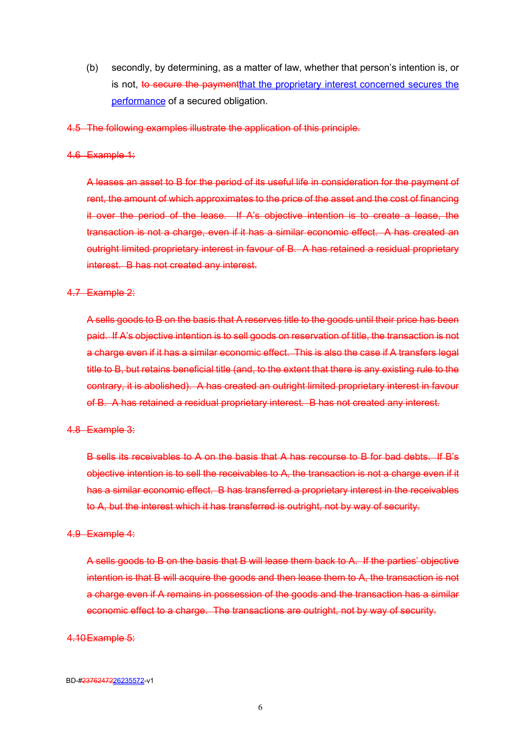(b) secondly, by determining, as a matter of law, whether that person's intention is, or is not, ~~to secure the payment~~that the proprietary interest concerned secures the performance of a secured obligation.

~~4.5 The following examples illustrate the application of this principle.~~

~~4.6 Example 1:~~

~~A leases an asset to B for the period of its useful life in consideration for the payment of rent, the amount of which approximates to the price of the asset and the cost of financing it over the period of the lease. If A's objective intention is to create a lease, the transaction is not a charge, even if it has a similar economic effect. A has created an outright limited proprietary interest in favour of B. A has retained a residual proprietary interest. B has not created any interest.~~

~~4.7 Example 2:~~

~~A sells goods to B on the basis that A reserves title to the goods until their price has been paid. If A's objective intention is to sell goods on reservation of title, the transaction is not a charge even if it has a similar economic effect. This is also the case if A transfers legal title to B, but retains beneficial title (and, to the extent that there is any existing rule to the contrary, it is abolished). A has created an outright limited proprietary interest in favour of B. A has retained a residual proprietary interest. B has not created any interest.~~

~~4.8 Example 3:~~

~~B sells its receivables to A on the basis that A has recourse to B for bad debts. If B's objective intention is to sell the receivables to A, the transaction is not a charge even if it has a similar economic effect. B has transferred a proprietary interest in the receivables to A, but the interest which it has transferred is outright, not by way of security.~~

~~4.9 Example 4:~~

~~A sells goods to B on the basis that B will lease them back to A. If the parties' objective intention is that B will acquire the goods and then lease them to A, the transaction is not a charge even if A remains in possession of the goods and the transaction has a similar economic effect to a charge. The transactions are outright, not by way of security.~~

~~4.10 Example 5:~~

BD-#~~23762472~~26235572-v1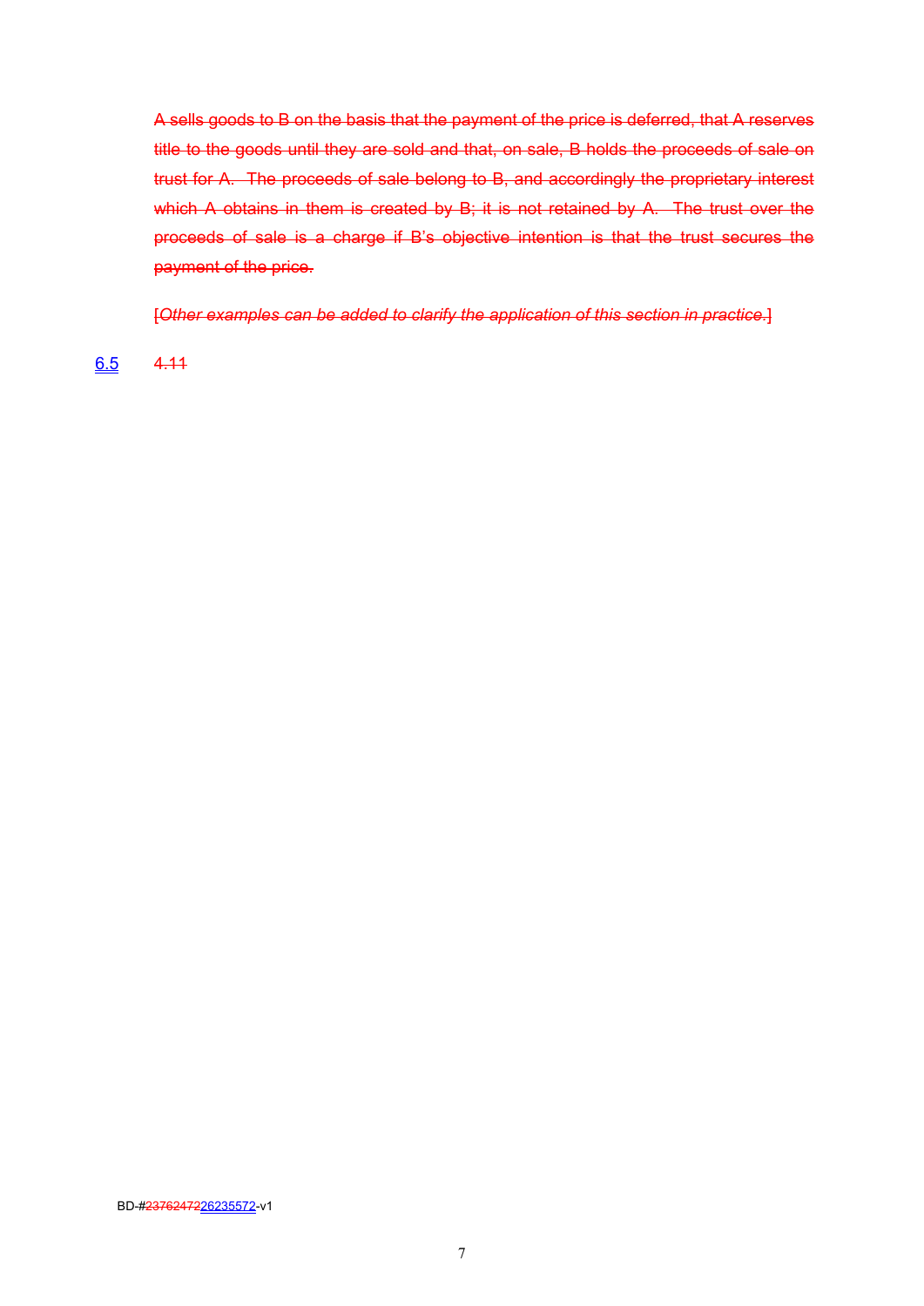~~A sells goods to B on the basis that the payment of the price is deferred, that A reserves title to the goods until they are sold and that, on sale, B holds the proceeds of sale on trust for A. The proceeds of sale belong to B, and accordingly the proprietary interest which A obtains in them is created by B; it is not retained by A. The trust over the proceeds of sale is a charge if B's objective intention is that the trust secures the payment of the price.~~

~~[*Other examples can be added to clarify the application of this section in practice.*]~~

<u>6.5</u> ~~4.11~~

BD-#~~23762472~~<u>26235572</u>-v1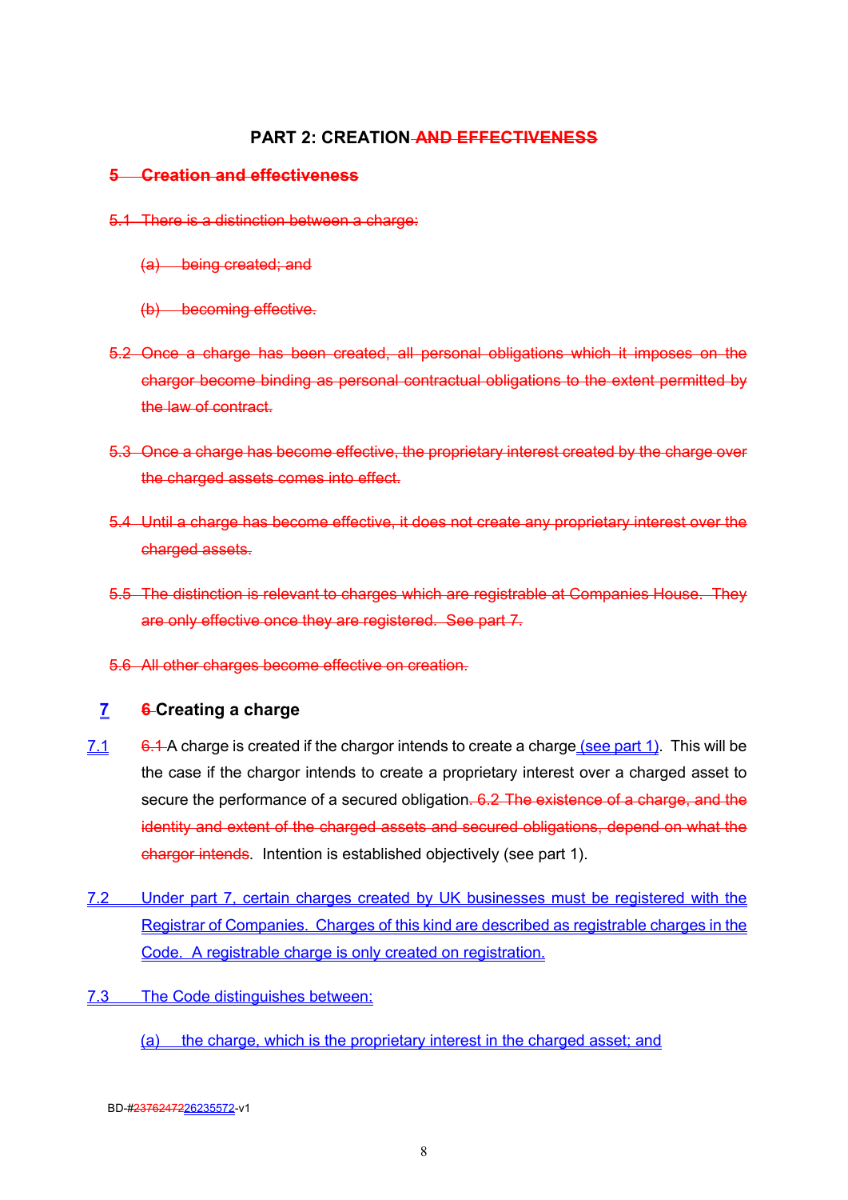# PART 2: CREATION ~~AND EFFECTIVENESS~~

## ~~5 Creation and effectiveness~~

~~5.1 There is a distinction between a charge:~~

~~(a) being created; and~~

~~(b) becoming effective.~~

~~5.2 Once a charge has been created, all personal obligations which it imposes on the chargor become binding as personal contractual obligations to the extent permitted by the law of contract.~~

~~5.3 Once a charge has become effective, the proprietary interest created by the charge over the charged assets comes into effect.~~

~~5.4 Until a charge has become effective, it does not create any proprietary interest over the charged assets.~~

~~5.5 The distinction is relevant to charges which are registrable at Companies House. They are only effective once they are registered. See part 7.~~

~~5.6 All other charges become effective on creation.~~

## 7 ~~6~~ Creating a charge

7.1 ~~6.1~~ A charge is created if the chargor intends to create a charge (see part 1). This will be the case if the chargor intends to create a proprietary interest over a charged asset to secure the performance of a secured obligation. ~~6.2 The existence of a charge, and the identity and extent of the charged assets and secured obligations, depend on what the chargor intends~~. Intention is established objectively (see part 1).

7.2 Under part 7, certain charges created by UK businesses must be registered with the Registrar of Companies. Charges of this kind are described as registrable charges in the Code. A registrable charge is only created on registration.

7.3 The Code distinguishes between:

(a) the charge, which is the proprietary interest in the charged asset; and

BD-#~~23762472~~26235572-v1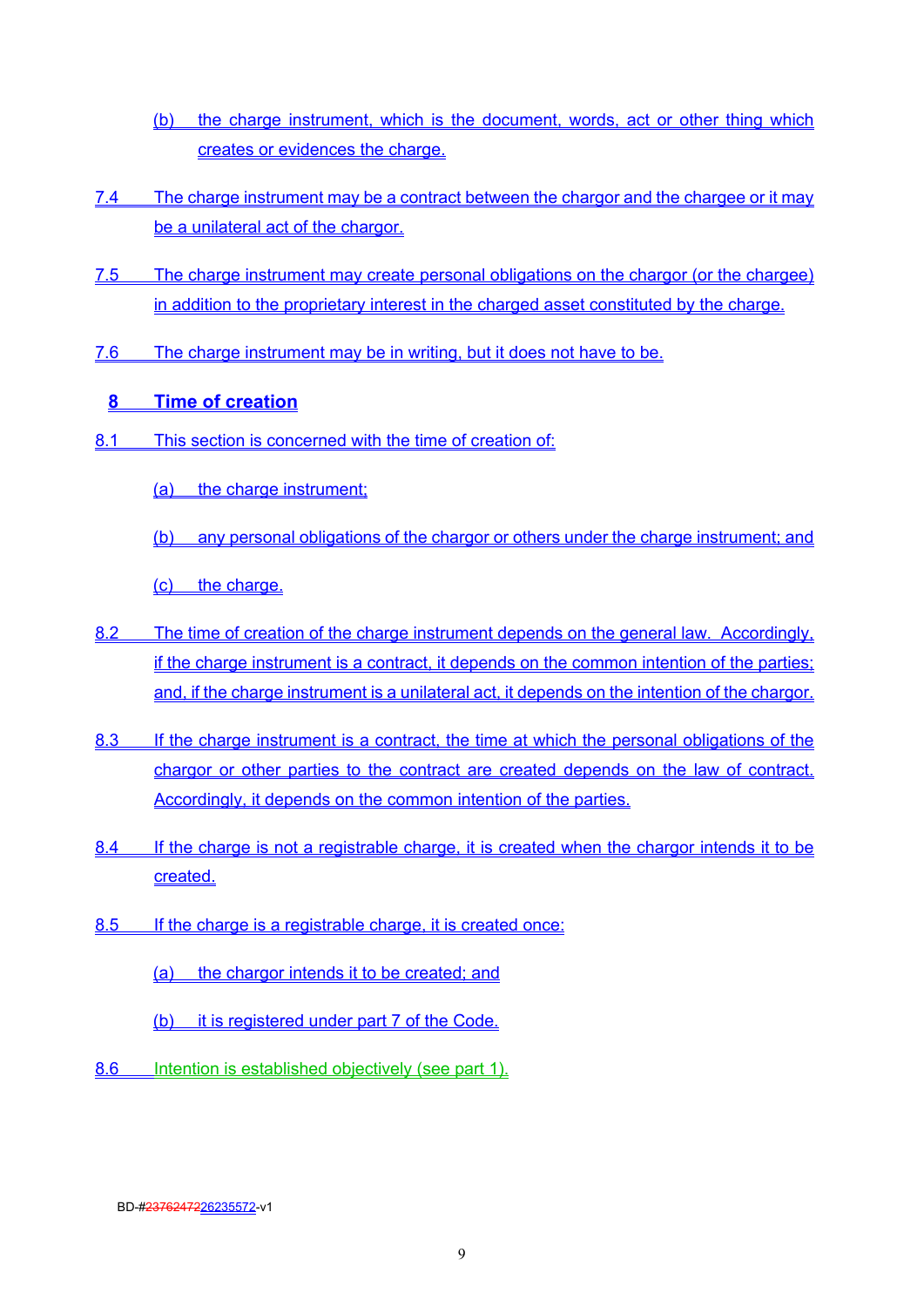(b) the charge instrument, which is the document, words, act or other thing which creates or evidences the charge.

7.4 The charge instrument may be a contract between the chargor and the chargee or it may be a unilateral act of the chargor.

7.5 The charge instrument may create personal obligations on the chargor (or the chargee) in addition to the proprietary interest in the charged asset constituted by the charge.

7.6 The charge instrument may be in writing, but it does not have to be.

## 8 Time of creation

8.1 This section is concerned with the time of creation of:

(a) the charge instrument;

(b) any personal obligations of the chargor or others under the charge instrument; and

(c) the charge.

8.2 The time of creation of the charge instrument depends on the general law. Accordingly, if the charge instrument is a contract, it depends on the common intention of the parties; and, if the charge instrument is a unilateral act, it depends on the intention of the chargor.

8.3 If the charge instrument is a contract, the time at which the personal obligations of the chargor or other parties to the contract are created depends on the law of contract. Accordingly, it depends on the common intention of the parties.

8.4 If the charge is not a registrable charge, it is created when the chargor intends it to be created.

8.5 If the charge is a registrable charge, it is created once:

(a) the chargor intends it to be created; and

(b) it is registered under part 7 of the Code.

8.6 Intention is established objectively (see part 1).

BD-#2376247226235572-v1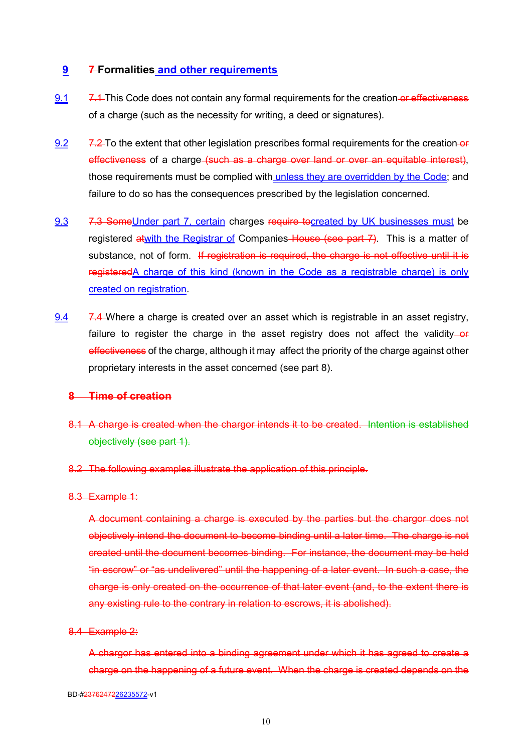## 9 ~~7~~ Formalities and other requirements

9.1 ~~7.1~~ This Code does not contain any formal requirements for the creation ~~or effectiveness~~ of a charge (such as the necessity for writing, a deed or signatures).

9.2 ~~7.2~~ To the extent that other legislation prescribes formal requirements for the creation ~~or effectiveness~~ of a charge ~~(such as a charge over land or over an equitable interest)~~, those requirements must be complied with unless they are overridden by the Code; and failure to do so has the consequences prescribed by the legislation concerned.

9.3 ~~7.3 Some~~Under part 7, certain charges ~~require to~~created by UK businesses must be registered ~~at~~with the Registrar of Companies ~~House (see part 7)~~. This is a matter of substance, not of form. ~~If registration is required, the charge is not effective until it is registered~~A charge of this kind (known in the Code as a registrable charge) is only created on registration.

9.4 ~~7.4~~ Where a charge is created over an asset which is registrable in an asset registry, failure to register the charge in the asset registry does not affect the validity ~~or effectiveness~~ of the charge, although it may affect the priority of the charge against other proprietary interests in the asset concerned (see part 8).

~~**8 Time of creation**~~

~~8.1 A charge is created when the chargor intends it to be created. Intention is established objectively (see part 1).~~

~~8.2 The following examples illustrate the application of this principle.~~

~~8.3 Example 1:~~

~~A document containing a charge is executed by the parties but the chargor does not objectively intend the document to become binding until a later time. The charge is not created until the document becomes binding. For instance, the document may be held "in escrow" or "as undelivered" until the happening of a later event. In such a case, the charge is only created on the occurrence of that later event (and, to the extent there is any existing rule to the contrary in relation to escrows, it is abolished).~~

~~8.4 Example 2:~~

~~A chargor has entered into a binding agreement under which it has agreed to create a charge on the happening of a future event. When the charge is created depends on the~~

BD-#~~23762472~~26235572-v1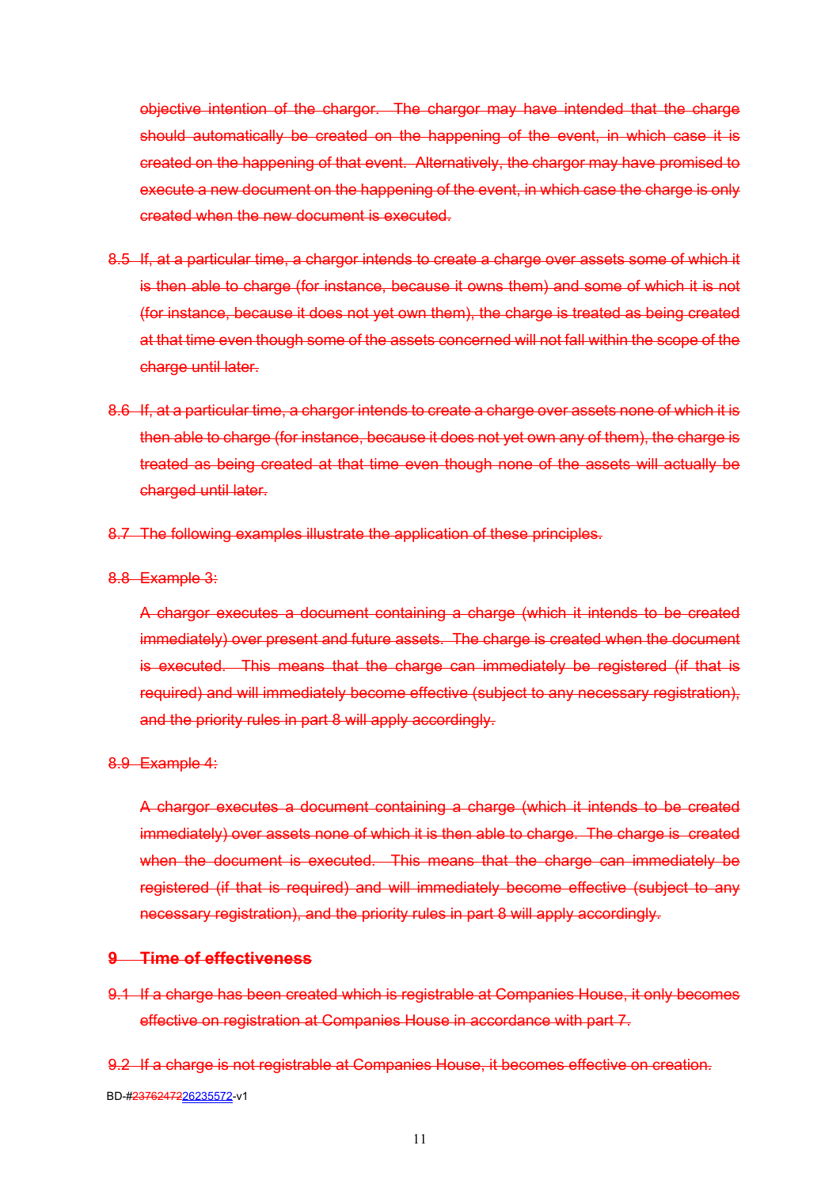~~objective intention of the chargor. The chargor may have intended that the charge should automatically be created on the happening of the event, in which case it is created on the happening of that event. Alternatively, the chargor may have promised to execute a new document on the happening of the event, in which case the charge is only created when the new document is executed.~~

~~8.5 If, at a particular time, a chargor intends to create a charge over assets some of which it is then able to charge (for instance, because it owns them) and some of which it is not (for instance, because it does not yet own them), the charge is treated as being created at that time even though some of the assets concerned will not fall within the scope of the charge until later.~~

~~8.6 If, at a particular time, a chargor intends to create a charge over assets none of which it is then able to charge (for instance, because it does not yet own any of them), the charge is treated as being created at that time even though none of the assets will actually be charged until later.~~

~~8.7 The following examples illustrate the application of these principles.~~

~~8.8 Example 3:~~

~~A chargor executes a document containing a charge (which it intends to be created immediately) over present and future assets. The charge is created when the document is executed. This means that the charge can immediately be registered (if that is required) and will immediately become effective (subject to any necessary registration), and the priority rules in part 8 will apply accordingly.~~

~~8.9 Example 4:~~

~~A chargor executes a document containing a charge (which it intends to be created immediately) over assets none of which it is then able to charge. The charge is created when the document is executed. This means that the charge can immediately be registered (if that is required) and will immediately become effective (subject to any necessary registration), and the priority rules in part 8 will apply accordingly.~~

## ~~9 Time of effectiveness~~

~~9.1 If a charge has been created which is registrable at Companies House, it only becomes effective on registration at Companies House in accordance with part 7.~~

~~9.2 If a charge is not registrable at Companies House, it becomes effective on creation.~~

BD-#~~23762472~~26235572-v1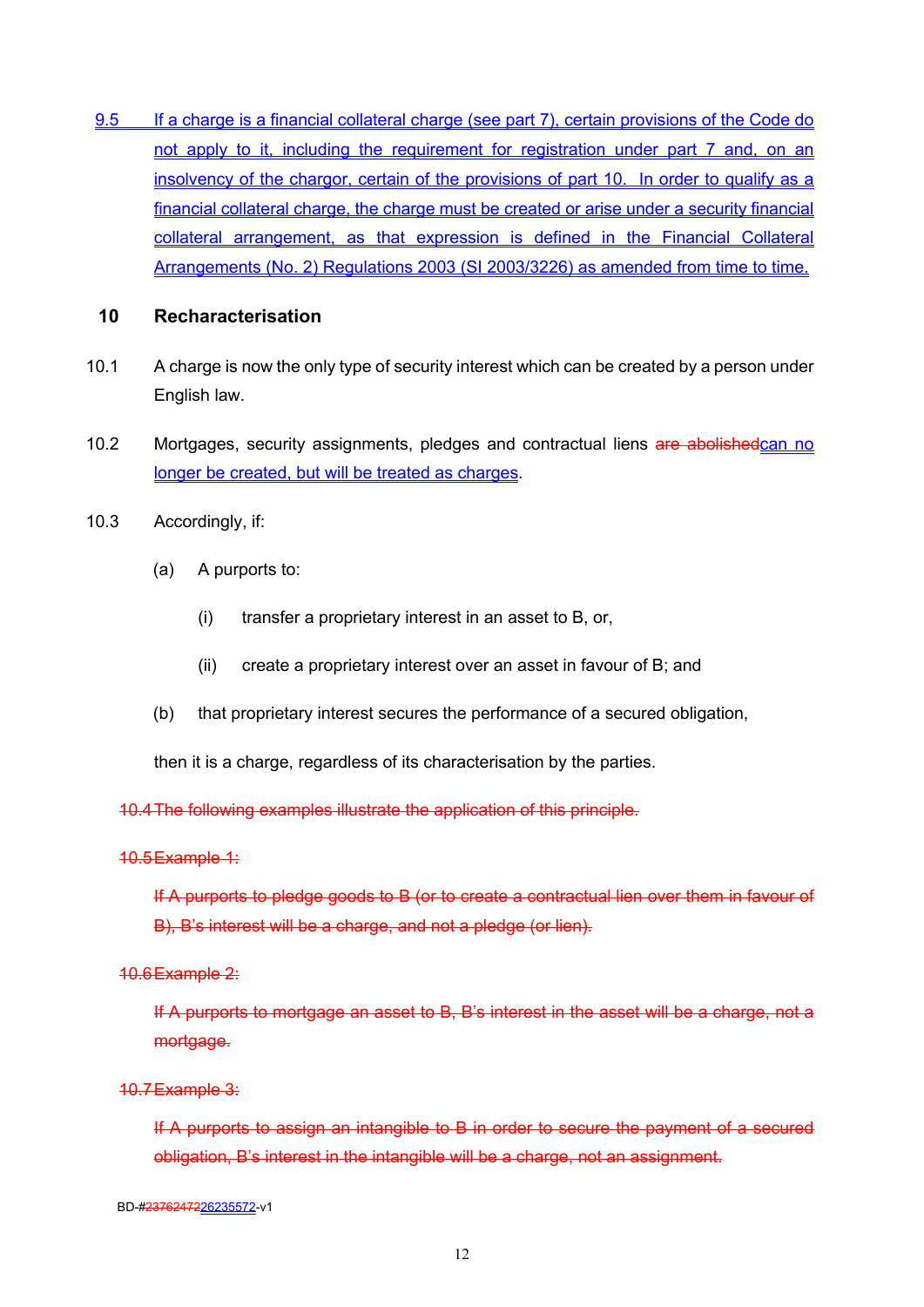9.5 If a charge is a financial collateral charge (see part 7), certain provisions of the Code do not apply to it, including the requirement for registration under part 7 and, on an insolvency of the chargor, certain of the provisions of part 10. In order to qualify as a financial collateral charge, the charge must be created or arise under a security financial collateral arrangement, as that expression is defined in the Financial Collateral Arrangements (No. 2) Regulations 2003 (SI 2003/3226) as amended from time to time.

## 10 Recharacterisation

10.1 A charge is now the only type of security interest which can be created by a person under English law.

10.2 Mortgages, security assignments, pledges and contractual liens ~~are abolished~~can no longer be created, but will be treated as charges.

10.3 Accordingly, if:

(a) A purports to:

(i) transfer a proprietary interest in an asset to B, or,

(ii) create a proprietary interest over an asset in favour of B; and

(b) that proprietary interest secures the performance of a secured obligation,

then it is a charge, regardless of its characterisation by the parties.

~~10.4 The following examples illustrate the application of this principle.~~

~~10.5 Example 1:~~

~~If A purports to pledge goods to B (or to create a contractual lien over them in favour of B), B's interest will be a charge, and not a pledge (or lien).~~

~~10.6 Example 2:~~

~~If A purports to mortgage an asset to B, B's interest in the asset will be a charge, not a mortgage.~~

~~10.7 Example 3:~~

~~If A purports to assign an intangible to B in order to secure the payment of a secured obligation, B's interest in the intangible will be a charge, not an assignment.~~

BD-#~~23762472~~26235572-v1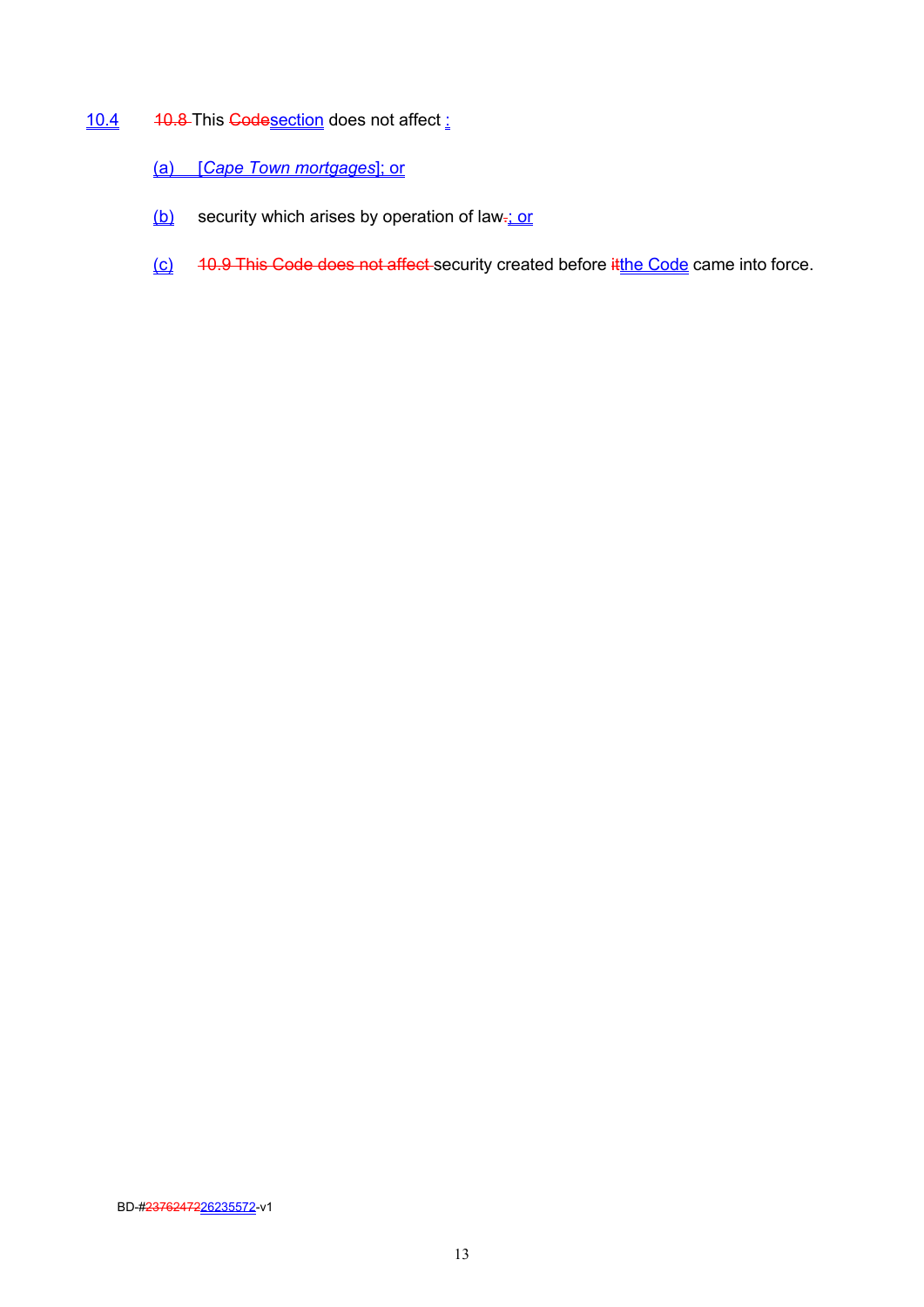10.4 ~~10.8~~ This ~~Code~~section does not affect :

(a) [*Cape Town mortgages*]; or

(b) security which arises by operation of law~~.~~; or

(c) ~~10.9 This Code does not affect~~ security created before ~~it~~the Code came into force.

BD-#~~23762472~~26235572-v1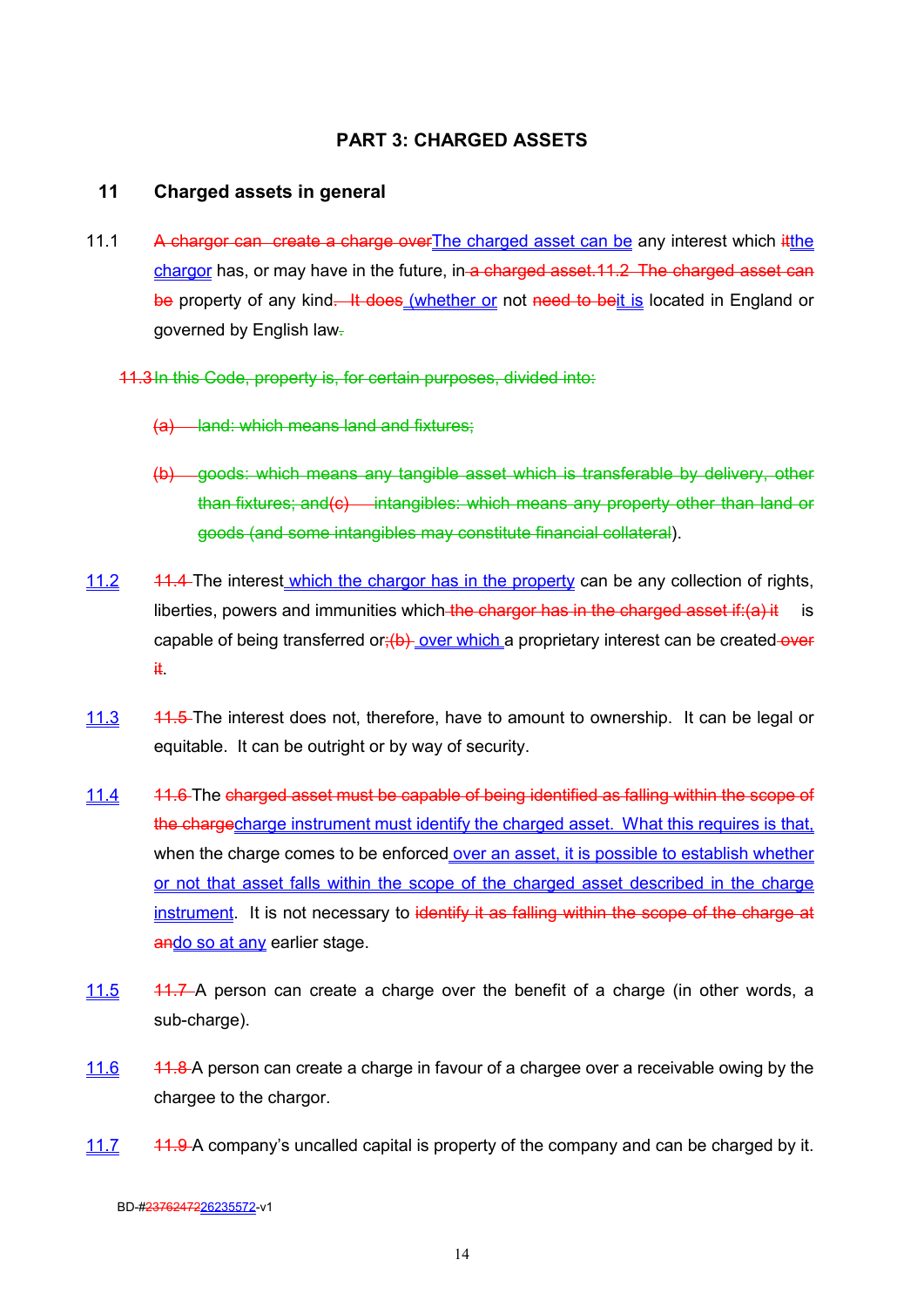## PART 3: CHARGED ASSETS

### 11 Charged assets in general

11.1 ~~A chargor can create a charge over~~<u>The charged asset can be</u> any interest which ~~it~~<u>the chargor</u> has, or may have in the future, in ~~a charged asset.11.2 The charged asset can be~~ property of any kind~~. It does~~ <u>(whether or</u> not ~~need to be~~<u>it is</u> located in England or governed by English law~~.~~

~~11.3 In this Code, property is, for certain purposes, divided into:~~

~~(a) land: which means land and fixtures;~~

~~(b) goods: which means any tangible asset which is transferable by delivery, other than fixtures; and(c) intangibles: which means any property other than land or goods (and some intangibles may constitute financial collateral~~).

<u>11.2</u> ~~11.4~~ The interest <u>which the chargor has in the property</u> can be any collection of rights, liberties, powers and immunities which ~~the chargor has in the charged asset if:(a) it~~ is capable of being transferred or~~;(b)~~ <u>over which</u> a proprietary interest can be created ~~over it~~.

<u>11.3</u> ~~11.5~~ The interest does not, therefore, have to amount to ownership. It can be legal or equitable. It can be outright or by way of security.

<u>11.4</u> ~~11.6~~ The ~~charged asset must be capable of being identified as falling within the scope of the charge~~<u>charge instrument must identify the charged asset. What this requires is that,</u> when the charge comes to be enforced <u>over an asset, it is possible to establish whether or not that asset falls within the scope of the charged asset described in the charge instrument</u>. It is not necessary to ~~identify it as falling within the scope of the charge at an~~<u>do so at any</u> earlier stage.

<u>11.5</u> ~~11.7~~ A person can create a charge over the benefit of a charge (in other words, a sub-charge).

<u>11.6</u> ~~11.8~~ A person can create a charge in favour of a chargee over a receivable owing by the chargee to the chargor.

<u>11.7</u> ~~11.9~~ A company's uncalled capital is property of the company and can be charged by it.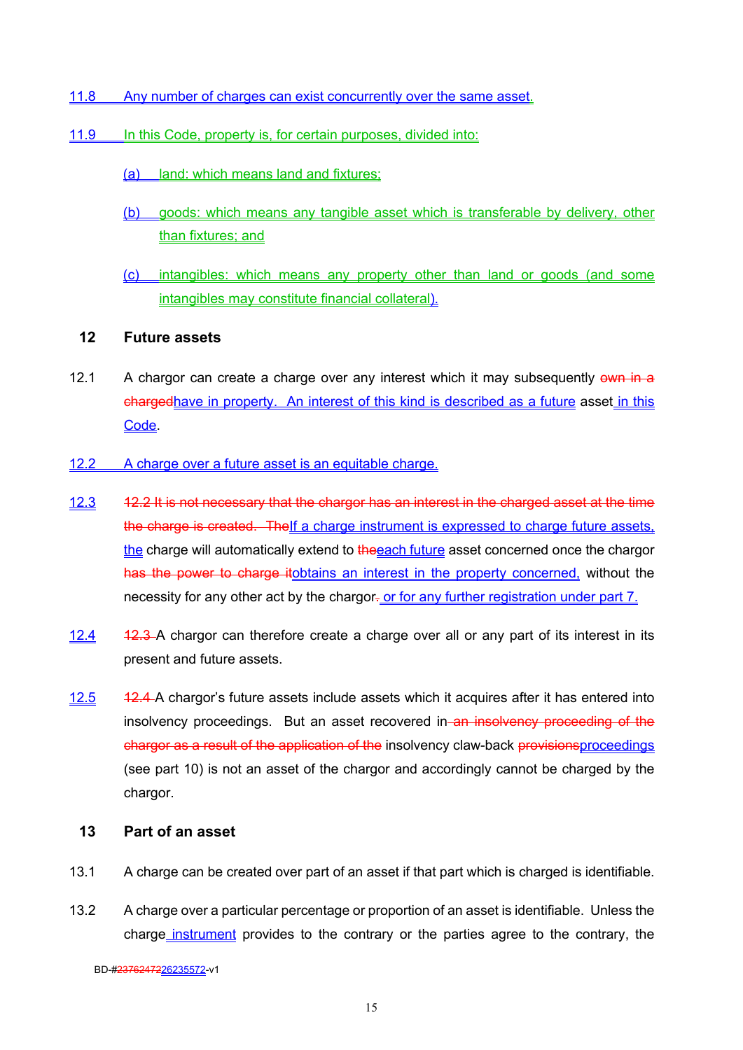11.8 Any number of charges can exist concurrently over the same asset.

11.9 In this Code, property is, for certain purposes, divided into:

(a) land: which means land and fixtures;

(b) goods: which means any tangible asset which is transferable by delivery, other than fixtures; and

(c) intangibles: which means any property other than land or goods (and some intangibles may constitute financial collateral).

## 12 Future assets

12.1 A chargor can create a charge over any interest which it may subsequently ~~own in a charged~~have in property. An interest of this kind is described as a future asset in this Code.

12.2 A charge over a future asset is an equitable charge.

12.3 ~~12.2 It is not necessary that the chargor has an interest in the charged asset at the time the charge is created. The~~If a charge instrument is expressed to charge future assets, the charge will automatically extend to ~~the~~each future asset concerned once the chargor ~~has the power to charge it~~obtains an interest in the property concerned, without the necessity for any other act by the chargor~~.~~ or for any further registration under part 7.

12.4 ~~12.3~~ A chargor can therefore create a charge over all or any part of its interest in its present and future assets.

12.5 ~~12.4~~ A chargor's future assets include assets which it acquires after it has entered into insolvency proceedings. But an asset recovered in ~~an insolvency proceeding of the chargor as a result of the application of the~~ insolvency claw-back ~~provisions~~proceedings (see part 10) is not an asset of the chargor and accordingly cannot be charged by the chargor.

## 13 Part of an asset

13.1 A charge can be created over part of an asset if that part which is charged is identifiable.

13.2 A charge over a particular percentage or proportion of an asset is identifiable. Unless the charge instrument provides to the contrary or the parties agree to the contrary, the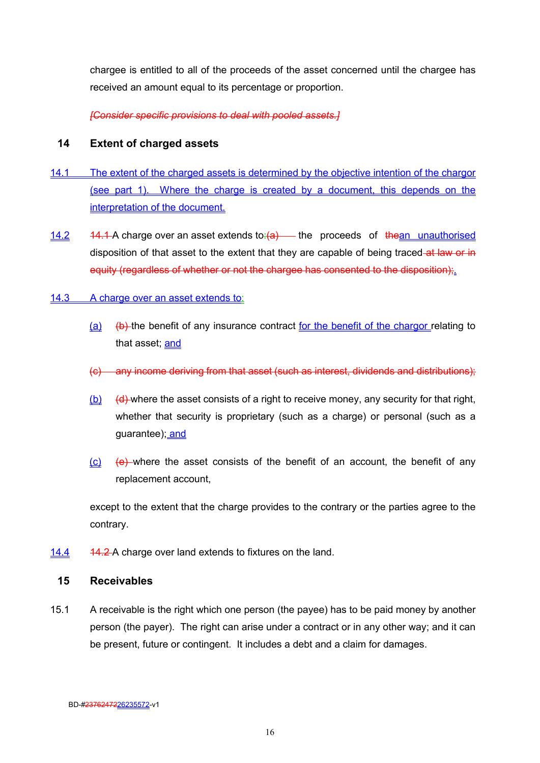chargee is entitled to all of the proceeds of the asset concerned until the chargee has received an amount equal to its percentage or proportion.

~~*[Consider specific provisions to deal with pooled assets.]*~~

## 14 Extent of charged assets

14.1 The extent of the charged assets is determined by the objective intention of the chargor (see part 1). Where the charge is created by a document, this depends on the interpretation of the document.

14.2 ~~14.1~~ A charge over an asset extends to~~:(a)~~ the proceeds of ~~the~~an unauthorised disposition of that asset to the extent that they are capable of being traced~~ at law or in equity (regardless of whether or not the chargee has consented to the disposition);~~.

14.3 A charge over an asset extends to:

(a) ~~(b)~~ the benefit of any insurance contract for the benefit of the chargor relating to that asset; and

~~(c) any income deriving from that asset (such as interest, dividends and distributions);~~

(b) ~~(d)~~ where the asset consists of a right to receive money, any security for that right, whether that security is proprietary (such as a charge) or personal (such as a guarantee); and

(c) ~~(e)~~ where the asset consists of the benefit of an account, the benefit of any replacement account,

except to the extent that the charge provides to the contrary or the parties agree to the contrary.

14.4 ~~14.2~~ A charge over land extends to fixtures on the land.

## 15 Receivables

15.1 A receivable is the right which one person (the payee) has to be paid money by another person (the payer). The right can arise under a contract or in any other way; and it can be present, future or contingent. It includes a debt and a claim for damages.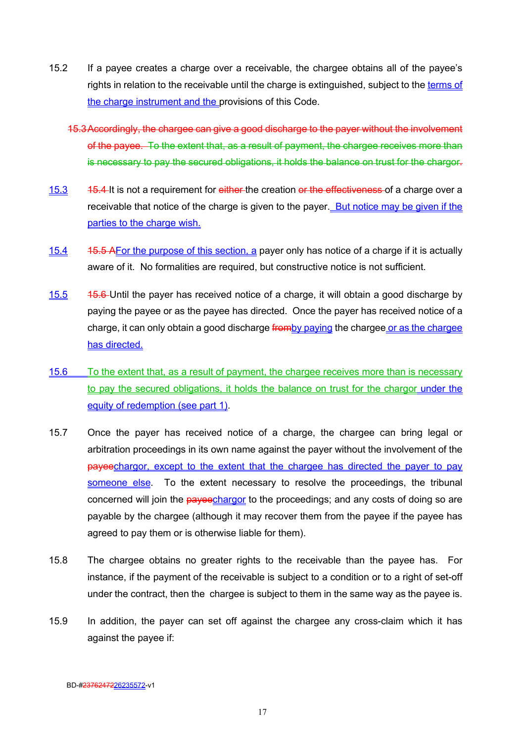15.2 If a payee creates a charge over a receivable, the chargee obtains all of the payee's rights in relation to the receivable until the charge is extinguished, subject to the terms of the charge instrument and the provisions of this Code.

~~15.3 Accordingly, the chargee can give a good discharge to the payer without the involvement of the payee. To the extent that, as a result of payment, the chargee receives more than is necessary to pay the secured obligations, it holds the balance on trust for the chargor.~~

15.3 ~~15.4~~ It is not a requirement for ~~either~~ the creation ~~or the effectiveness~~ of a charge over a receivable that notice of the charge is given to the payer. But notice may be given if the parties to the charge wish.

15.4 ~~15.5 A~~For the purpose of this section, a payer only has notice of a charge if it is actually aware of it. No formalities are required, but constructive notice is not sufficient.

15.5 ~~15.6~~ Until the payer has received notice of a charge, it will obtain a good discharge by paying the payee or as the payee has directed. Once the payer has received notice of a charge, it can only obtain a good discharge ~~from~~by paying the chargee or as the chargee has directed.

15.6 To the extent that, as a result of payment, the chargee receives more than is necessary to pay the secured obligations, it holds the balance on trust for the chargor under the equity of redemption (see part 1).

15.7 Once the payer has received notice of a charge, the chargee can bring legal or arbitration proceedings in its own name against the payer without the involvement of the ~~payee~~chargor, except to the extent that the chargee has directed the payer to pay someone else. To the extent necessary to resolve the proceedings, the tribunal concerned will join the ~~payee~~chargor to the proceedings; and any costs of doing so are payable by the chargee (although it may recover them from the payee if the payee has agreed to pay them or is otherwise liable for them).

15.8 The chargee obtains no greater rights to the receivable than the payee has. For instance, if the payment of the receivable is subject to a condition or to a right of set-off under the contract, then the chargee is subject to them in the same way as the payee is.

15.9 In addition, the payer can set off against the chargee any cross-claim which it has against the payee if: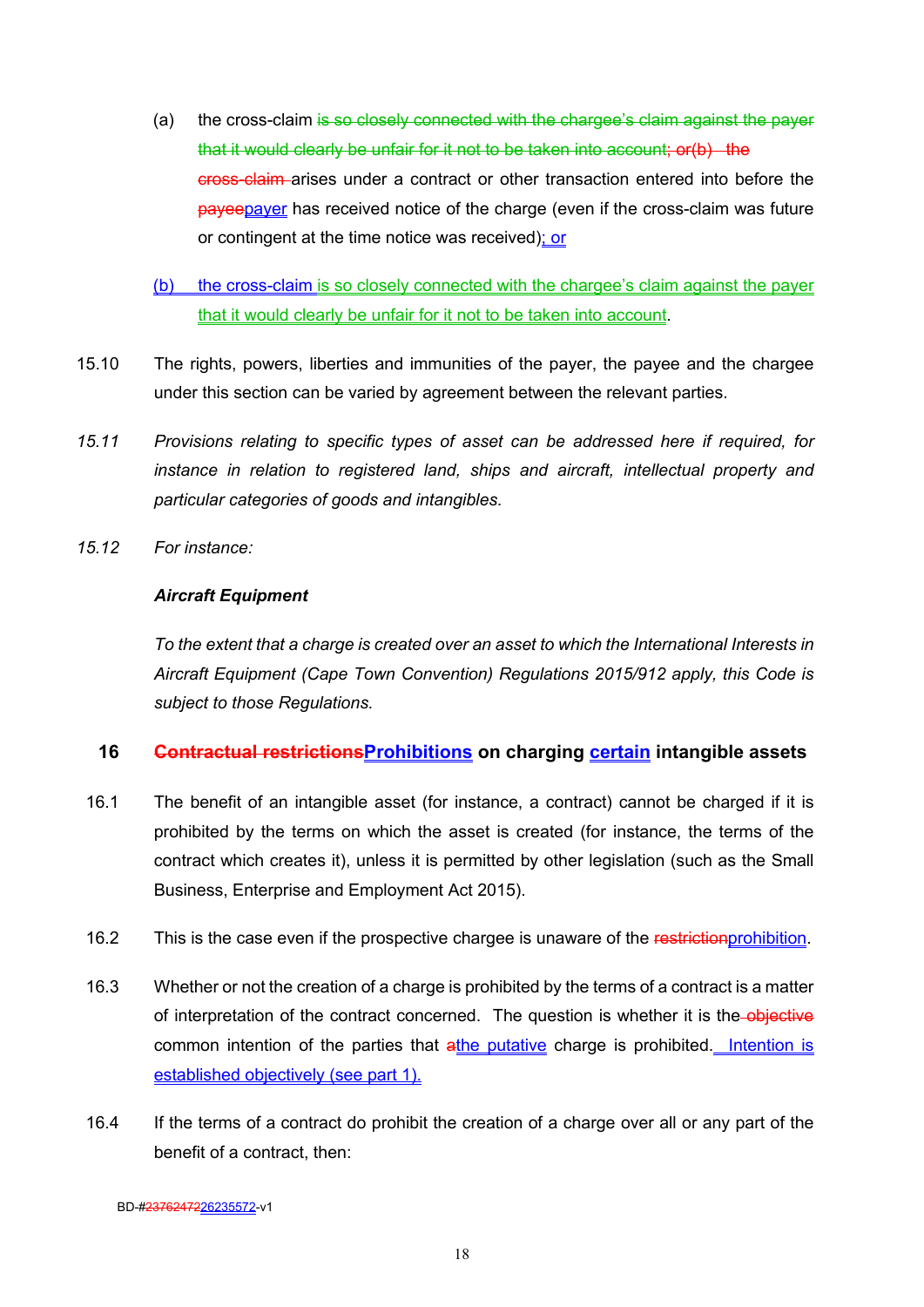(a) the cross-claim ~~is so closely connected with the chargee's claim against the payer that it would clearly be unfair for it not to be taken into account; or(b) the cross-claim~~ arises under a contract or other transaction entered into before the ~~payee~~payer has received notice of the charge (even if the cross-claim was future or contingent at the time notice was received); or

(b) the cross-claim is so closely connected with the chargee's claim against the payer that it would clearly be unfair for it not to be taken into account.

15.10 The rights, powers, liberties and immunities of the payer, the payee and the chargee under this section can be varied by agreement between the relevant parties.

*15.11 Provisions relating to specific types of asset can be addressed here if required, for instance in relation to registered land, ships and aircraft, intellectual property and particular categories of goods and intangibles.*

*15.12 For instance:*

***Aircraft Equipment***

*To the extent that a charge is created over an asset to which the International Interests in Aircraft Equipment (Cape Town Convention) Regulations 2015/912 apply, this Code is subject to those Regulations.*

## 16 ~~Contractual restrictions~~Prohibitions on charging certain intangible assets

16.1 The benefit of an intangible asset (for instance, a contract) cannot be charged if it is prohibited by the terms on which the asset is created (for instance, the terms of the contract which creates it), unless it is permitted by other legislation (such as the Small Business, Enterprise and Employment Act 2015).

16.2 This is the case even if the prospective chargee is unaware of the ~~restriction~~prohibition.

16.3 Whether or not the creation of a charge is prohibited by the terms of a contract is a matter of interpretation of the contract concerned. The question is whether it is the ~~objective~~ common intention of the parties that ~~a~~the putative charge is prohibited. Intention is established objectively (see part 1).

16.4 If the terms of a contract do prohibit the creation of a charge over all or any part of the benefit of a contract, then:

BD-#~~23762472~~26235572-v1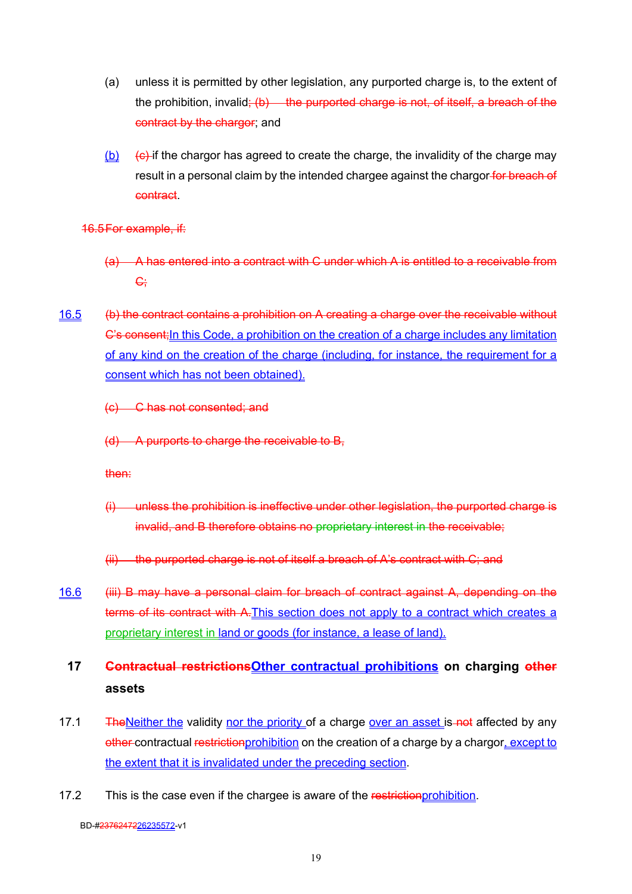(a) unless it is permitted by other legislation, any purported charge is, to the extent of the prohibition, invalid~~; (b) the purported charge is not, of itself, a breach of the contract by the chargor~~; and

(b) ~~(c)~~ if the chargor has agreed to create the charge, the invalidity of the charge may result in a personal claim by the intended chargee against the chargor ~~for breach of contract~~.

~~16.5 For example, if:~~

~~(a) A has entered into a contract with C under which A is entitled to a receivable from C;~~

16.5 ~~(b) the contract contains a prohibition on A creating a charge over the receivable without C's consent;~~In this Code, a prohibition on the creation of a charge includes any limitation of any kind on the creation of the charge (including, for instance, the requirement for a consent which has not been obtained).

~~(c) C has not consented; and~~

~~(d) A purports to charge the receivable to B,~~

~~then:~~

~~(i) unless the prohibition is ineffective under other legislation, the purported charge is invalid, and B therefore obtains no proprietary interest in the receivable;~~

~~(ii) the purported charge is not of itself a breach of A's contract with C; and~~

16.6 ~~(iii) B may have a personal claim for breach of contract against A, depending on the terms of its contract with A.~~This section does not apply to a contract which creates a proprietary interest in land or goods (for instance, a lease of land).

## 17 ~~Contractual restrictions~~Other contractual prohibitions on charging ~~other~~ assets

17.1 ~~The~~Neither the validity nor the priority of a charge over an asset is ~~not~~ affected by any ~~other~~ contractual ~~restriction~~prohibition on the creation of a charge by a chargor, except to the extent that it is invalidated under the preceding section.

17.2 This is the case even if the chargee is aware of the ~~restriction~~prohibition.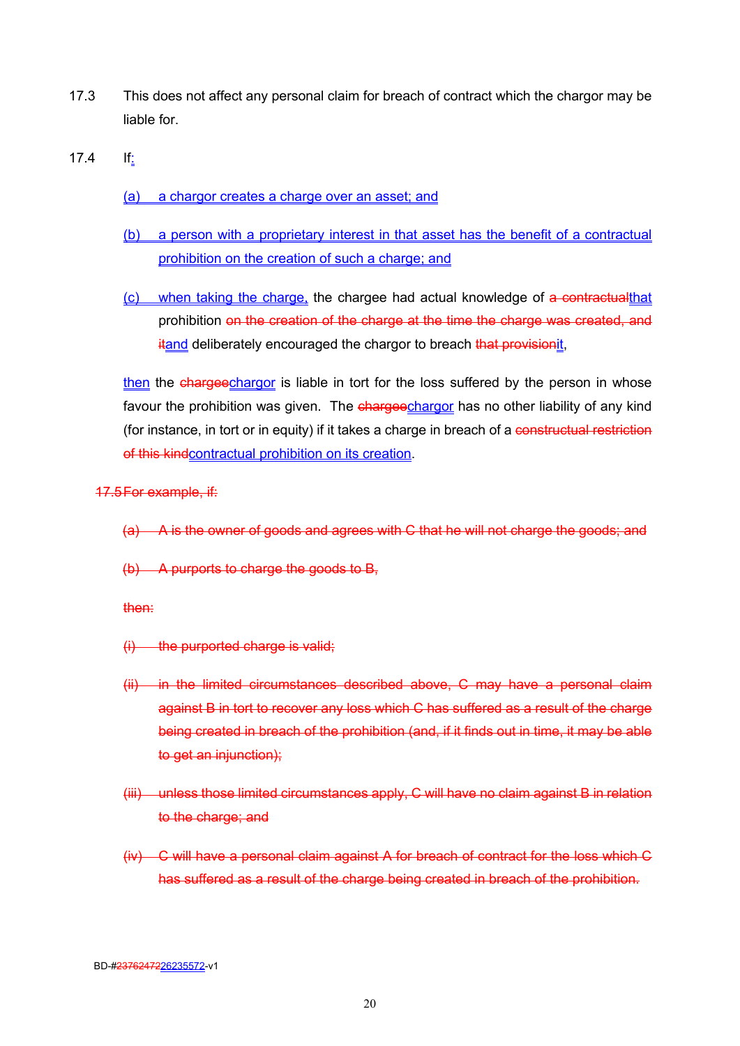17.3 This does not affect any personal claim for breach of contract which the chargor may be liable for.

17.4 If:

(a) a chargor creates a charge over an asset; and

(b) a person with a proprietary interest in that asset has the benefit of a contractual prohibition on the creation of such a charge; and

(c) when taking the charge, the chargee had actual knowledge of ~~a contractual~~that prohibition ~~on the creation of the charge at the time the charge was created, and it~~and deliberately encouraged the chargor to breach ~~that provision~~it,

then the ~~chargee~~chargor is liable in tort for the loss suffered by the person in whose favour the prohibition was given. The ~~chargee~~chargor has no other liability of any kind (for instance, in tort or in equity) if it takes a charge in breach of a ~~constructual restriction of this kind~~contractual prohibition on its creation.

~~17.5 For example, if:~~

~~(a) A is the owner of goods and agrees with C that he will not charge the goods; and~~

~~(b) A purports to charge the goods to B,~~

~~then:~~

~~(i) the purported charge is valid;~~

~~(ii) in the limited circumstances described above, C may have a personal claim against B in tort to recover any loss which C has suffered as a result of the charge being created in breach of the prohibition (and, if it finds out in time, it may be able to get an injunction);~~

~~(iii) unless those limited circumstances apply, C will have no claim against B in relation to the charge; and~~

~~(iv) C will have a personal claim against A for breach of contract for the loss which C has suffered as a result of the charge being created in breach of the prohibition.~~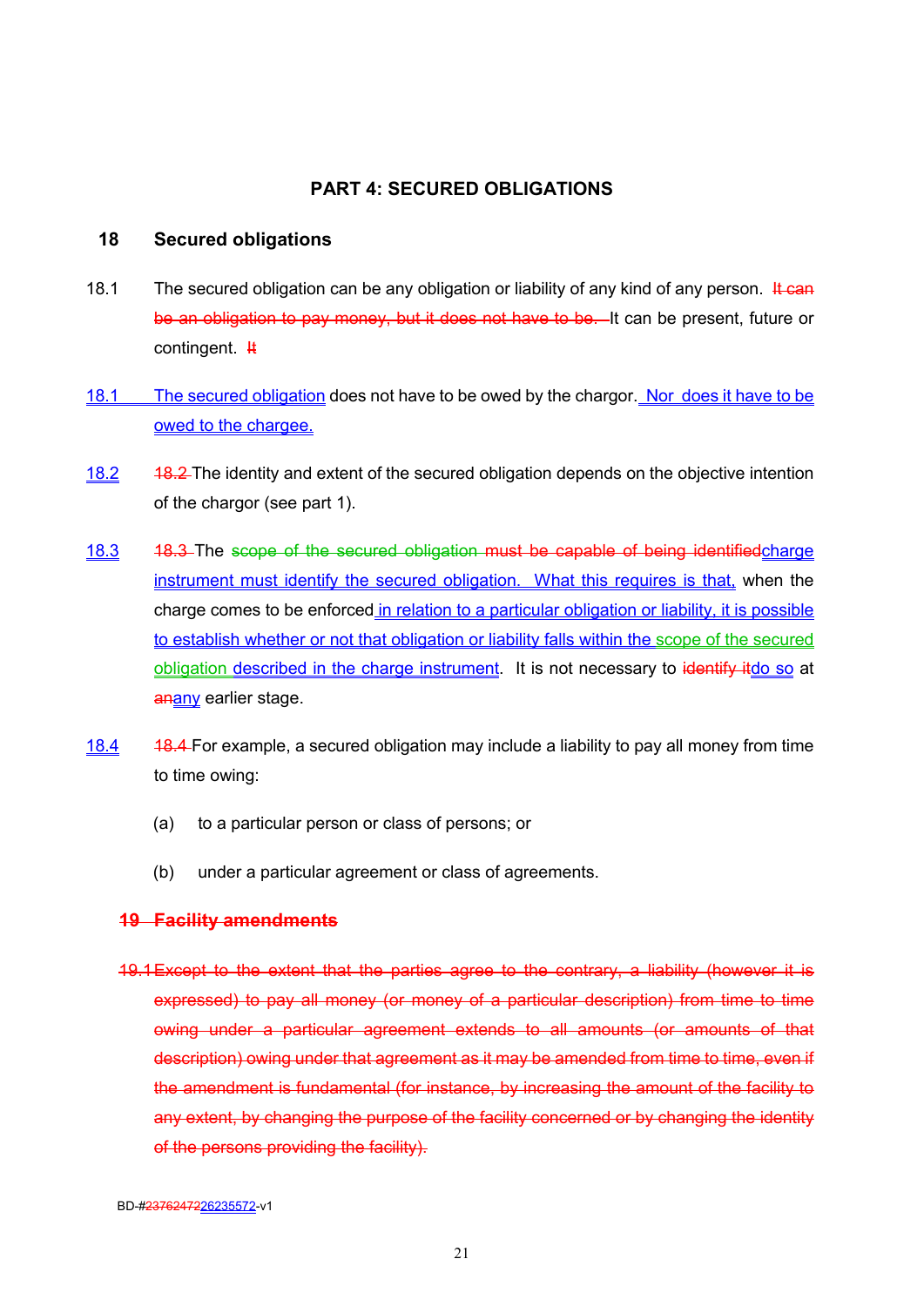**PART 4: SECURED OBLIGATIONS**

## 18 Secured obligations

18.1 The secured obligation can be any obligation or liability of any kind of any person. ~~It can be an obligation to pay money, but it does not have to be.~~ It can be present, future or contingent. ~~It~~

18.1 The secured obligation does not have to be owed by the chargor. Nor does it have to be owed to the chargee.

18.2 ~~18.2~~ The identity and extent of the secured obligation depends on the objective intention of the chargor (see part 1).

18.3 ~~18.3~~ The ~~scope of the secured obligation must be capable of being identified~~charge instrument must identify the secured obligation. What this requires is that, when the charge comes to be enforced in relation to a particular obligation or liability, it is possible to establish whether or not that obligation or liability falls within the scope of the secured obligation described in the charge instrument. It is not necessary to ~~identify it~~do so at ~~an~~any earlier stage.

18.4 ~~18.4~~ For example, a secured obligation may include a liability to pay all money from time to time owing:

(a) to a particular person or class of persons; or

(b) under a particular agreement or class of agreements.

~~**19 Facility amendments**~~

~~19.1 Except to the extent that the parties agree to the contrary, a liability (however it is expressed) to pay all money (or money of a particular description) from time to time owing under a particular agreement extends to all amounts (or amounts of that description) owing under that agreement as it may be amended from time to time, even if the amendment is fundamental (for instance, by increasing the amount of the facility to any extent, by changing the purpose of the facility concerned or by changing the identity of the persons providing the facility).~~

BD-#~~23762472~~26235572-v1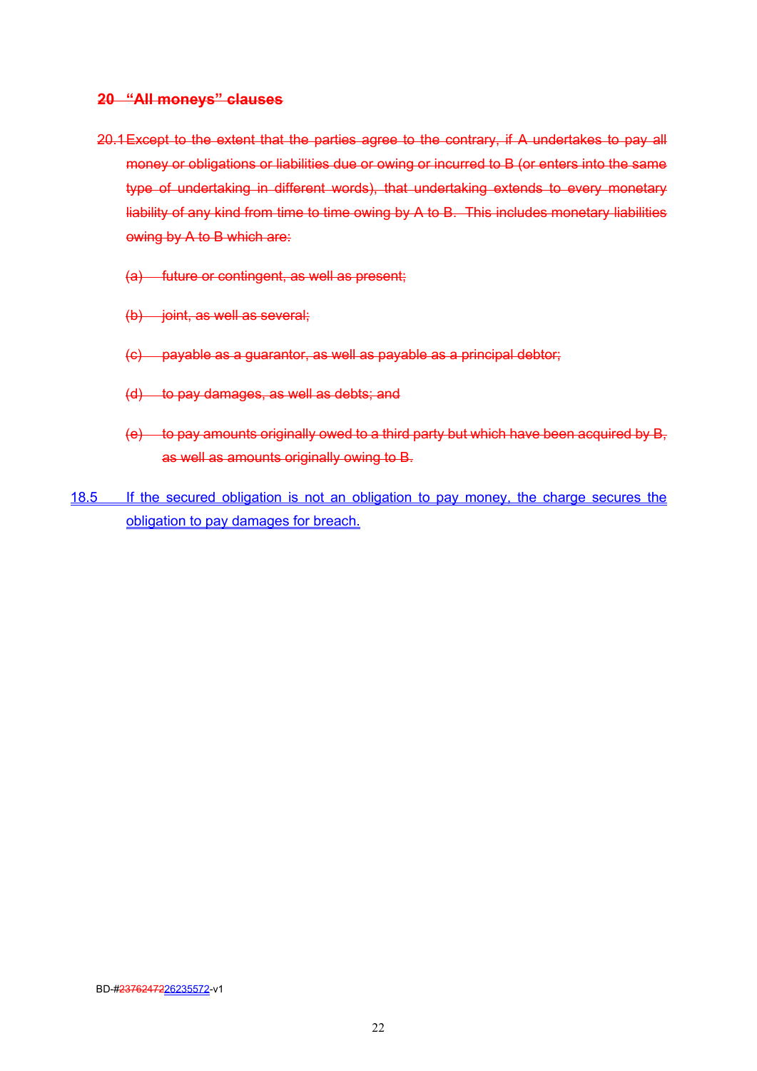## ~~20 "All moneys" clauses~~

~~20.1 Except to the extent that the parties agree to the contrary, if A undertakes to pay all money or obligations or liabilities due or owing or incurred to B (or enters into the same type of undertaking in different words), that undertaking extends to every monetary liability of any kind from time to time owing by A to B. This includes monetary liabilities owing by A to B which are:~~

~~(a) future or contingent, as well as present;~~

~~(b) joint, as well as several;~~

~~(c) payable as a guarantor, as well as payable as a principal debtor;~~

~~(d) to pay damages, as well as debts; and~~

~~(e) to pay amounts originally owed to a third party but which have been acquired by B, as well as amounts originally owing to B.~~

<u>18.5 If the secured obligation is not an obligation to pay money, the charge secures the obligation to pay damages for breach.</u>

BD-#~~23762472~~<u>26235572</u>-v1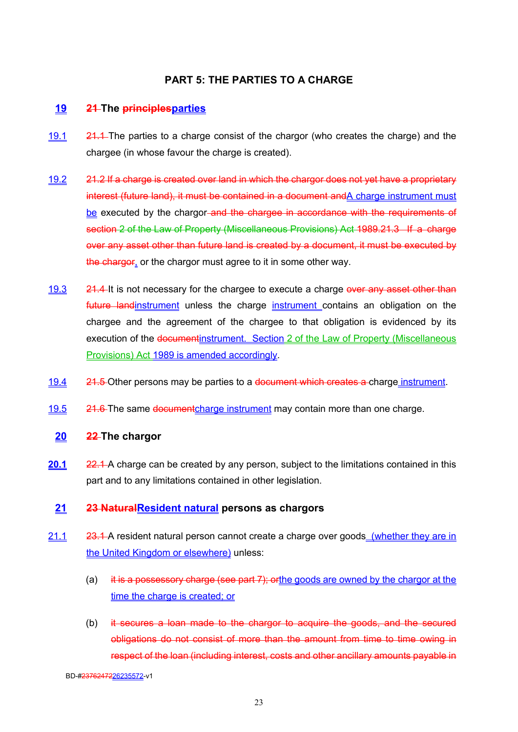# PART 5: THE PARTIES TO A CHARGE

## 19 ~~21~~ The ~~principles~~parties

19.1 ~~21.1~~ The parties to a charge consist of the chargor (who creates the charge) and the chargee (in whose favour the charge is created).

19.2 ~~21.2 If a charge is created over land in which the chargor does not yet have a proprietary interest (future land), it must be contained in a document and~~A charge instrument must be executed by the chargor ~~and the chargee in accordance with the requirements of section 2 of the Law of Property (Miscellaneous Provisions) Act 1989.21.3 If a charge over any asset other than future land is created by a document, it must be executed by the chargor~~, or the chargor must agree to it in some other way.

19.3 ~~21.4~~ It is not necessary for the chargee to execute a charge ~~over any asset other than future land~~instrument unless the charge instrument contains an obligation on the chargee and the agreement of the chargee to that obligation is evidenced by its execution of the ~~document~~instrument. Section 2 of the Law of Property (Miscellaneous Provisions) Act 1989 is amended accordingly.

19.4 ~~21.5~~ Other persons may be parties to a ~~document which creates a~~ charge instrument.

19.5 ~~21.6~~ The same ~~document~~charge instrument may contain more than one charge.

## 20 ~~22~~ The chargor

20.1 ~~22.1~~ A charge can be created by any person, subject to the limitations contained in this part and to any limitations contained in other legislation.

## 21 ~~23 Natural~~Resident natural persons as chargors

21.1 ~~23.1~~ A resident natural person cannot create a charge over goods (whether they are in the United Kingdom or elsewhere) unless:

(a) ~~it is a possessory charge (see part 7); or~~the goods are owned by the chargor at the time the charge is created; or

(b) ~~it secures a loan made to the chargor to acquire the goods, and the secured obligations do not consist of more than the amount from time to time owing in respect of the loan (including interest, costs and other ancillary amounts payable in~~

BD-#~~23762472~~26235572-v1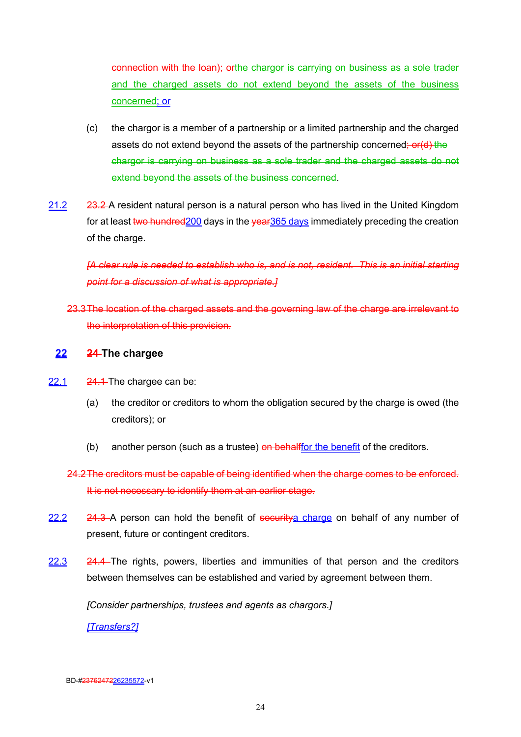~~connection with the loan); or~~the chargor is carrying on business as a sole trader and the charged assets do not extend beyond the assets of the business concerned; or

(c) the chargor is a member of a partnership or a limited partnership and the charged assets do not extend beyond the assets of the partnership concerned~~; or(d) the chargor is carrying on business as a sole trader and the charged assets do not extend beyond the assets of the business concerned~~.

21.2 ~~23.2~~ A resident natural person is a natural person who has lived in the United Kingdom for at least ~~two hundred~~200 days in the ~~year~~365 days immediately preceding the creation of the charge.

~~*[A clear rule is needed to establish who is, and is not, resident. This is an initial starting point for a discussion of what is appropriate.]*~~

~~23.3 The location of the charged assets and the governing law of the charge are irrelevant to the interpretation of this provision.~~

## 22 ~~24~~ The chargee

22.1 ~~24.1~~ The chargee can be:

(a) the creditor or creditors to whom the obligation secured by the charge is owed (the creditors); or

(b) another person (such as a trustee) ~~on behalf~~for the benefit of the creditors.

~~24.2 The creditors must be capable of being identified when the charge comes to be enforced. It is not necessary to identify them at an earlier stage.~~

22.2 ~~24.3~~ A person can hold the benefit of ~~security~~a charge on behalf of any number of present, future or contingent creditors.

22.3 ~~24.4~~ The rights, powers, liberties and immunities of that person and the creditors between themselves can be established and varied by agreement between them.

*[Consider partnerships, trustees and agents as chargors.]*

*[Transfers?]*

BD-#~~23762472~~26235572-v1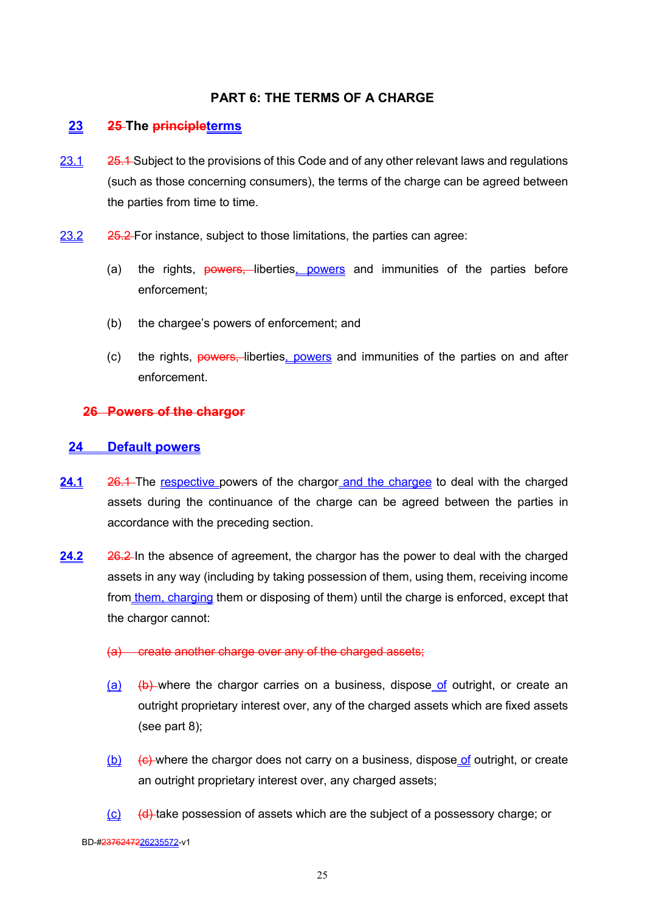## PART 6: THE TERMS OF A CHARGE

### 23 ~~25~~ The ~~principle~~terms

23.1 ~~25.1~~ Subject to the provisions of this Code and of any other relevant laws and regulations (such as those concerning consumers), the terms of the charge can be agreed between the parties from time to time.

23.2 ~~25.2~~ For instance, subject to those limitations, the parties can agree:

(a) the rights, ~~powers,~~ liberties, powers and immunities of the parties before enforcement;

(b) the chargee's powers of enforcement; and

(c) the rights, ~~powers,~~ liberties, powers and immunities of the parties on and after enforcement.

### ~~26 Powers of the chargor~~

### 24 Default powers

**24.1** ~~26.1~~ The respective powers of the chargor and the chargee to deal with the charged assets during the continuance of the charge can be agreed between the parties in accordance with the preceding section.

**24.2** ~~26.2~~ In the absence of agreement, the chargor has the power to deal with the charged assets in any way (including by taking possession of them, using them, receiving income from them, charging them or disposing of them) until the charge is enforced, except that the chargor cannot:

~~(a) create another charge over any of the charged assets;~~

(a) ~~(b)~~ where the chargor carries on a business, dispose of outright, or create an outright proprietary interest over, any of the charged assets which are fixed assets (see part 8);

(b) ~~(c)~~ where the chargor does not carry on a business, dispose of outright, or create an outright proprietary interest over, any charged assets;

(c) ~~(d)~~ take possession of assets which are the subject of a possessory charge; or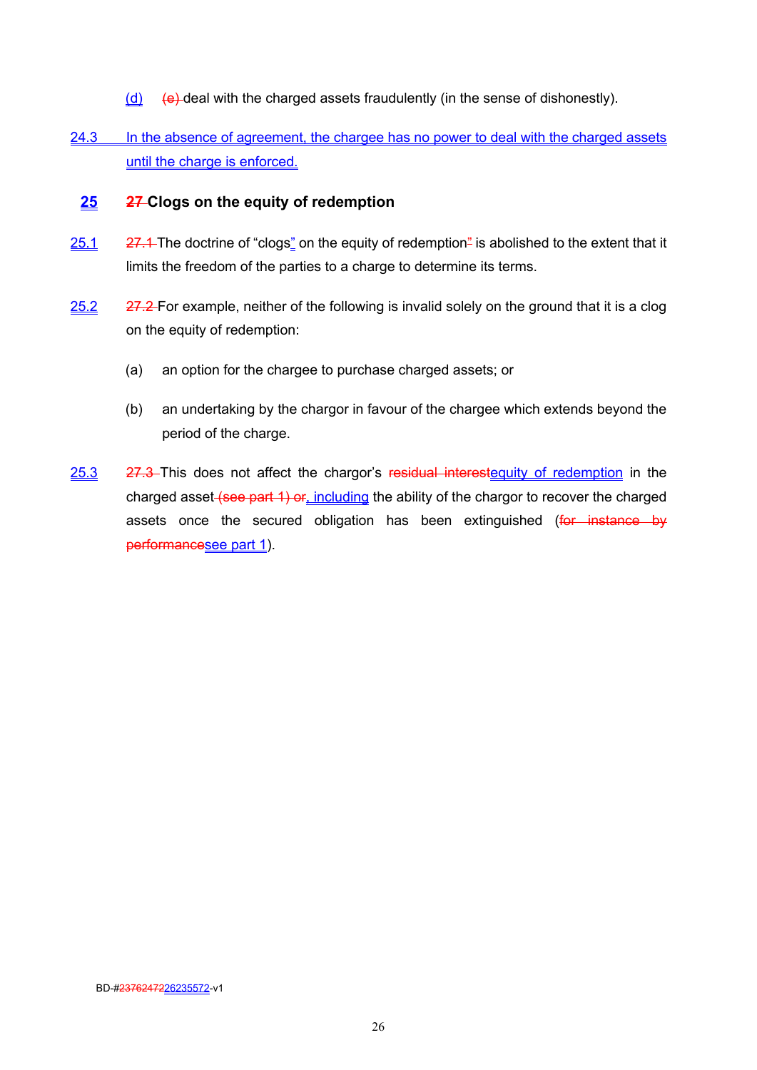(d) ~~(e)~~ deal with the charged assets fraudulently (in the sense of dishonestly).

24.3 In the absence of agreement, the chargee has no power to deal with the charged assets until the charge is enforced.

## 25 ~~27~~ Clogs on the equity of redemption

25.1 ~~27.1~~ The doctrine of "clogs" on the equity of redemption~~"~~ is abolished to the extent that it limits the freedom of the parties to a charge to determine its terms.

25.2 ~~27.2~~ For example, neither of the following is invalid solely on the ground that it is a clog on the equity of redemption:

(a) an option for the chargee to purchase charged assets; or

(b) an undertaking by the chargor in favour of the chargee which extends beyond the period of the charge.

25.3 ~~27.3~~ This does not affect the chargor's ~~residual interest~~equity of redemption in the charged asset ~~(see part 1) or~~, including the ability of the chargor to recover the charged assets once the secured obligation has been extinguished (~~for instance by performance~~see part 1).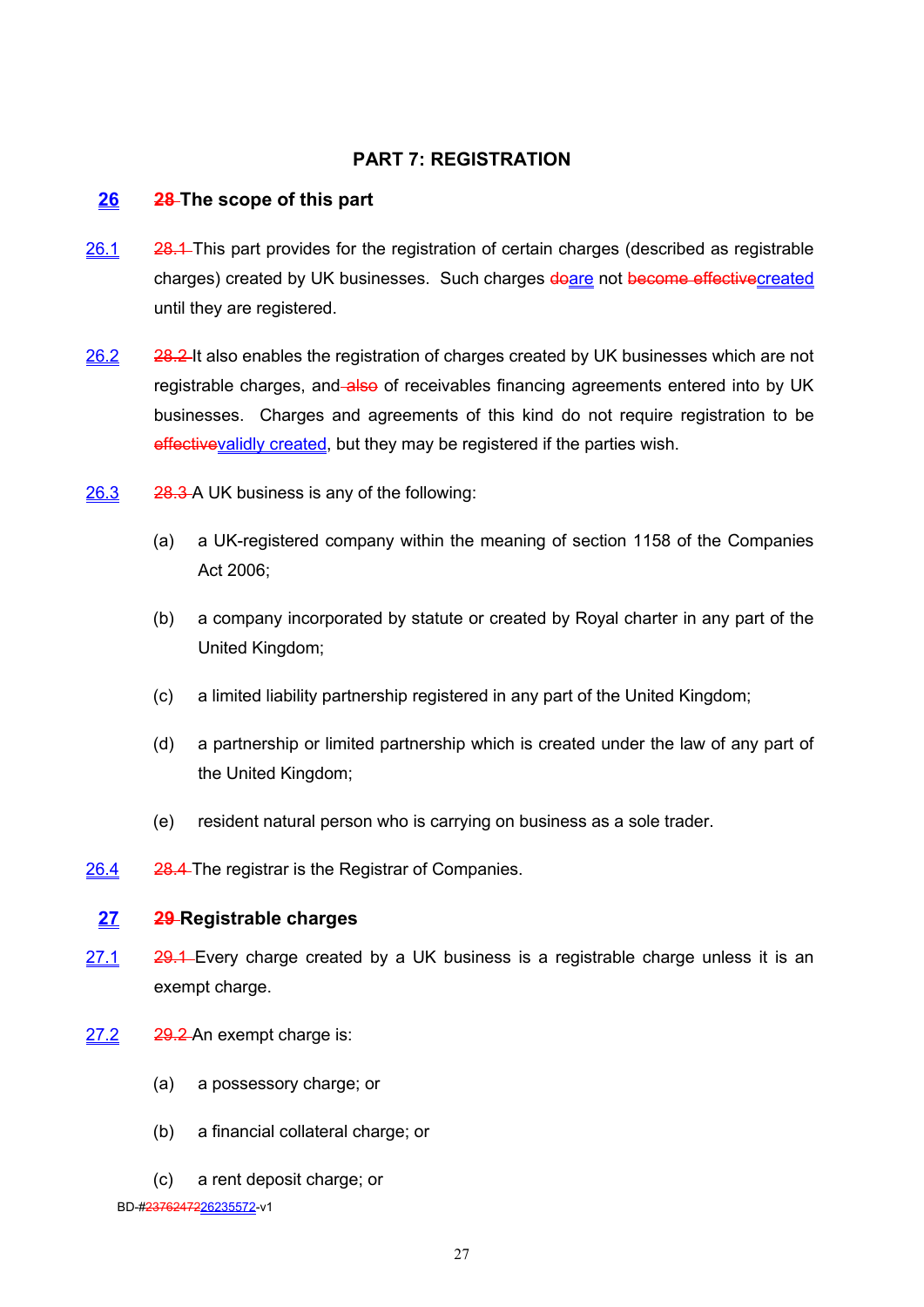## PART 7: REGISTRATION

### 26 ~~28~~ The scope of this part

26.1 ~~28.1~~ This part provides for the registration of certain charges (described as registrable charges) created by UK businesses. Such charges ~~do~~are not ~~become effective~~created until they are registered.

26.2 ~~28.2~~ It also enables the registration of charges created by UK businesses which are not registrable charges, and ~~also~~ of receivables financing agreements entered into by UK businesses. Charges and agreements of this kind do not require registration to be ~~effective~~validly created, but they may be registered if the parties wish.

26.3 ~~28.3~~ A UK business is any of the following:

(a) a UK-registered company within the meaning of section 1158 of the Companies Act 2006;

(b) a company incorporated by statute or created by Royal charter in any part of the United Kingdom;

(c) a limited liability partnership registered in any part of the United Kingdom;

(d) a partnership or limited partnership which is created under the law of any part of the United Kingdom;

(e) resident natural person who is carrying on business as a sole trader.

26.4 ~~28.4~~ The registrar is the Registrar of Companies.

### 27 ~~29~~ Registrable charges

27.1 ~~29.1~~ Every charge created by a UK business is a registrable charge unless it is an exempt charge.

27.2 ~~29.2~~ An exempt charge is:

(a) a possessory charge; or

(b) a financial collateral charge; or

(c) a rent deposit charge; or

BD-#~~23762472~~26235572-v1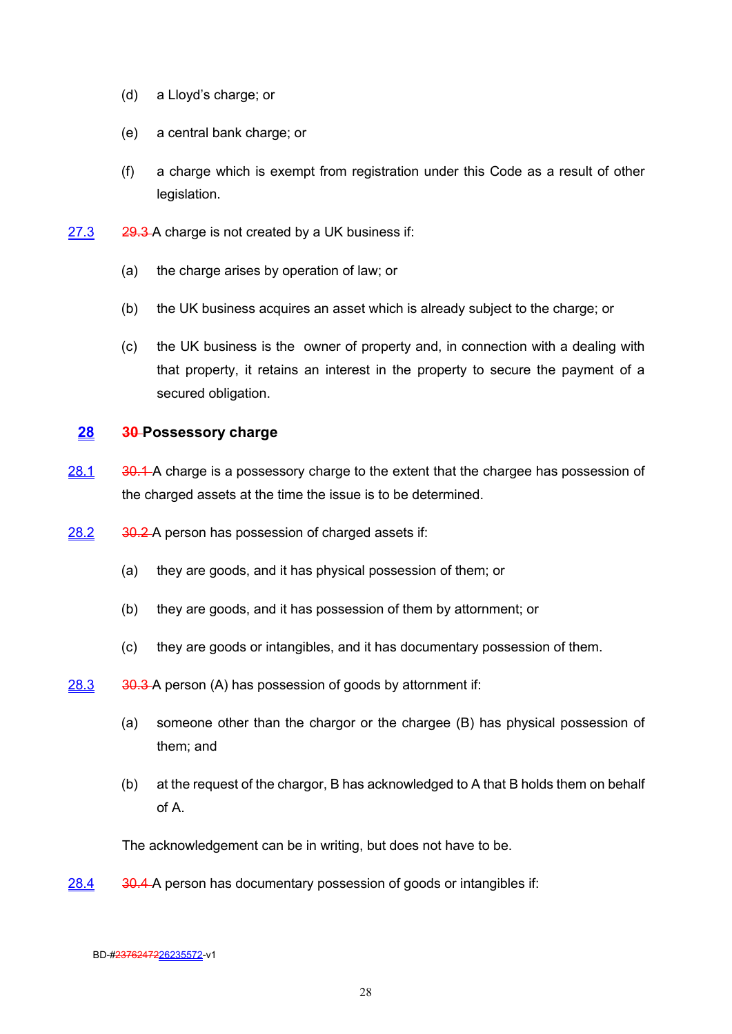(d) a Lloyd's charge; or

(e) a central bank charge; or

(f) a charge which is exempt from registration under this Code as a result of other legislation.

27.3 ~~29.3~~ A charge is not created by a UK business if:

(a) the charge arises by operation of law; or

(b) the UK business acquires an asset which is already subject to the charge; or

(c) the UK business is the owner of property and, in connection with a dealing with that property, it retains an interest in the property to secure the payment of a secured obligation.

## 28 ~~30~~ Possessory charge

28.1 ~~30.1~~ A charge is a possessory charge to the extent that the chargee has possession of the charged assets at the time the issue is to be determined.

28.2 ~~30.2~~ A person has possession of charged assets if:

(a) they are goods, and it has physical possession of them; or

(b) they are goods, and it has possession of them by attornment; or

(c) they are goods or intangibles, and it has documentary possession of them.

28.3 ~~30.3~~ A person (A) has possession of goods by attornment if:

(a) someone other than the chargor or the chargee (B) has physical possession of them; and

(b) at the request of the chargor, B has acknowledged to A that B holds them on behalf of A.

The acknowledgement can be in writing, but does not have to be.

28.4 ~~30.4~~ A person has documentary possession of goods or intangibles if:

BD-#~~23762472~~26235572-v1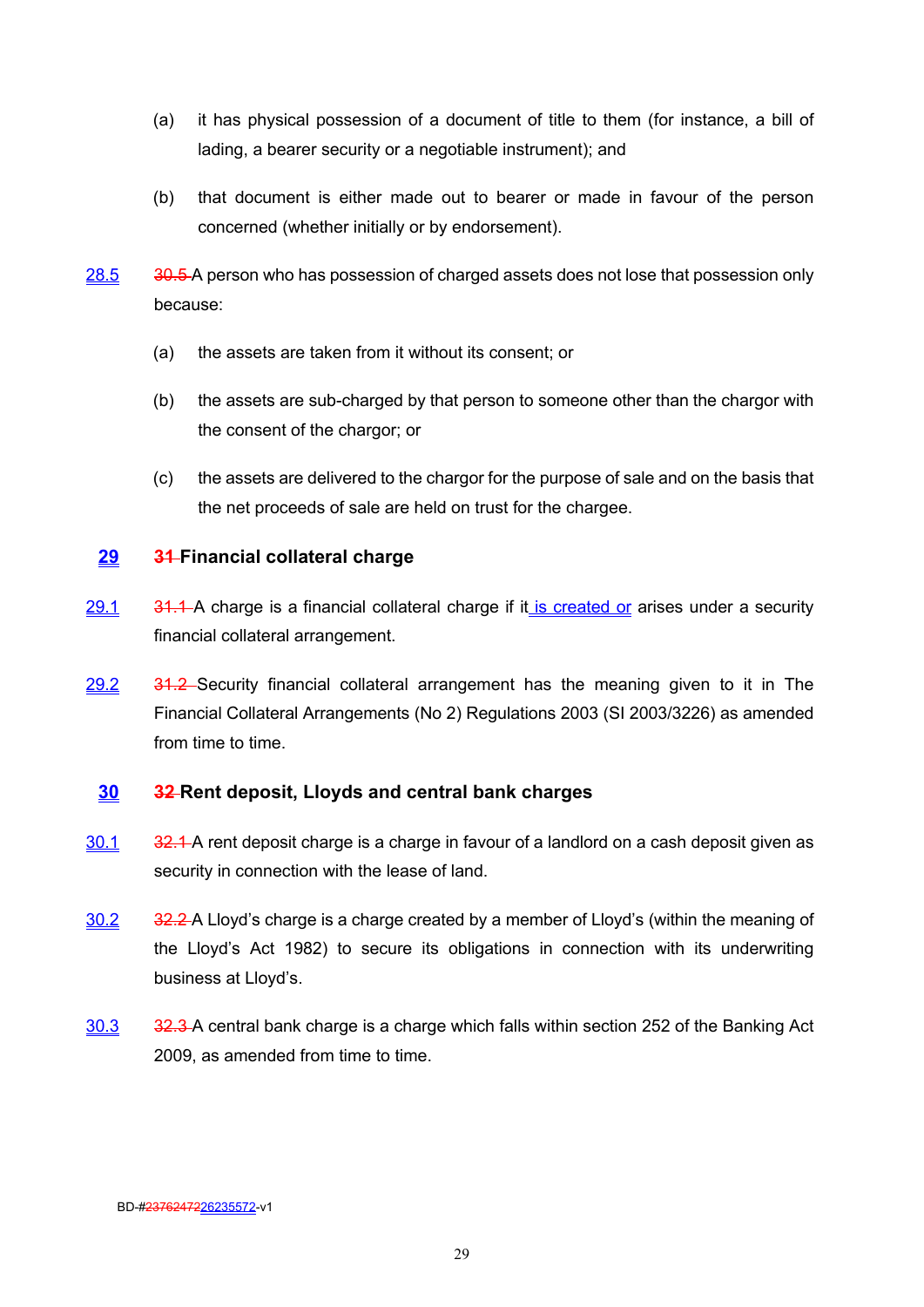(a) it has physical possession of a document of title to them (for instance, a bill of lading, a bearer security or a negotiable instrument); and

(b) that document is either made out to bearer or made in favour of the person concerned (whether initially or by endorsement).

28.5 ~~30.5~~ A person who has possession of charged assets does not lose that possession only because:

(a) the assets are taken from it without its consent; or

(b) the assets are sub-charged by that person to someone other than the chargor with the consent of the chargor; or

(c) the assets are delivered to the chargor for the purpose of sale and on the basis that the net proceeds of sale are held on trust for the chargee.

## 29 ~~31~~ Financial collateral charge

29.1 ~~31.1~~ A charge is a financial collateral charge if it is created or arises under a security financial collateral arrangement.

29.2 ~~31.2~~ Security financial collateral arrangement has the meaning given to it in The Financial Collateral Arrangements (No 2) Regulations 2003 (SI 2003/3226) as amended from time to time.

## 30 ~~32~~ Rent deposit, Lloyds and central bank charges

30.1 ~~32.1~~ A rent deposit charge is a charge in favour of a landlord on a cash deposit given as security in connection with the lease of land.

30.2 ~~32.2~~ A Lloyd's charge is a charge created by a member of Lloyd's (within the meaning of the Lloyd's Act 1982) to secure its obligations in connection with its underwriting business at Lloyd's.

30.3 ~~32.3~~ A central bank charge is a charge which falls within section 252 of the Banking Act 2009, as amended from time to time.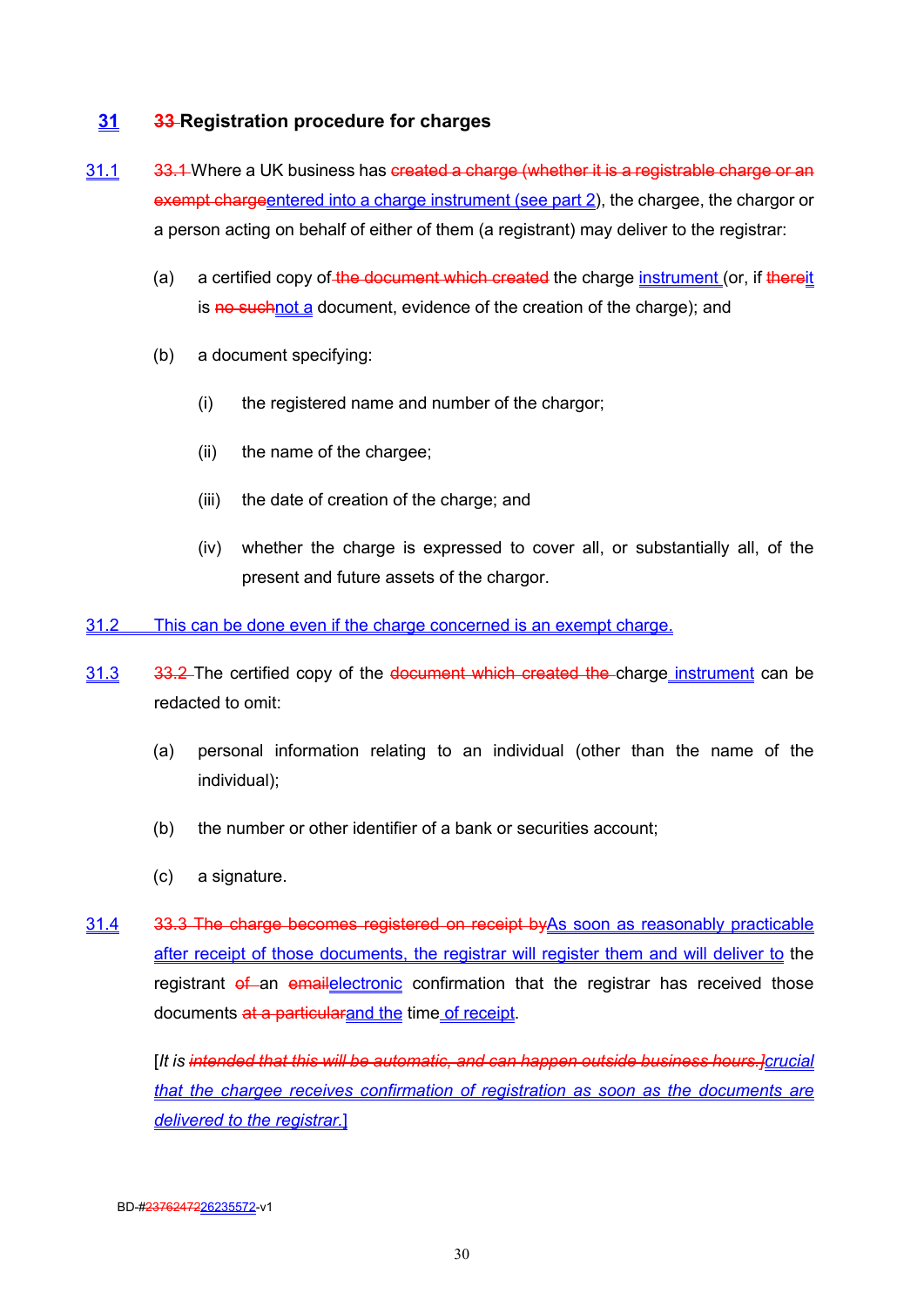## 31 ~~33~~ Registration procedure for charges

31.1 ~~33.1~~ Where a UK business has ~~created a charge (whether it is a registrable charge or an exempt charge~~entered into a charge instrument (see part 2), the chargee, the chargor or a person acting on behalf of either of them (a registrant) may deliver to the registrar:

(a) a certified copy of ~~the document which created~~ the charge instrument (or, if ~~there~~it is ~~no such~~not a document, evidence of the creation of the charge); and

(b) a document specifying:

(i) the registered name and number of the chargor;

(ii) the name of the chargee;

(iii) the date of creation of the charge; and

(iv) whether the charge is expressed to cover all, or substantially all, of the present and future assets of the chargor.

31.2 This can be done even if the charge concerned is an exempt charge.

31.3 ~~33.2~~ The certified copy of the ~~document which created the~~ charge instrument can be redacted to omit:

(a) personal information relating to an individual (other than the name of the individual);

(b) the number or other identifier of a bank or securities account;

(c) a signature.

31.4 ~~33.3 The charge becomes registered on receipt by~~As soon as reasonably practicable after receipt of those documents, the registrar will register them and will deliver to the registrant ~~of~~ an ~~email~~electronic confirmation that the registrar has received those documents ~~at a particular~~and the time of receipt.

[*It is ~~intended that this will be automatic, and can happen outside business hours.]~~crucial that the chargee receives confirmation of registration as soon as the documents are delivered to the registrar.*]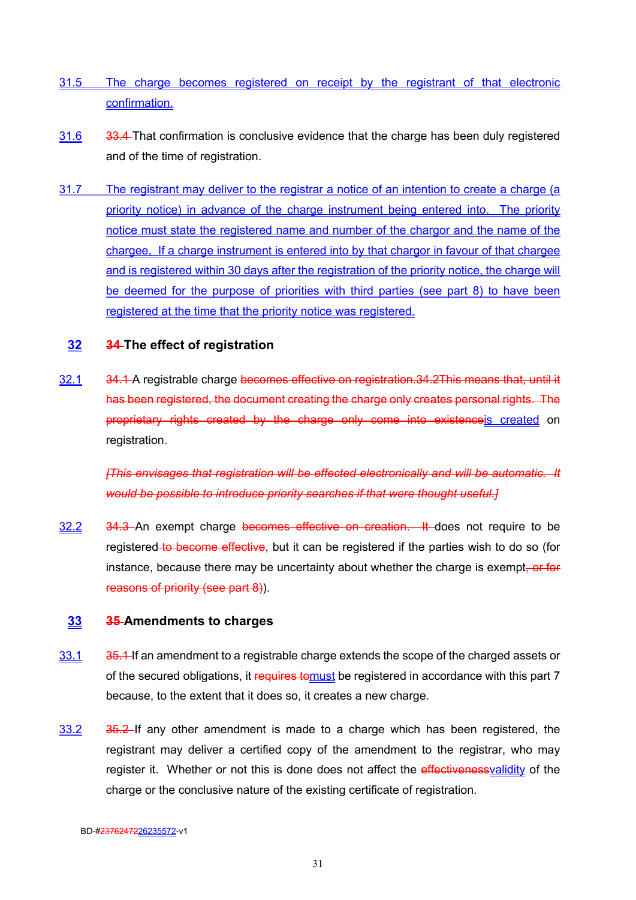31.5 The charge becomes registered on receipt by the registrant of that electronic confirmation.

31.6 33.4 That confirmation is conclusive evidence that the charge has been duly registered and of the time of registration.

31.7 The registrant may deliver to the registrar a notice of an intention to create a charge (a priority notice) in advance of the charge instrument being entered into. The priority notice must state the registered name and number of the chargor and the name of the chargee. If a charge instrument is entered into by that chargor in favour of that chargee and is registered within 30 days after the registration of the priority notice, the charge will be deemed for the purpose of priorities with third parties (see part 8) to have been registered at the time that the priority notice was registered.

## 32 34 The effect of registration

32.1 34.1 A registrable charge becomes effective on registration.34.2This means that, until it has been registered, the document creating the charge only creates personal rights. The proprietary rights created by the charge only come into existenceis created on registration.

*[This envisages that registration will be effected electronically and will be automatic. It would be possible to introduce priority searches if that were thought useful.]*

32.2 34.3 An exempt charge becomes effective on creation. It does not require to be registered to become effective, but it can be registered if the parties wish to do so (for instance, because there may be uncertainty about whether the charge is exempt, or for reasons of priority (see part 8)).

## 33 35 Amendments to charges

33.1 35.1 If an amendment to a registrable charge extends the scope of the charged assets or of the secured obligations, it requires tomust be registered in accordance with this part 7 because, to the extent that it does so, it creates a new charge.

33.2 35.2 If any other amendment is made to a charge which has been registered, the registrant may deliver a certified copy of the amendment to the registrar, who may register it. Whether or not this is done does not affect the effectivenessvalidity of the charge or the conclusive nature of the existing certificate of registration.

BD-#2376247226235572-v1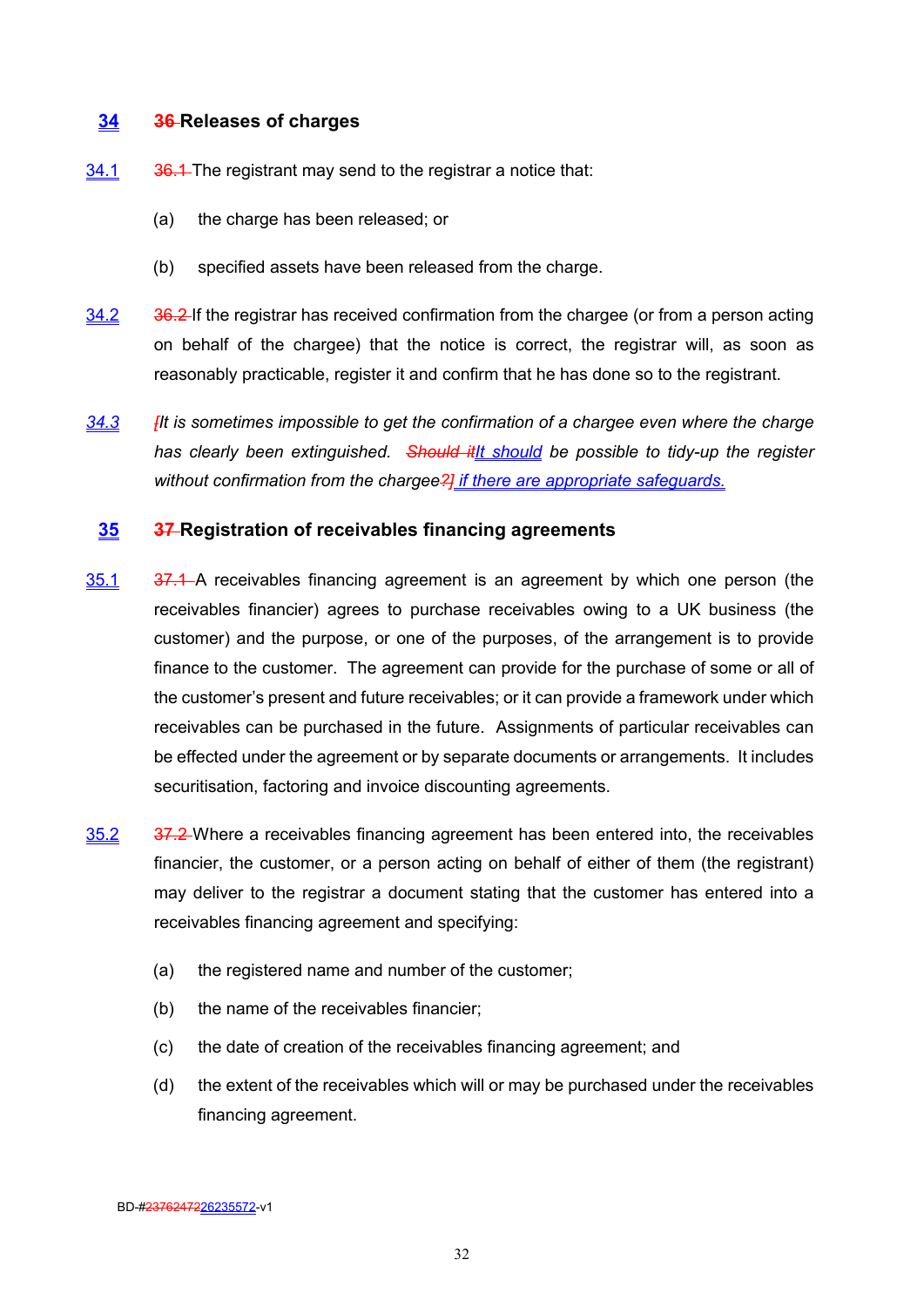## 34 ~~36~~ Releases of charges

34.1 ~~36.1~~ The registrant may send to the registrar a notice that:

(a) the charge has been released; or

(b) specified assets have been released from the charge.

34.2 ~~36.2~~ If the registrar has received confirmation from the chargee (or from a person acting on behalf of the chargee) that the notice is correct, the registrar will, as soon as reasonably practicable, register it and confirm that he has done so to the registrant.

*34.3* *~~[~~It is sometimes impossible to get the confirmation of a chargee even where the charge has clearly been extinguished. ~~Should it~~It should be possible to tidy-up the register without confirmation from the chargee~~?]~~ if there are appropriate safeguards.*

## 35 ~~37~~ Registration of receivables financing agreements

35.1 ~~37.1~~ A receivables financing agreement is an agreement by which one person (the receivables financier) agrees to purchase receivables owing to a UK business (the customer) and the purpose, or one of the purposes, of the arrangement is to provide finance to the customer. The agreement can provide for the purchase of some or all of the customer's present and future receivables; or it can provide a framework under which receivables can be purchased in the future. Assignments of particular receivables can be effected under the agreement or by separate documents or arrangements. It includes securitisation, factoring and invoice discounting agreements.

35.2 ~~37.2~~ Where a receivables financing agreement has been entered into, the receivables financier, the customer, or a person acting on behalf of either of them (the registrant) may deliver to the registrar a document stating that the customer has entered into a receivables financing agreement and specifying:

(a) the registered name and number of the customer;

(b) the name of the receivables financier;

(c) the date of creation of the receivables financing agreement; and

(d) the extent of the receivables which will or may be purchased under the receivables financing agreement.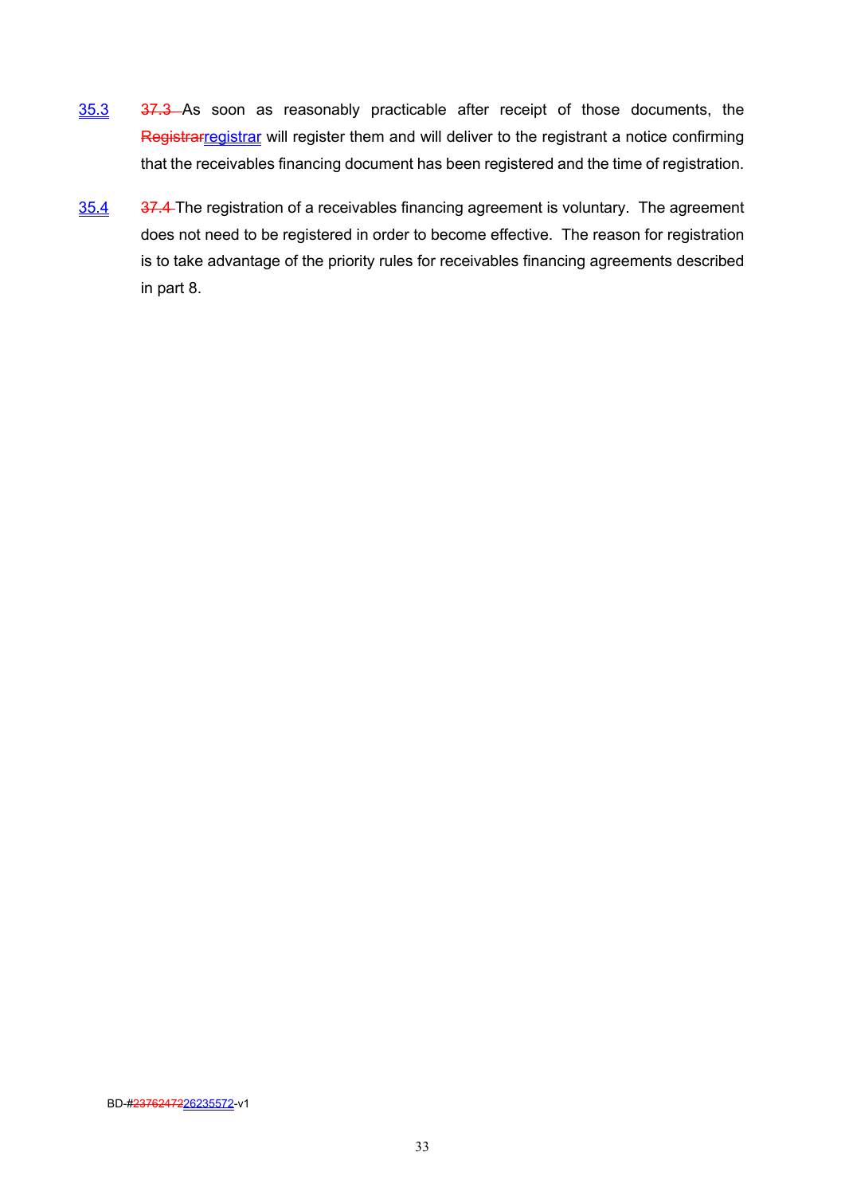35.3 ~~37.3~~ As soon as reasonably practicable after receipt of those documents, the ~~Registrar~~registrar will register them and will deliver to the registrant a notice confirming that the receivables financing document has been registered and the time of registration.

35.4 ~~37.4~~ The registration of a receivables financing agreement is voluntary. The agreement does not need to be registered in order to become effective. The reason for registration is to take advantage of the priority rules for receivables financing agreements described in part 8.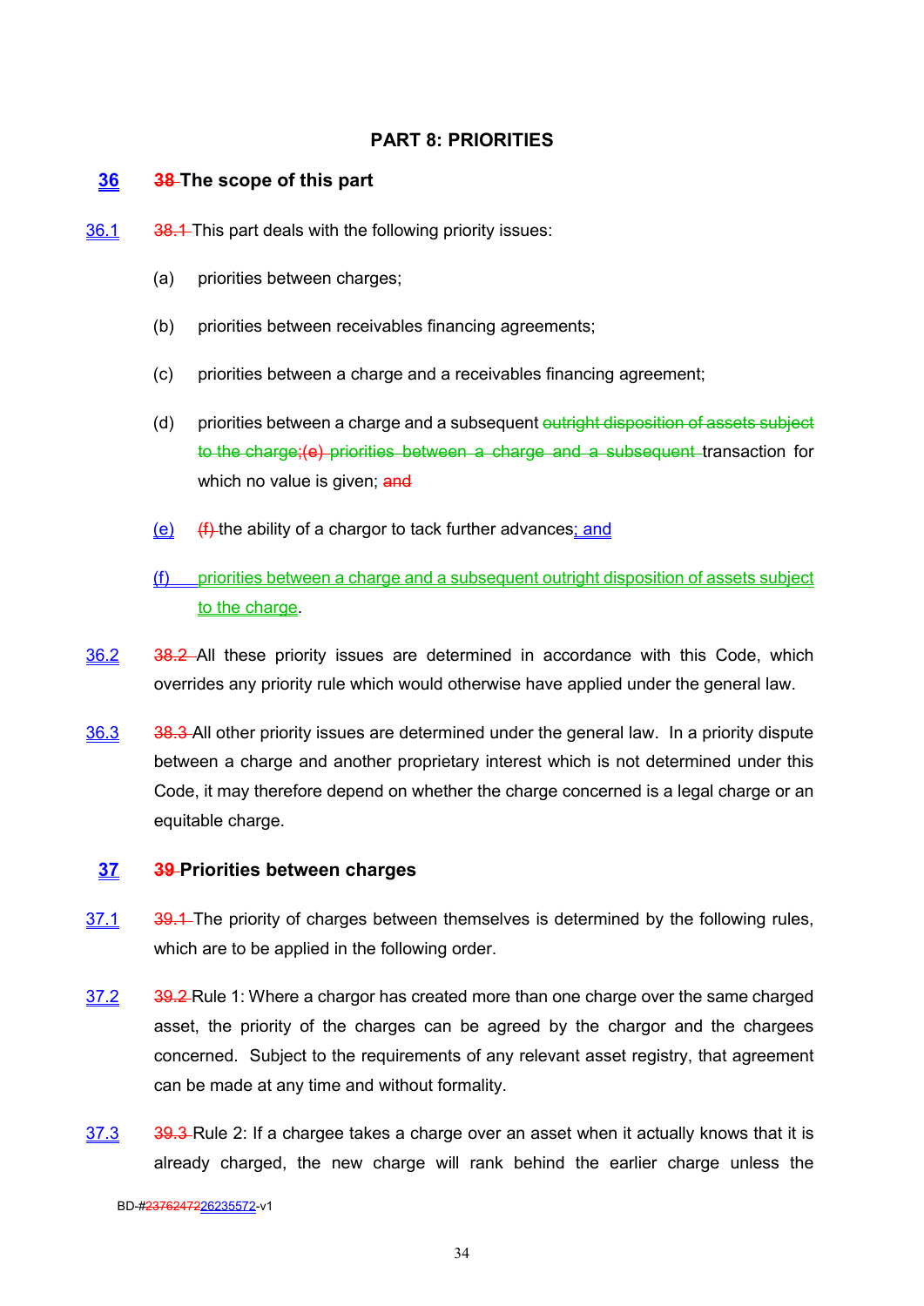## PART 8: PRIORITIES

### 36 ~~38~~ The scope of this part

36.1 ~~38.1~~ This part deals with the following priority issues:

(a) priorities between charges;

(b) priorities between receivables financing agreements;

(c) priorities between a charge and a receivables financing agreement;

(d) priorities between a charge and a subsequent ~~outright disposition of assets subject to the charge;(e) priorities between a charge and a subsequent~~ transaction for which no value is given; ~~and~~

(e) ~~(f)~~ the ability of a chargor to tack further advances; and

(f) priorities between a charge and a subsequent outright disposition of assets subject to the charge.

36.2 ~~38.2~~ All these priority issues are determined in accordance with this Code, which overrides any priority rule which would otherwise have applied under the general law.

36.3 ~~38.3~~ All other priority issues are determined under the general law. In a priority dispute between a charge and another proprietary interest which is not determined under this Code, it may therefore depend on whether the charge concerned is a legal charge or an equitable charge.

### 37 ~~39~~ Priorities between charges

37.1 ~~39.1~~ The priority of charges between themselves is determined by the following rules, which are to be applied in the following order.

37.2 ~~39.2~~ Rule 1: Where a chargor has created more than one charge over the same charged asset, the priority of the charges can be agreed by the chargor and the chargees concerned. Subject to the requirements of any relevant asset registry, that agreement can be made at any time and without formality.

37.3 ~~39.3~~ Rule 2: If a chargee takes a charge over an asset when it actually knows that it is already charged, the new charge will rank behind the earlier charge unless the

BD-#~~23762472~~26235572-v1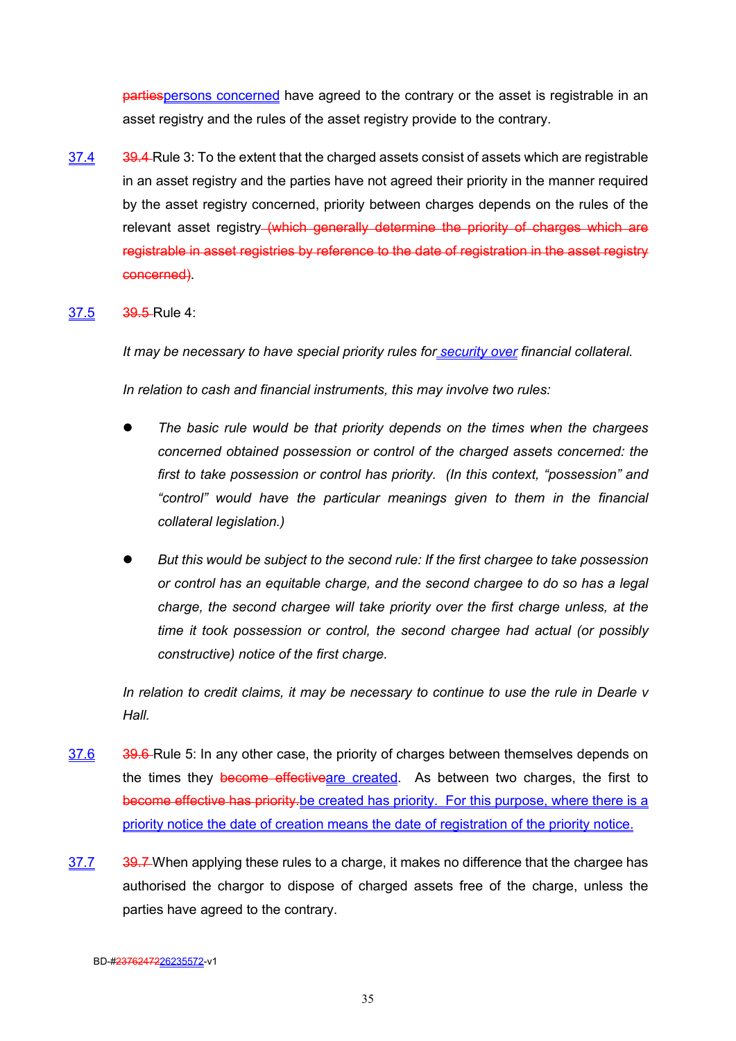~~parties~~persons concerned have agreed to the contrary or the asset is registrable in an asset registry and the rules of the asset registry provide to the contrary.

37.4 ~~39.4~~ Rule 3: To the extent that the charged assets consist of assets which are registrable in an asset registry and the parties have not agreed their priority in the manner required by the asset registry concerned, priority between charges depends on the rules of the relevant asset registry ~~(which generally determine the priority of charges which are registrable in asset registries by reference to the date of registration in the asset registry concerned)~~.

37.5 ~~39.5~~ Rule 4:

*It may be necessary to have special priority rules for security over financial collateral.*

*In relation to cash and financial instruments, this may involve two rules:*

- *The basic rule would be that priority depends on the times when the chargees concerned obtained possession or control of the charged assets concerned: the first to take possession or control has priority. (In this context, "possession" and "control" would have the particular meanings given to them in the financial collateral legislation.)*

- *But this would be subject to the second rule: If the first chargee to take possession or control has an equitable charge, and the second chargee to do so has a legal charge, the second chargee will take priority over the first charge unless, at the time it took possession or control, the second chargee had actual (or possibly constructive) notice of the first charge.*

*In relation to credit claims, it may be necessary to continue to use the rule in Dearle v Hall.*

37.6 ~~39.6~~ Rule 5: In any other case, the priority of charges between themselves depends on the times they ~~become effective~~are created. As between two charges, the first to ~~become effective has priority.~~be created has priority. For this purpose, where there is a priority notice the date of creation means the date of registration of the priority notice.

37.7 ~~39.7~~ When applying these rules to a charge, it makes no difference that the chargee has authorised the chargor to dispose of charged assets free of the charge, unless the parties have agreed to the contrary.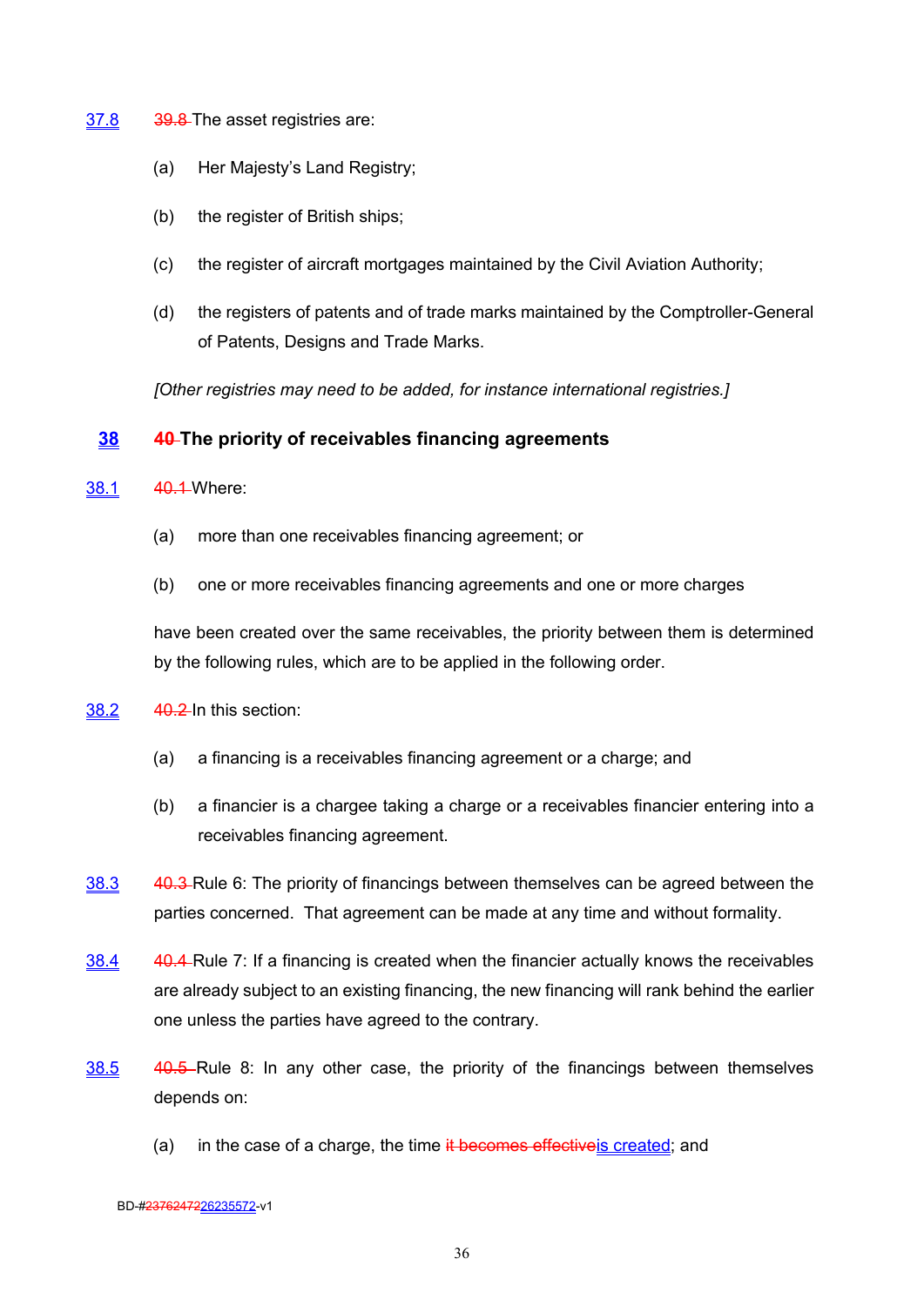37.8 ~~39.8~~ The asset registries are:

(a) Her Majesty's Land Registry;

(b) the register of British ships;

(c) the register of aircraft mortgages maintained by the Civil Aviation Authority;

(d) the registers of patents and of trade marks maintained by the Comptroller-General of Patents, Designs and Trade Marks.

*[Other registries may need to be added, for instance international registries.]*

## 38 ~~40~~ The priority of receivables financing agreements

38.1 ~~40.1~~ Where:

(a) more than one receivables financing agreement; or

(b) one or more receivables financing agreements and one or more charges

have been created over the same receivables, the priority between them is determined by the following rules, which are to be applied in the following order.

38.2 ~~40.2~~ In this section:

(a) a financing is a receivables financing agreement or a charge; and

(b) a financier is a chargee taking a charge or a receivables financier entering into a receivables financing agreement.

38.3 ~~40.3~~ Rule 6: The priority of financings between themselves can be agreed between the parties concerned. That agreement can be made at any time and without formality.

38.4 ~~40.4~~ Rule 7: If a financing is created when the financier actually knows the receivables are already subject to an existing financing, the new financing will rank behind the earlier one unless the parties have agreed to the contrary.

38.5 ~~40.5~~ Rule 8: In any other case, the priority of the financings between themselves depends on:

(a) in the case of a charge, the time ~~it becomes effective~~is created; and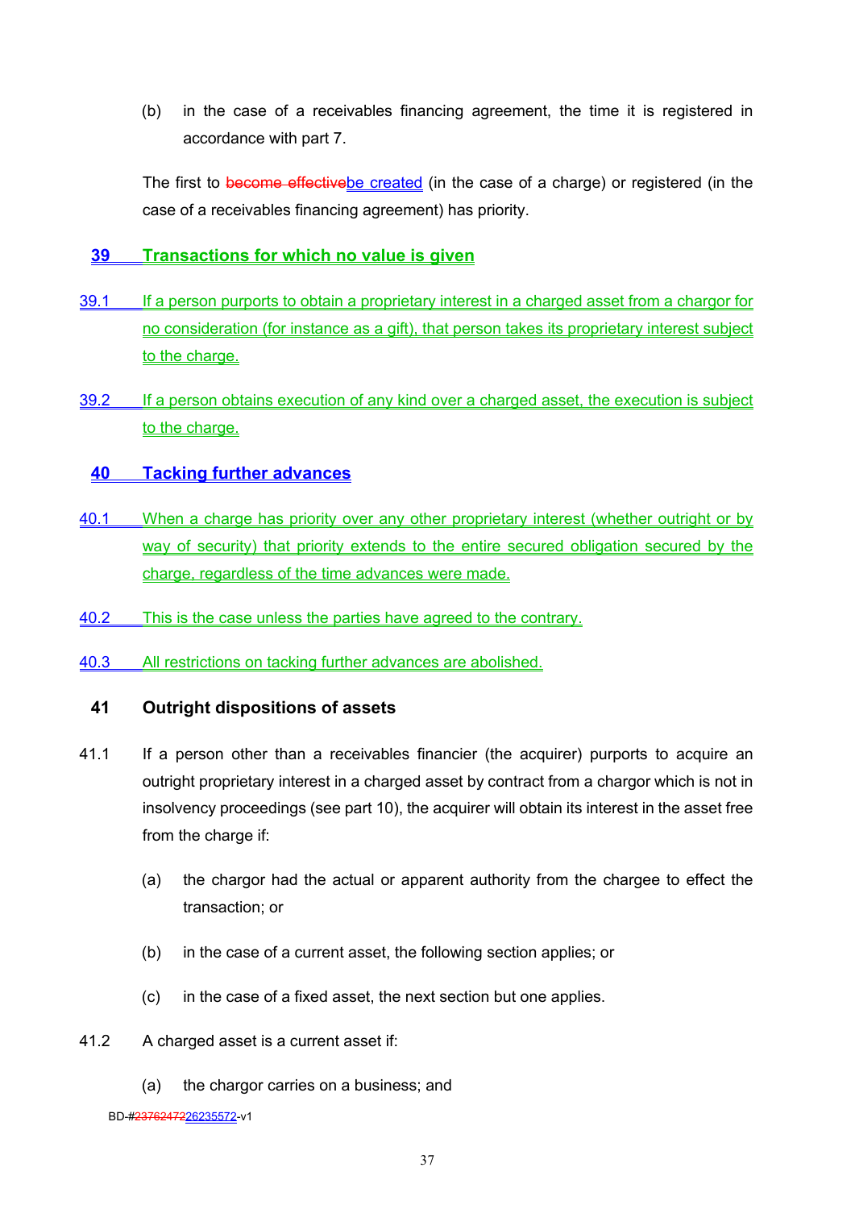(b) in the case of a receivables financing agreement, the time it is registered in accordance with part 7.

The first to ~~become effective~~be created (in the case of a charge) or registered (in the case of a receivables financing agreement) has priority.

## 39 Transactions for which no value is given

39.1 If a person purports to obtain a proprietary interest in a charged asset from a chargor for no consideration (for instance as a gift), that person takes its proprietary interest subject to the charge.

39.2 If a person obtains execution of any kind over a charged asset, the execution is subject to the charge.

## 40 Tacking further advances

40.1 When a charge has priority over any other proprietary interest (whether outright or by way of security) that priority extends to the entire secured obligation secured by the charge, regardless of the time advances were made.

40.2 This is the case unless the parties have agreed to the contrary.

40.3 All restrictions on tacking further advances are abolished.

## 41 Outright dispositions of assets

41.1 If a person other than a receivables financier (the acquirer) purports to acquire an outright proprietary interest in a charged asset by contract from a chargor which is not in insolvency proceedings (see part 10), the acquirer will obtain its interest in the asset free from the charge if:

(a) the chargor had the actual or apparent authority from the chargee to effect the transaction; or

(b) in the case of a current asset, the following section applies; or

(c) in the case of a fixed asset, the next section but one applies.

41.2 A charged asset is a current asset if:

(a) the chargor carries on a business; and

BD-#~~23762472~~26235572-v1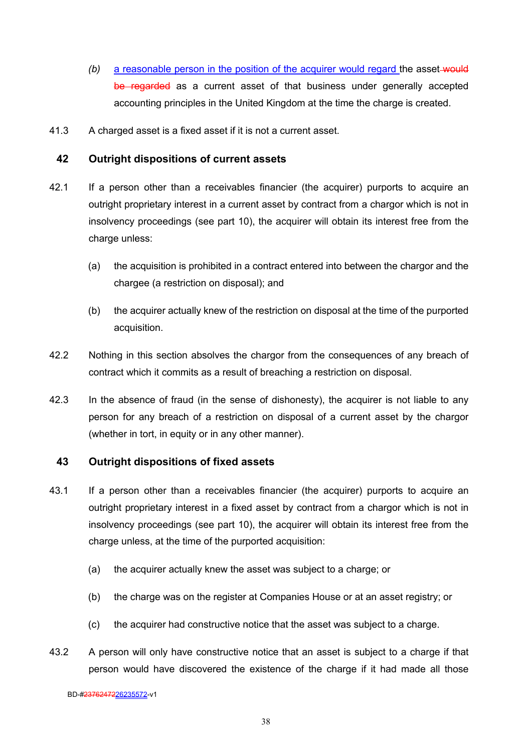*(b)* a reasonable person in the position of the acquirer would regard the asset ~~would be regarded~~ as a current asset of that business under generally accepted accounting principles in the United Kingdom at the time the charge is created.

41.3 A charged asset is a fixed asset if it is not a current asset.

## 42 Outright dispositions of current assets

42.1 If a person other than a receivables financier (the acquirer) purports to acquire an outright proprietary interest in a current asset by contract from a chargor which is not in insolvency proceedings (see part 10), the acquirer will obtain its interest free from the charge unless:

(a) the acquisition is prohibited in a contract entered into between the chargor and the chargee (a restriction on disposal); and

(b) the acquirer actually knew of the restriction on disposal at the time of the purported acquisition.

42.2 Nothing in this section absolves the chargor from the consequences of any breach of contract which it commits as a result of breaching a restriction on disposal.

42.3 In the absence of fraud (in the sense of dishonesty), the acquirer is not liable to any person for any breach of a restriction on disposal of a current asset by the chargor (whether in tort, in equity or in any other manner).

## 43 Outright dispositions of fixed assets

43.1 If a person other than a receivables financier (the acquirer) purports to acquire an outright proprietary interest in a fixed asset by contract from a chargor which is not in insolvency proceedings (see part 10), the acquirer will obtain its interest free from the charge unless, at the time of the purported acquisition:

(a) the acquirer actually knew the asset was subject to a charge; or

(b) the charge was on the register at Companies House or at an asset registry; or

(c) the acquirer had constructive notice that the asset was subject to a charge.

43.2 A person will only have constructive notice that an asset is subject to a charge if that person would have discovered the existence of the charge if it had made all those

BD-#~~23762472~~26235572-v1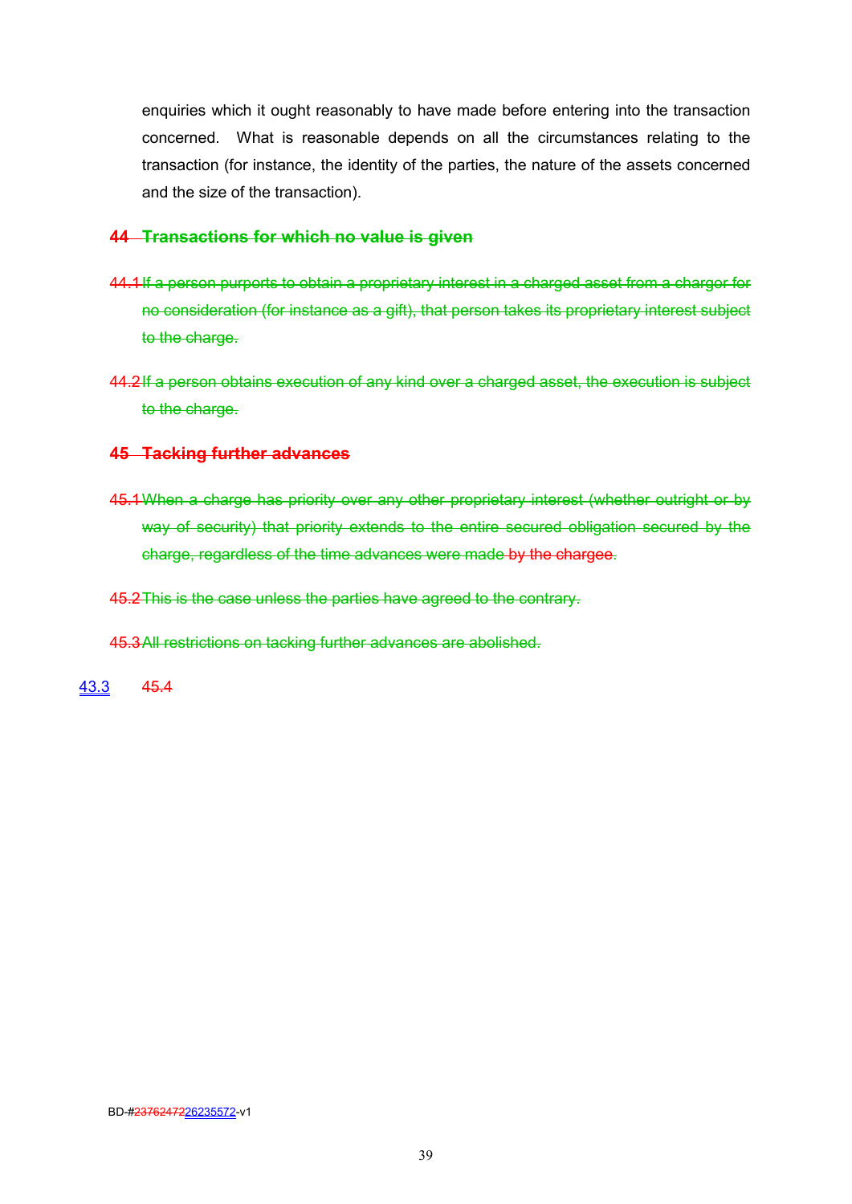enquiries which it ought reasonably to have made before entering into the transaction concerned. What is reasonable depends on all the circumstances relating to the transaction (for instance, the identity of the parties, the nature of the assets concerned and the size of the transaction).

## ~~44 Transactions for which no value is given~~

~~44.1 If a person purports to obtain a proprietary interest in a charged asset from a chargor for no consideration (for instance as a gift), that person takes its proprietary interest subject to the charge.~~

~~44.2 If a person obtains execution of any kind over a charged asset, the execution is subject to the charge.~~

## ~~45 Tacking further advances~~

~~45.1 When a charge has priority over any other proprietary interest (whether outright or by way of security) that priority extends to the entire secured obligation secured by the charge, regardless of the time advances were made by the chargee.~~

~~45.2 This is the case unless the parties have agreed to the contrary.~~

~~45.3 All restrictions on tacking further advances are abolished.~~

43.3 ~~45.4~~

BD-#~~23762472~~26235572-v1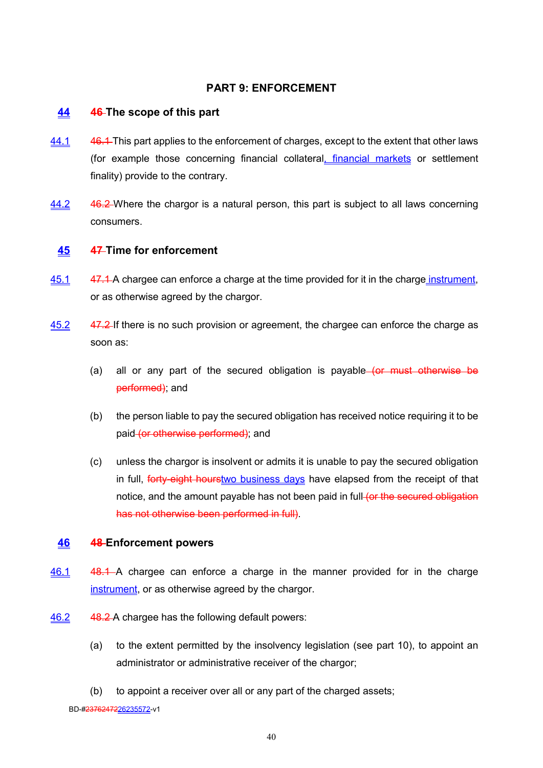## PART 9: ENFORCEMENT

### 44 46 The scope of this part

44.1 46.1 This part applies to the enforcement of charges, except to the extent that other laws (for example those concerning financial collateral, financial markets or settlement finality) provide to the contrary.

44.2 46.2 Where the chargor is a natural person, this part is subject to all laws concerning consumers.

### 45 47 Time for enforcement

45.1 47.1 A chargee can enforce a charge at the time provided for it in the charge instrument, or as otherwise agreed by the chargor.

45.2 47.2 If there is no such provision or agreement, the chargee can enforce the charge as soon as:

(a) all or any part of the secured obligation is payable (or must otherwise be performed); and

(b) the person liable to pay the secured obligation has received notice requiring it to be paid (or otherwise performed); and

(c) unless the chargor is insolvent or admits it is unable to pay the secured obligation in full, forty-eight hourstwo business days have elapsed from the receipt of that notice, and the amount payable has not been paid in full (or the secured obligation has not otherwise been performed in full).

### 46 48 Enforcement powers

46.1 48.1 A chargee can enforce a charge in the manner provided for in the charge instrument, or as otherwise agreed by the chargor.

46.2 48.2 A chargee has the following default powers:

(a) to the extent permitted by the insolvency legislation (see part 10), to appoint an administrator or administrative receiver of the chargor;

(b) to appoint a receiver over all or any part of the charged assets;

BD-#2376247226235572-v1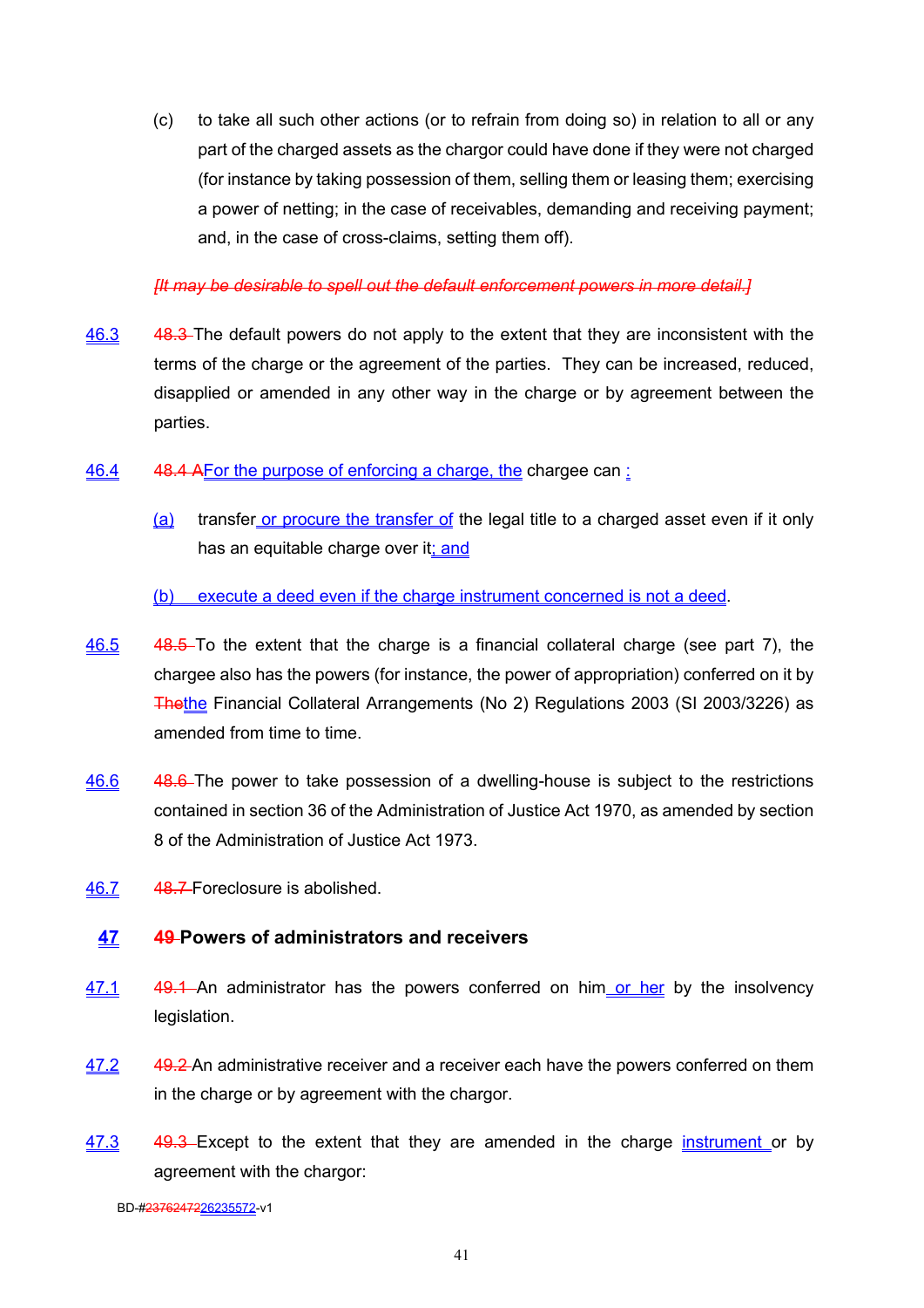(c) to take all such other actions (or to refrain from doing so) in relation to all or any part of the charged assets as the chargor could have done if they were not charged (for instance by taking possession of them, selling them or leasing them; exercising a power of netting; in the case of receivables, demanding and receiving payment; and, in the case of cross-claims, setting them off).

~~*[It may be desirable to spell out the default enforcement powers in more detail.]*~~

46.3 ~~48.3~~ The default powers do not apply to the extent that they are inconsistent with the terms of the charge or the agreement of the parties. They can be increased, reduced, disapplied or amended in any other way in the charge or by agreement between the parties.

46.4 ~~48.4 A~~For the purpose of enforcing a charge, the chargee can :

(a) transfer or procure the transfer of the legal title to a charged asset even if it only has an equitable charge over it; and

(b) execute a deed even if the charge instrument concerned is not a deed.

46.5 ~~48.5~~ To the extent that the charge is a financial collateral charge (see part 7), the chargee also has the powers (for instance, the power of appropriation) conferred on it by ~~The~~the Financial Collateral Arrangements (No 2) Regulations 2003 (SI 2003/3226) as amended from time to time.

46.6 ~~48.6~~ The power to take possession of a dwelling-house is subject to the restrictions contained in section 36 of the Administration of Justice Act 1970, as amended by section 8 of the Administration of Justice Act 1973.

46.7 ~~48.7~~ Foreclosure is abolished.

## 47 ~~49~~ Powers of administrators and receivers

47.1 ~~49.1~~ An administrator has the powers conferred on him or her by the insolvency legislation.

47.2 ~~49.2~~ An administrative receiver and a receiver each have the powers conferred on them in the charge or by agreement with the chargor.

47.3 ~~49.3~~ Except to the extent that they are amended in the charge instrument or by agreement with the chargor:

BD-#~~23762472~~26235572-v1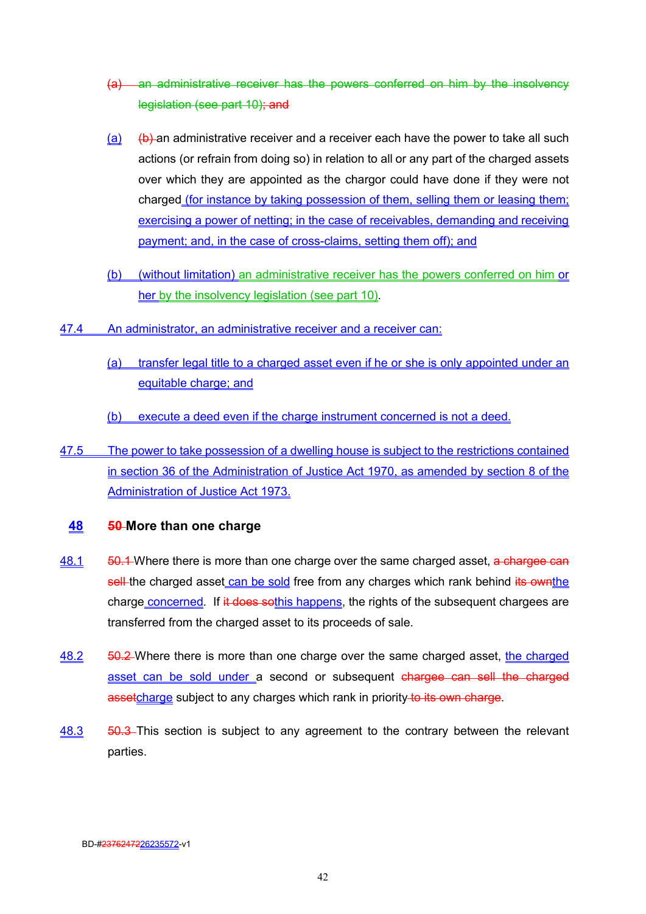(a) an administrative receiver has the powers conferred on him by the insolvency legislation (see part 10); and

(a) (b) an administrative receiver and a receiver each have the power to take all such actions (or refrain from doing so) in relation to all or any part of the charged assets over which they are appointed as the chargor could have done if they were not charged (for instance by taking possession of them, selling them or leasing them; exercising a power of netting; in the case of receivables, demanding and receiving payment; and, in the case of cross-claims, setting them off); and

(b) (without limitation) an administrative receiver has the powers conferred on him or her by the insolvency legislation (see part 10).

47.4 An administrator, an administrative receiver and a receiver can:

(a) transfer legal title to a charged asset even if he or she is only appointed under an equitable charge; and

(b) execute a deed even if the charge instrument concerned is not a deed.

47.5 The power to take possession of a dwelling house is subject to the restrictions contained in section 36 of the Administration of Justice Act 1970, as amended by section 8 of the Administration of Justice Act 1973.

## 48 50 More than one charge

48.1 50.1 Where there is more than one charge over the same charged asset, a chargee can sell the charged asset can be sold free from any charges which rank behind its ownthe charge concerned. If it does sothis happens, the rights of the subsequent chargees are transferred from the charged asset to its proceeds of sale.

48.2 50.2 Where there is more than one charge over the same charged asset, the charged asset can be sold under a second or subsequent chargee can sell the charged assetcharge subject to any charges which rank in priority to its own charge.

48.3 50.3 This section is subject to any agreement to the contrary between the relevant parties.

BD-#2376247226235572-v1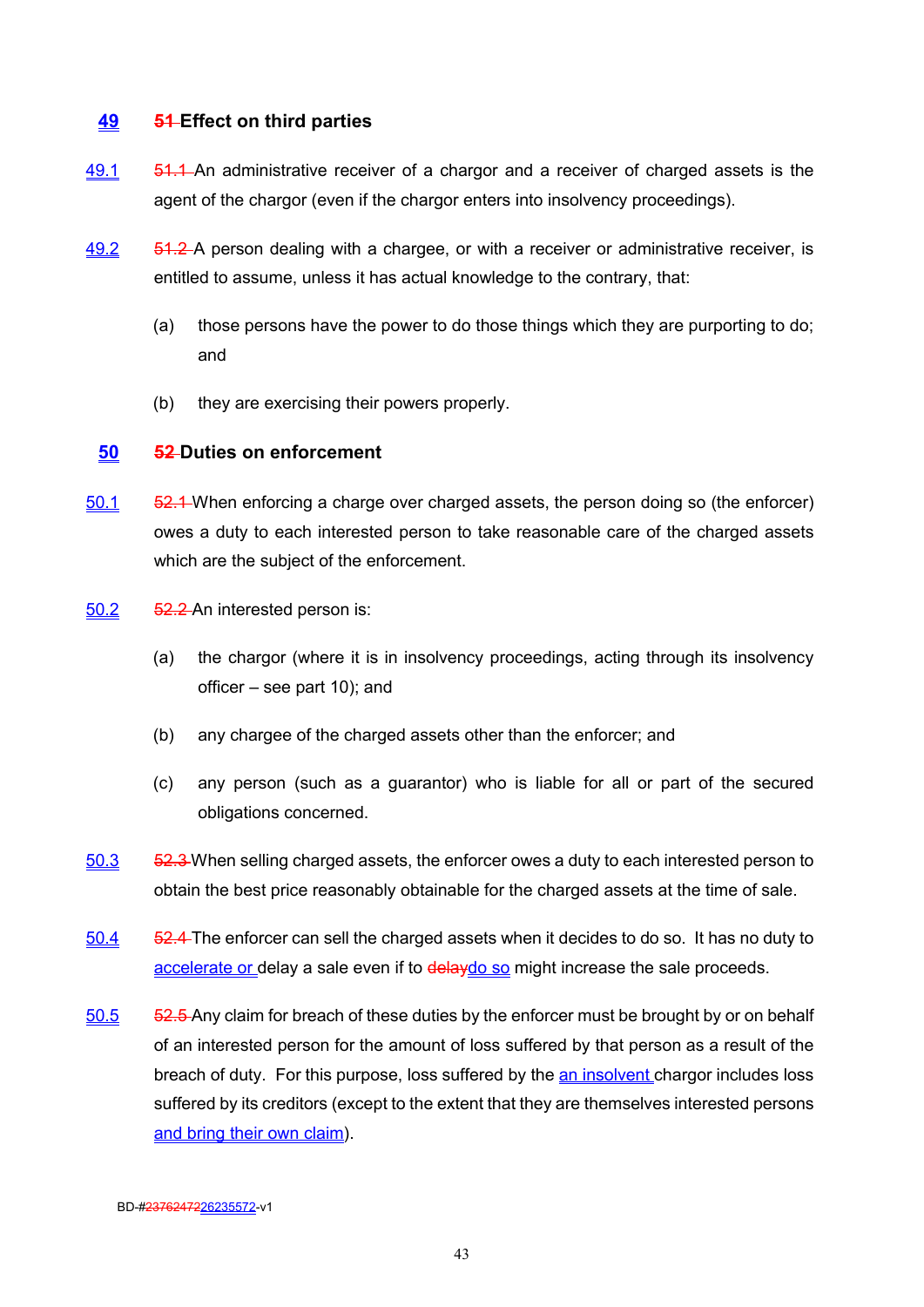## 49 ~~51~~ Effect on third parties

49.1 ~~51.1~~ An administrative receiver of a chargor and a receiver of charged assets is the agent of the chargor (even if the chargor enters into insolvency proceedings).

49.2 ~~51.2~~ A person dealing with a chargee, or with a receiver or administrative receiver, is entitled to assume, unless it has actual knowledge to the contrary, that:

(a) those persons have the power to do those things which they are purporting to do; and

(b) they are exercising their powers properly.

## 50 ~~52~~ Duties on enforcement

50.1 ~~52.1~~ When enforcing a charge over charged assets, the person doing so (the enforcer) owes a duty to each interested person to take reasonable care of the charged assets which are the subject of the enforcement.

50.2 ~~52.2~~ An interested person is:

(a) the chargor (where it is in insolvency proceedings, acting through its insolvency officer – see part 10); and

(b) any chargee of the charged assets other than the enforcer; and

(c) any person (such as a guarantor) who is liable for all or part of the secured obligations concerned.

50.3 ~~52.3~~ When selling charged assets, the enforcer owes a duty to each interested person to obtain the best price reasonably obtainable for the charged assets at the time of sale.

50.4 ~~52.4~~ The enforcer can sell the charged assets when it decides to do so. It has no duty to accelerate or delay a sale even if to ~~delay~~do so might increase the sale proceeds.

50.5 ~~52.5~~ Any claim for breach of these duties by the enforcer must be brought by or on behalf of an interested person for the amount of loss suffered by that person as a result of the breach of duty. For this purpose, loss suffered by the an insolvent chargor includes loss suffered by its creditors (except to the extent that they are themselves interested persons and bring their own claim).

BD-#~~23762472~~26235572-v1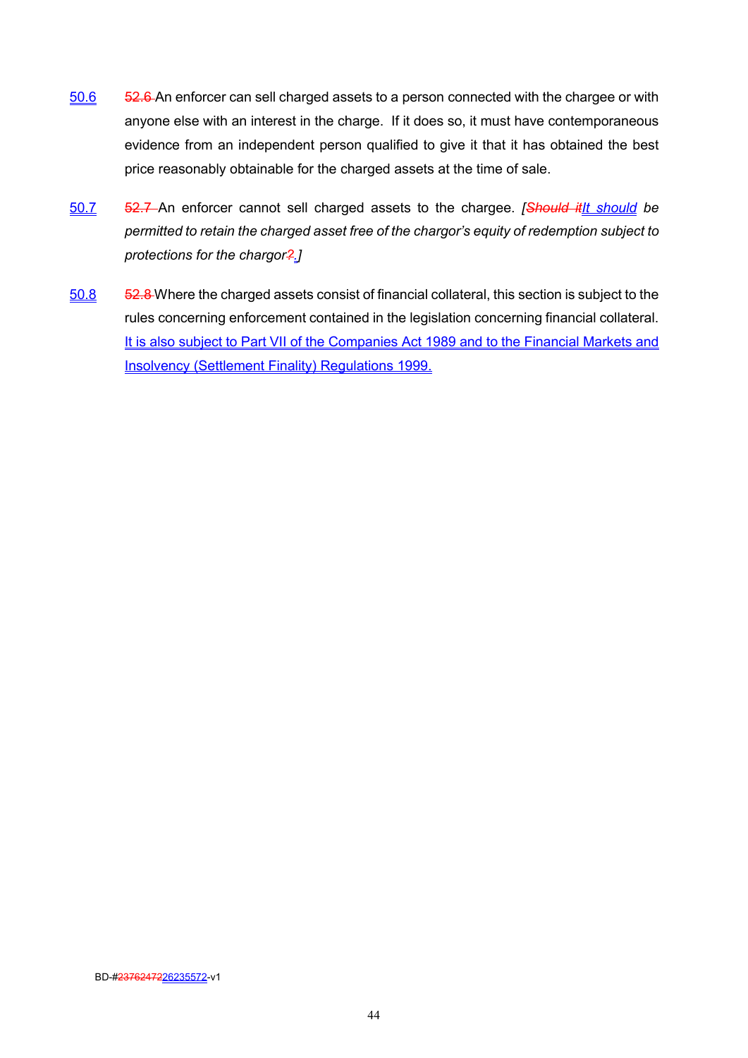50.6 ~~52.6~~ An enforcer can sell charged assets to a person connected with the chargee or with anyone else with an interest in the charge. If it does so, it must have contemporaneous evidence from an independent person qualified to give it that it has obtained the best price reasonably obtainable for the charged assets at the time of sale.

50.7 ~~52.7~~ An enforcer cannot sell charged assets to the chargee. *[~~Should it~~It should be permitted to retain the charged asset free of the chargor's equity of redemption subject to protections for the chargor~~?~~.]*

50.8 ~~52.8~~ Where the charged assets consist of financial collateral, this section is subject to the rules concerning enforcement contained in the legislation concerning financial collateral. It is also subject to Part VII of the Companies Act 1989 and to the Financial Markets and Insolvency (Settlement Finality) Regulations 1999.

BD-#~~23762472~~26235572-v1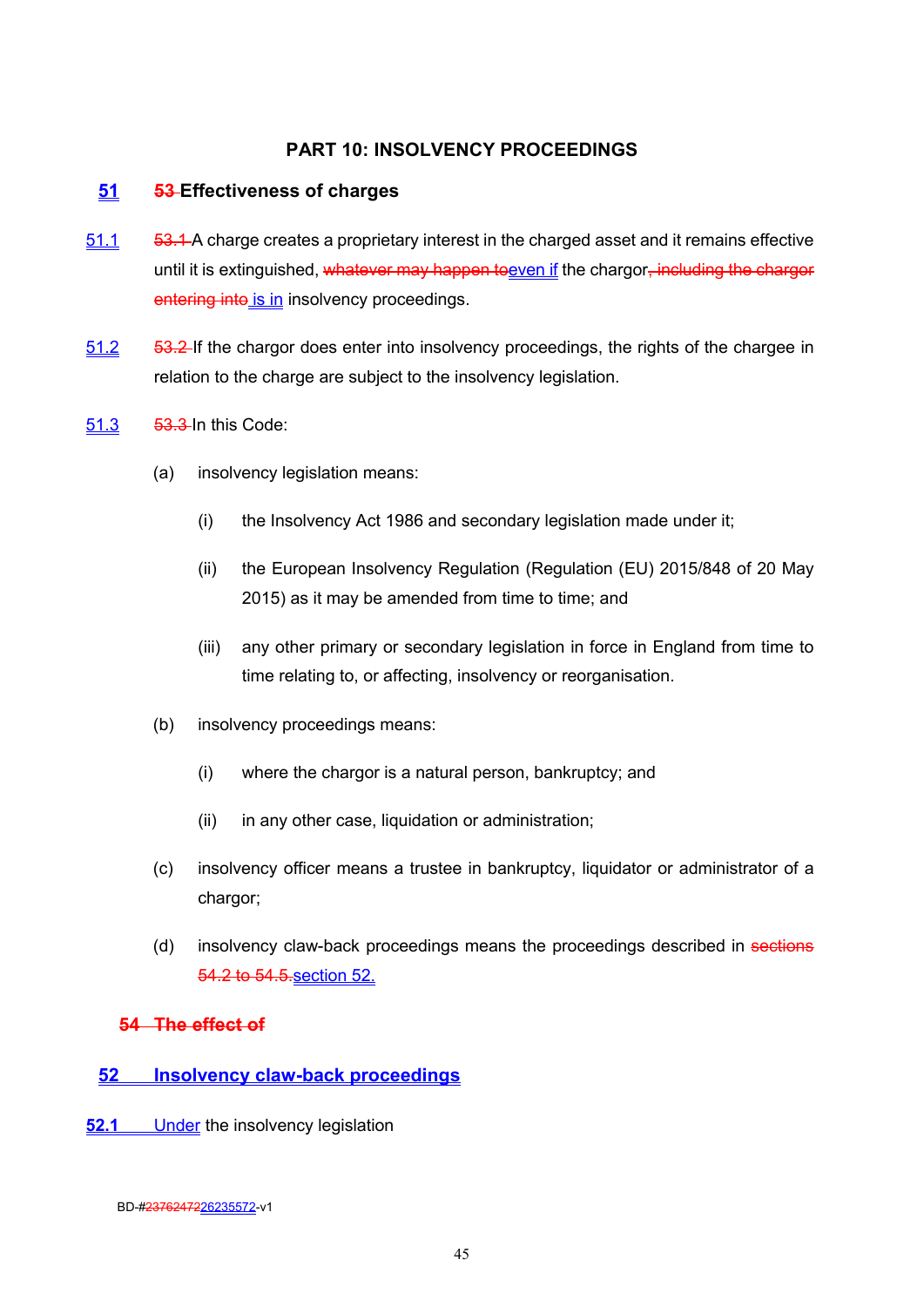## PART 10: INSOLVENCY PROCEEDINGS

### ~~53~~ 51 Effectiveness of charges

~~53.1~~ 51.1 A charge creates a proprietary interest in the charged asset and it remains effective until it is extinguished, ~~whatever may happen to~~ even if the chargor~~, including the chargor entering into~~ is in insolvency proceedings.

~~53.2~~ 51.2 If the chargor does enter into insolvency proceedings, the rights of the chargee in relation to the charge are subject to the insolvency legislation.

~~53.3~~ 51.3 In this Code:

(a) insolvency legislation means:

(i) the Insolvency Act 1986 and secondary legislation made under it;

(ii) the European Insolvency Regulation (Regulation (EU) 2015/848 of 20 May 2015) as it may be amended from time to time; and

(iii) any other primary or secondary legislation in force in England from time to time relating to, or affecting, insolvency or reorganisation.

(b) insolvency proceedings means:

(i) where the chargor is a natural person, bankruptcy; and

(ii) in any other case, liquidation or administration;

(c) insolvency officer means a trustee in bankruptcy, liquidator or administrator of a chargor;

(d) insolvency claw-back proceedings means the proceedings described in ~~sections 54.2 to 54.5.~~ section 52.

### ~~54 The effect of~~

### 52 Insolvency claw-back proceedings

**52.1** Under the insolvency legislation

BD-#~~23762472~~26235572-v1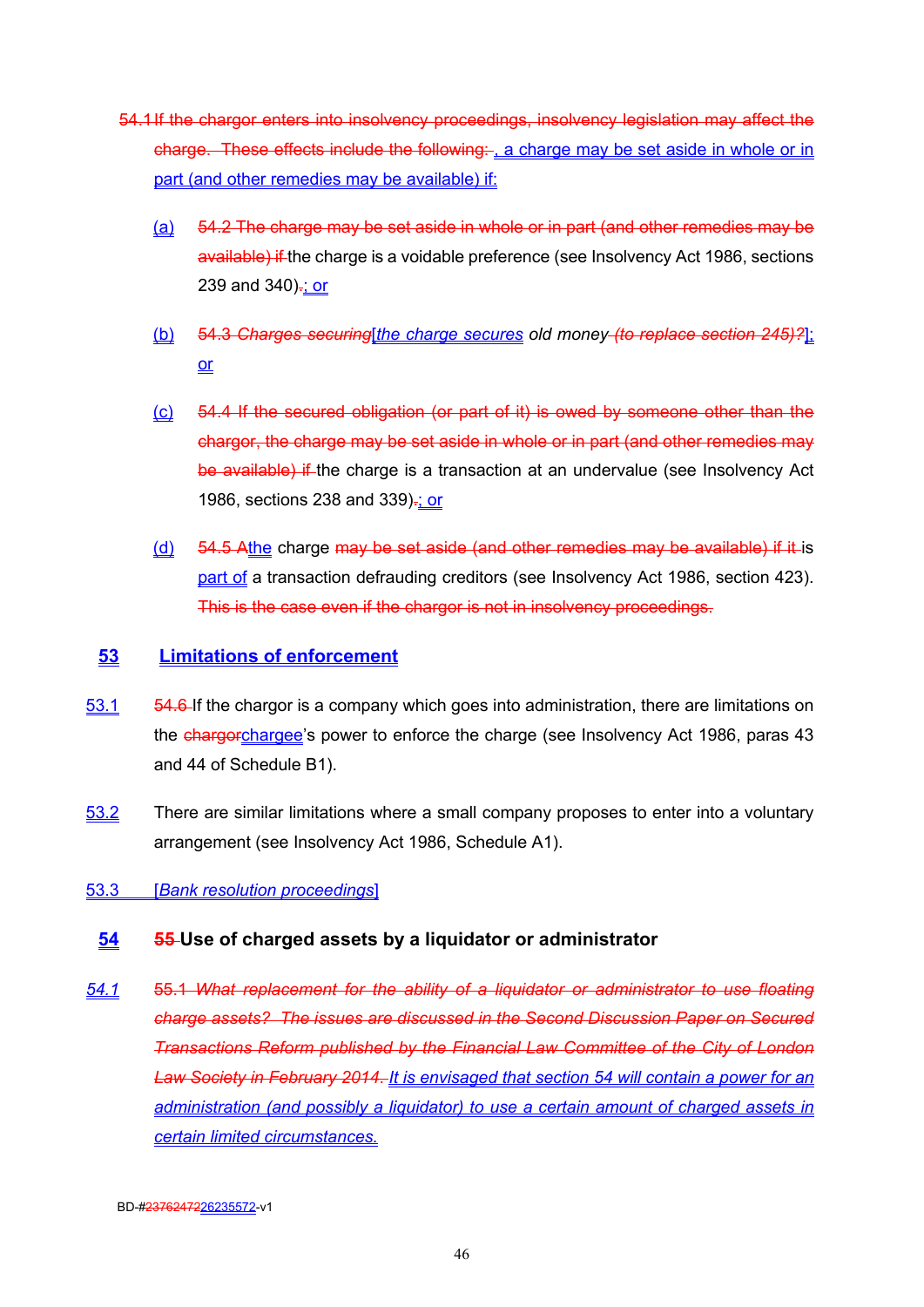54.1 If the chargor enters into insolvency proceedings, insolvency legislation may affect the charge. These effects include the following: , a charge may be set aside in whole or in part (and other remedies may be available) if:

(a) 54.2 The charge may be set aside in whole or in part (and other remedies may be available) if the charge is a voidable preference (see Insolvency Act 1986, sections 239 and 340).; or

(b) 54.3 *Charges securing*[*the charge secures* *old money (to replace section 245)?*]; or

(c) 54.4 If the secured obligation (or part of it) is owed by someone other than the chargor, the charge may be set aside in whole or in part (and other remedies may be available) if the charge is a transaction at an undervalue (see Insolvency Act 1986, sections 238 and 339).; or

(d) 54.5 Athe charge may be set aside (and other remedies may be available) if it is part of a transaction defrauding creditors (see Insolvency Act 1986, section 423). This is the case even if the chargor is not in insolvency proceedings.

## 53 Limitations of enforcement

53.1 54.6 If the chargor is a company which goes into administration, there are limitations on the chargorchargee's power to enforce the charge (see Insolvency Act 1986, paras 43 and 44 of Schedule B1).

53.2 There are similar limitations where a small company proposes to enter into a voluntary arrangement (see Insolvency Act 1986, Schedule A1).

53.3 [*Bank resolution proceedings*]

## 54 55 Use of charged assets by a liquidator or administrator

*54.1* 55.1 *What replacement for the ability of a liquidator or administrator to use floating charge assets? The issues are discussed in the Second Discussion Paper on Secured Transactions Reform published by the Financial Law Committee of the City of London Law Society in February 2014. It is envisaged that section 54 will contain a power for an administration (and possibly a liquidator) to use a certain amount of charged assets in certain limited circumstances.*

BD-#2376247226235572-v1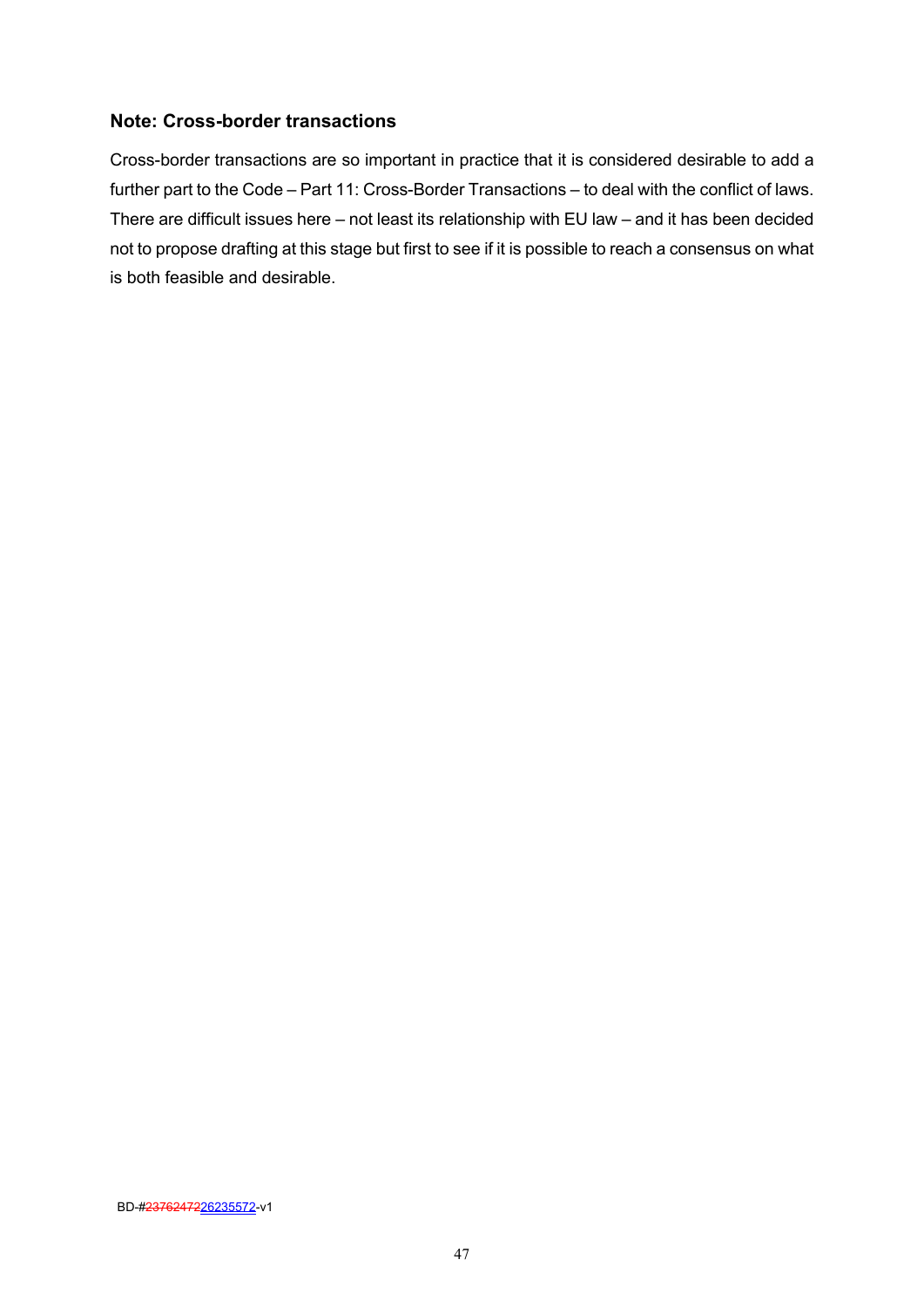### Note: Cross-border transactions

Cross-border transactions are so important in practice that it is considered desirable to add a further part to the Code – Part 11: Cross-Border Transactions – to deal with the conflict of laws. There are difficult issues here – not least its relationship with EU law – and it has been decided not to propose drafting at this stage but first to see if it is possible to reach a consensus on what is both feasible and desirable.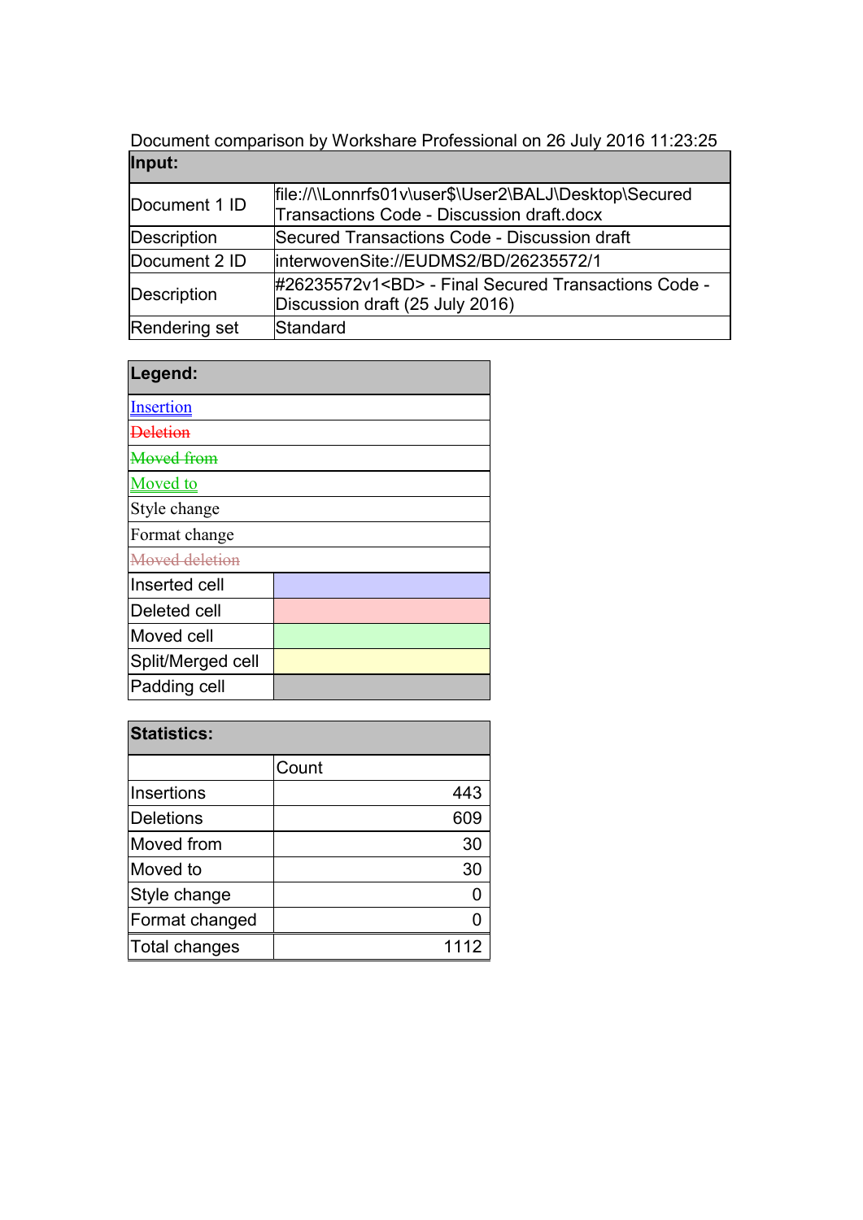Document comparison by Workshare Professional on 26 July 2016 11:23:25

| **Input:** | |
|---|---|
| Document 1 ID | file://\\Lonnrfs01v\user$\User2\BALJ\Desktop\Secured Transactions Code - Discussion draft.docx |
| Description | Secured Transactions Code - Discussion draft |
| Document 2 ID | interwovenSite://EUDMS2/BD/26235572/1 |
| Description | #26235572v1<BD> - Final Secured Transactions Code - Discussion draft (25 July 2016) |
| Rendering set | Standard |

| **Legend:** | |
|---|---|
| Insertion | |
| ~~Deletion~~ | |
| ~~Moved from~~ | |
| Moved to | |
| Style change | |
| Format change | |
| ~~Moved deletion~~ | |
| Inserted cell | |
| Deleted cell | |
| Moved cell | |
| Split/Merged cell | |
| Padding cell | |

| **Statistics:** | |
|---|---|
| | Count |
| Insertions | 443 |
| Deletions | 609 |
| Moved from | 30 |
| Moved to | 30 |
| Style change | 0 |
| Format changed | 0 |
| Total changes | 1112 |